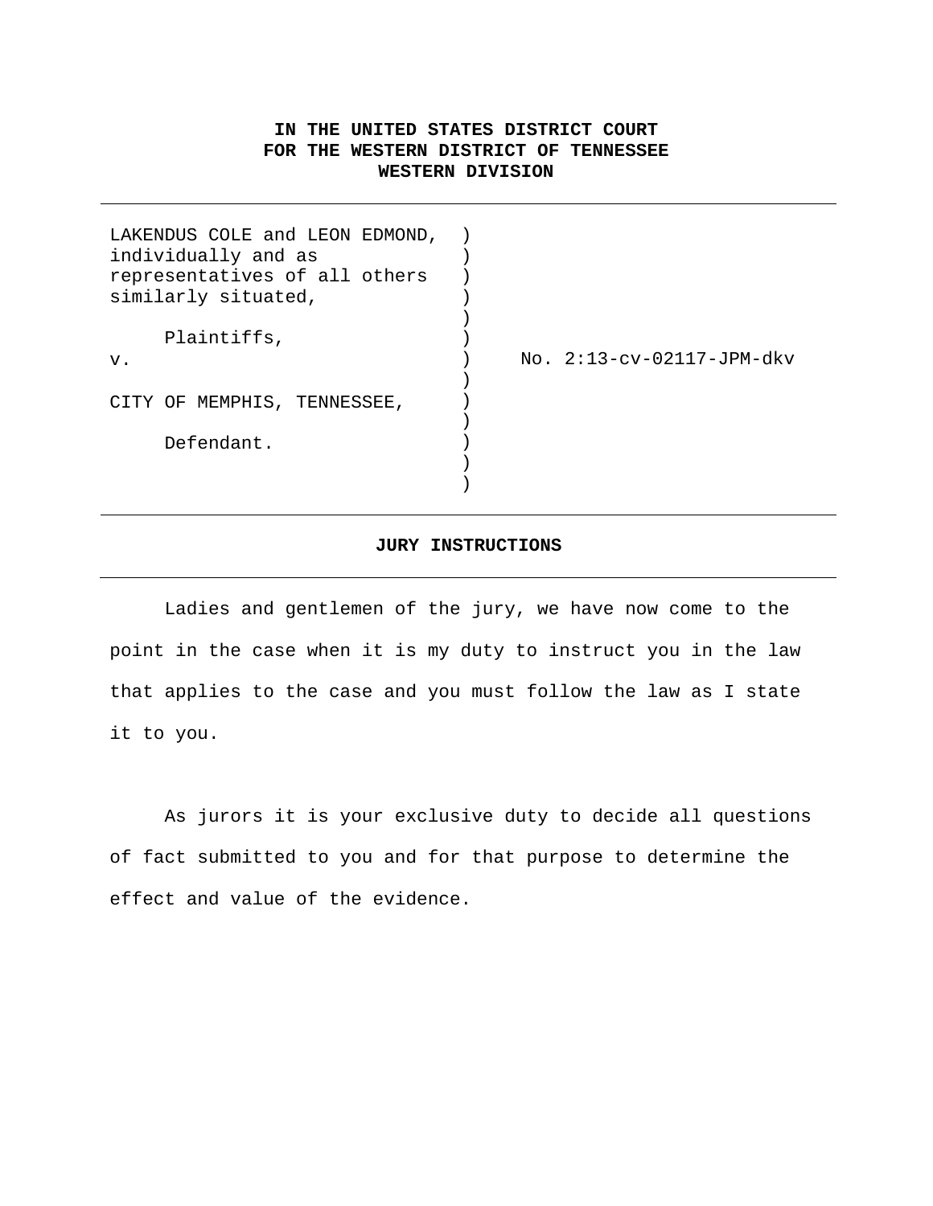**IN THE UNITED STATES DISTRICT COURT**
**FOR THE WESTERN DISTRICT OF TENNESSEE**
**WESTERN DIVISION**

---

| | | |
|---|---|---|
| LAKENDUS COLE and LEON EDMOND, individually and as representatives of all others similarly situated, | ) | |
| Plaintiffs, | ) | |
| v. | ) | No. 2:13-cv-02117-JPM-dkv |
| CITY OF MEMPHIS, TENNESSEE, | ) | |
| Defendant. | ) | |

---

**JURY INSTRUCTIONS**

---

Ladies and gentlemen of the jury, we have now come to the point in the case when it is my duty to instruct you in the law that applies to the case and you must follow the law as I state it to you.

As jurors it is your exclusive duty to decide all questions of fact submitted to you and for that purpose to determine the effect and value of the evidence.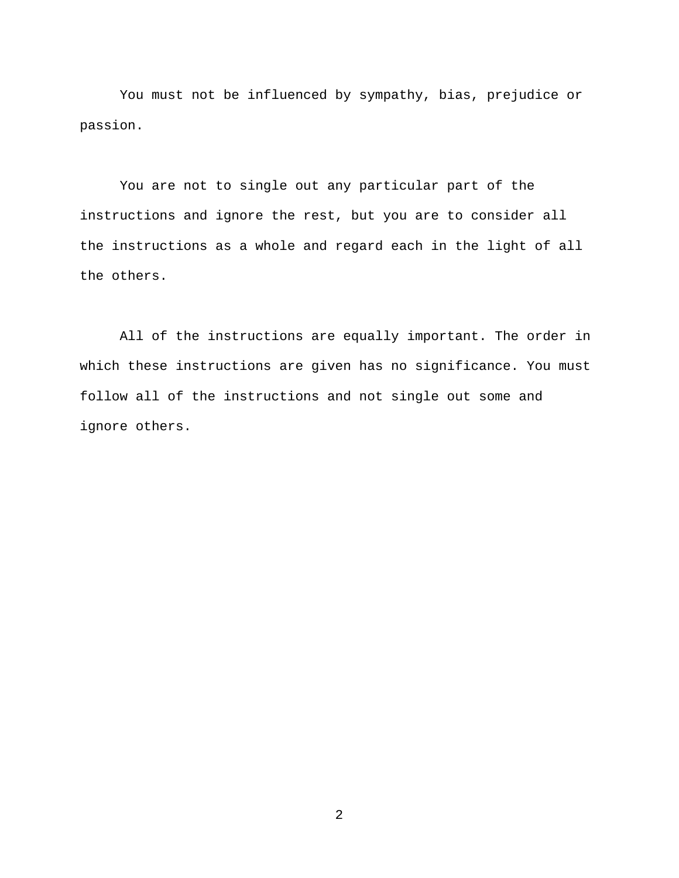You must not be influenced by sympathy, bias, prejudice or passion.

You are not to single out any particular part of the instructions and ignore the rest, but you are to consider all the instructions as a whole and regard each in the light of all the others.

All of the instructions are equally important. The order in which these instructions are given has no significance. You must follow all of the instructions and not single out some and ignore others.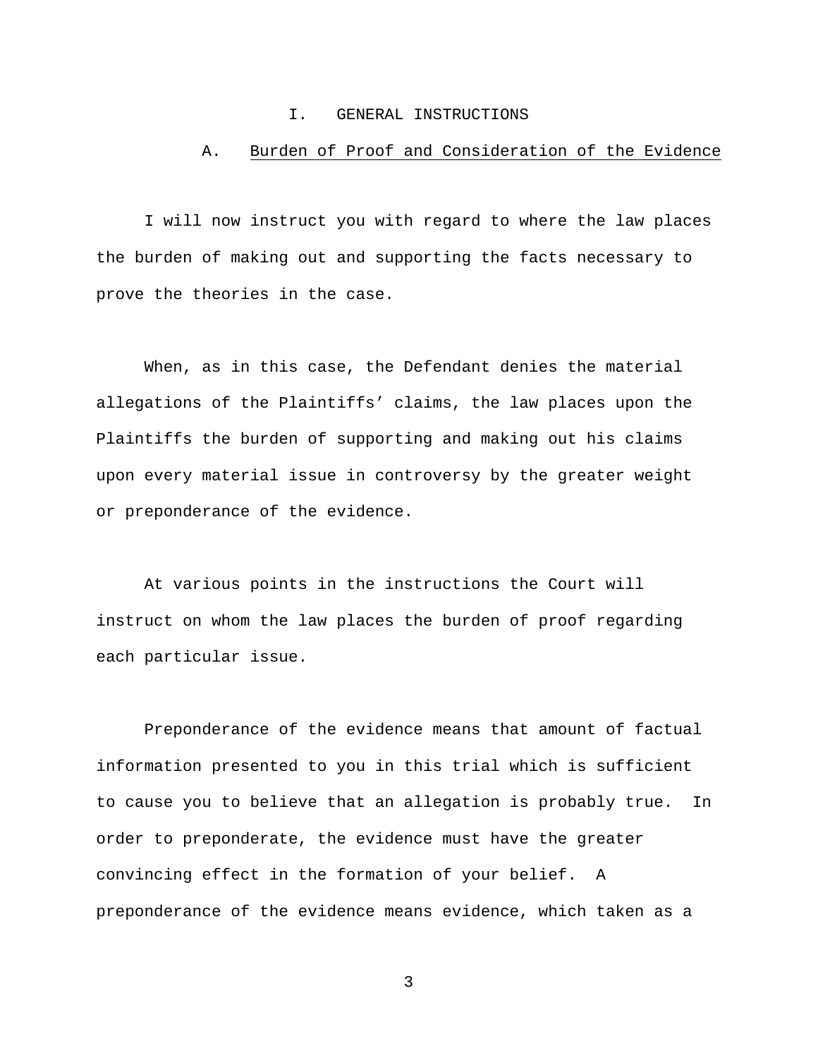# I. GENERAL INSTRUCTIONS

## A. Burden of Proof and Consideration of the Evidence

I will now instruct you with regard to where the law places the burden of making out and supporting the facts necessary to prove the theories in the case.

When, as in this case, the Defendant denies the material allegations of the Plaintiffs' claims, the law places upon the Plaintiffs the burden of supporting and making out his claims upon every material issue in controversy by the greater weight or preponderance of the evidence.

At various points in the instructions the Court will instruct on whom the law places the burden of proof regarding each particular issue.

Preponderance of the evidence means that amount of factual information presented to you in this trial which is sufficient to cause you to believe that an allegation is probably true. In order to preponderate, the evidence must have the greater convincing effect in the formation of your belief. A preponderance of the evidence means evidence, which taken as a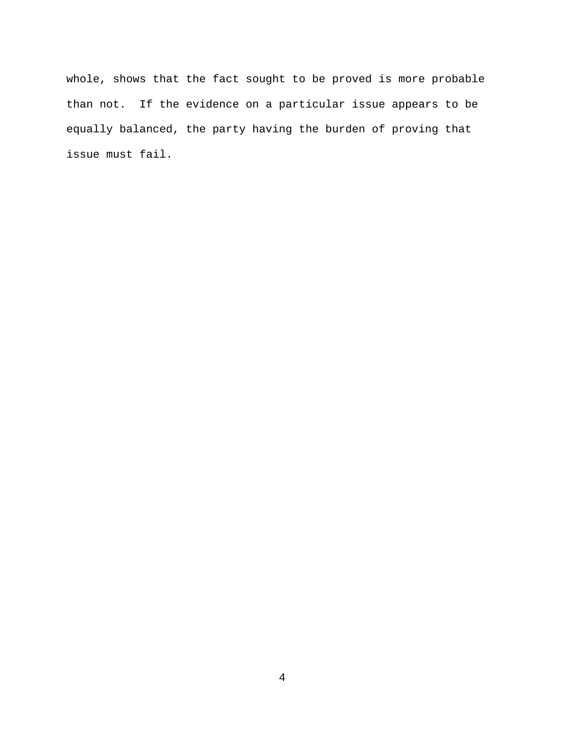whole, shows that the fact sought to be proved is more probable than not. If the evidence on a particular issue appears to be equally balanced, the party having the burden of proving that issue must fail.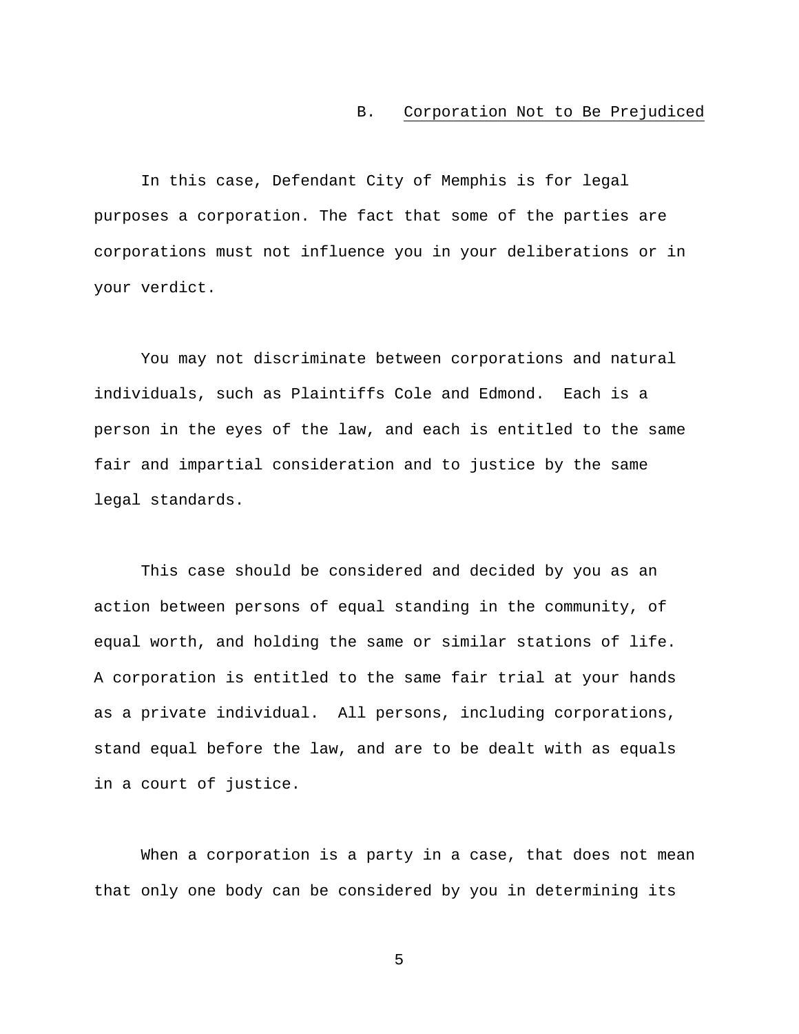### B. Corporation Not to Be Prejudiced

In this case, Defendant City of Memphis is for legal purposes a corporation. The fact that some of the parties are corporations must not influence you in your deliberations or in your verdict.

You may not discriminate between corporations and natural individuals, such as Plaintiffs Cole and Edmond. Each is a person in the eyes of the law, and each is entitled to the same fair and impartial consideration and to justice by the same legal standards.

This case should be considered and decided by you as an action between persons of equal standing in the community, of equal worth, and holding the same or similar stations of life. A corporation is entitled to the same fair trial at your hands as a private individual. All persons, including corporations, stand equal before the law, and are to be dealt with as equals in a court of justice.

When a corporation is a party in a case, that does not mean that only one body can be considered by you in determining its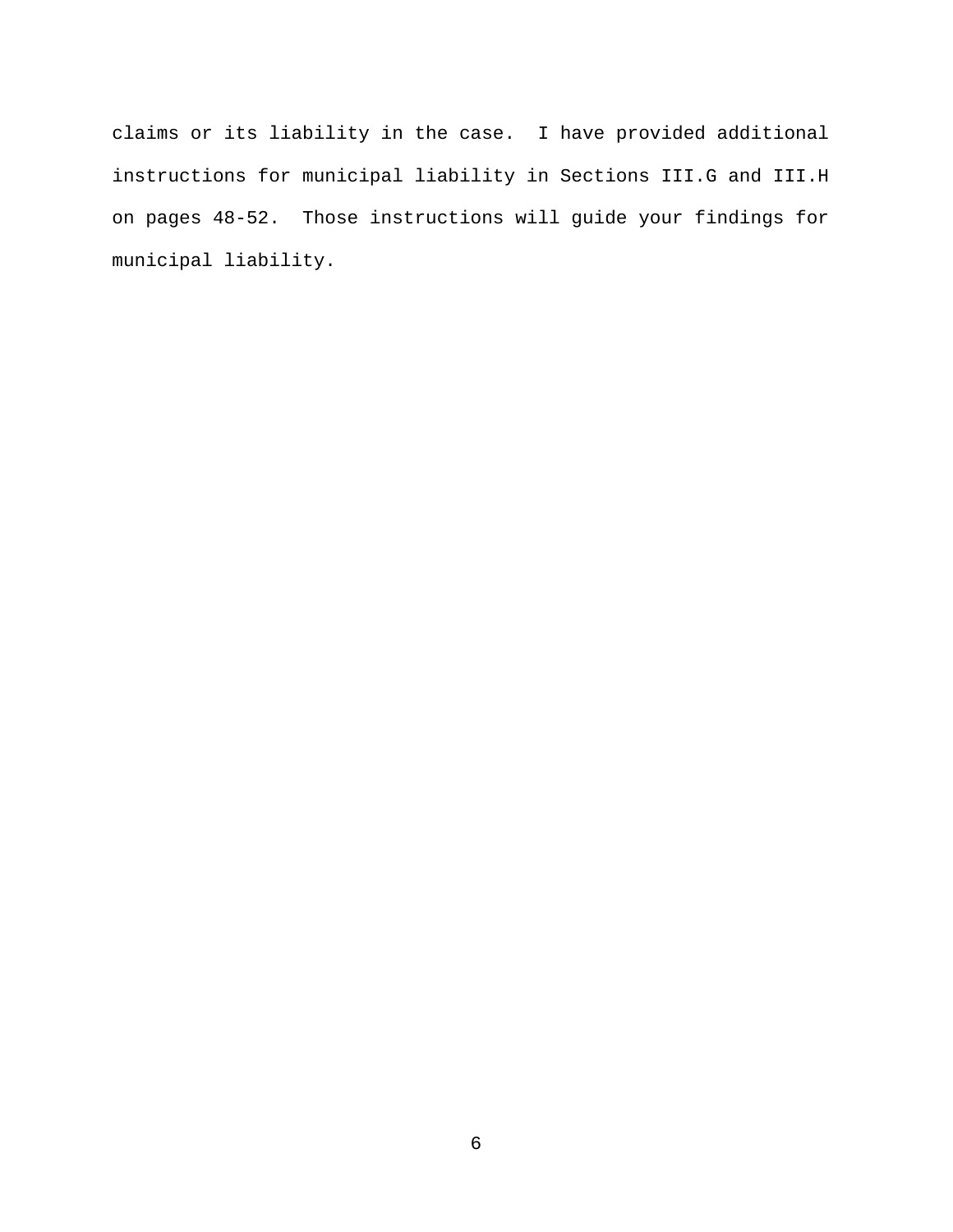claims or its liability in the case. I have provided additional instructions for municipal liability in Sections III.G and III.H on pages 48-52. Those instructions will guide your findings for municipal liability.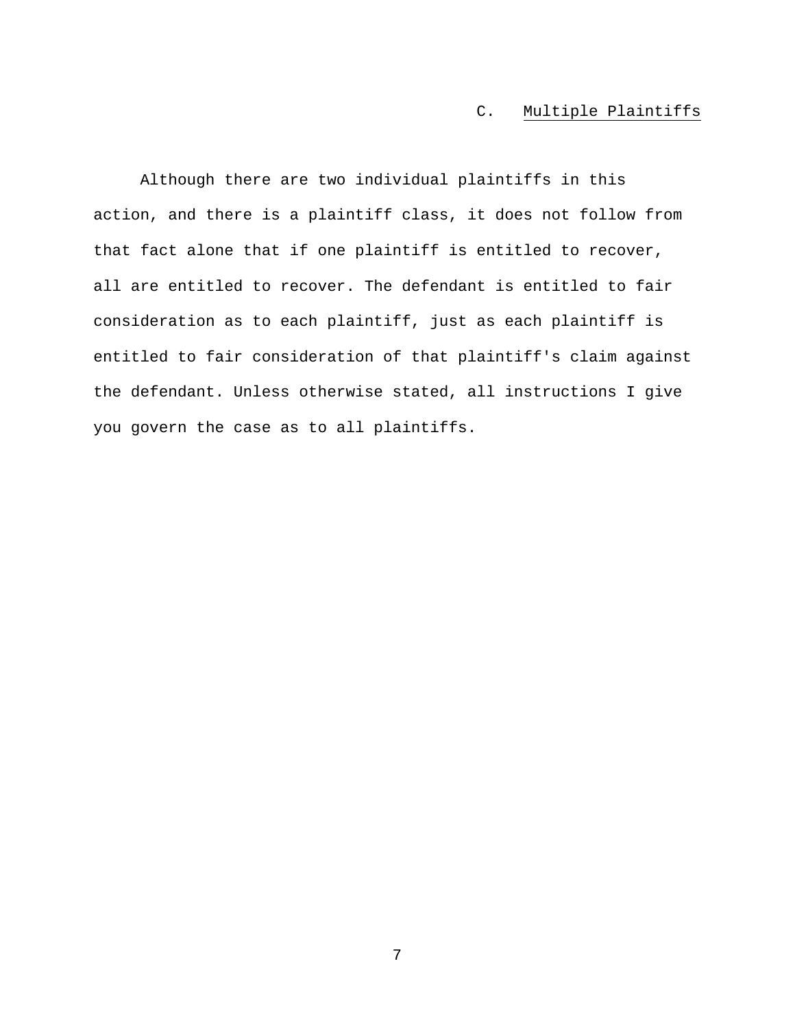### C. Multiple Plaintiffs

Although there are two individual plaintiffs in this action, and there is a plaintiff class, it does not follow from that fact alone that if one plaintiff is entitled to recover, all are entitled to recover. The defendant is entitled to fair consideration as to each plaintiff, just as each plaintiff is entitled to fair consideration of that plaintiff's claim against the defendant. Unless otherwise stated, all instructions I give you govern the case as to all plaintiffs.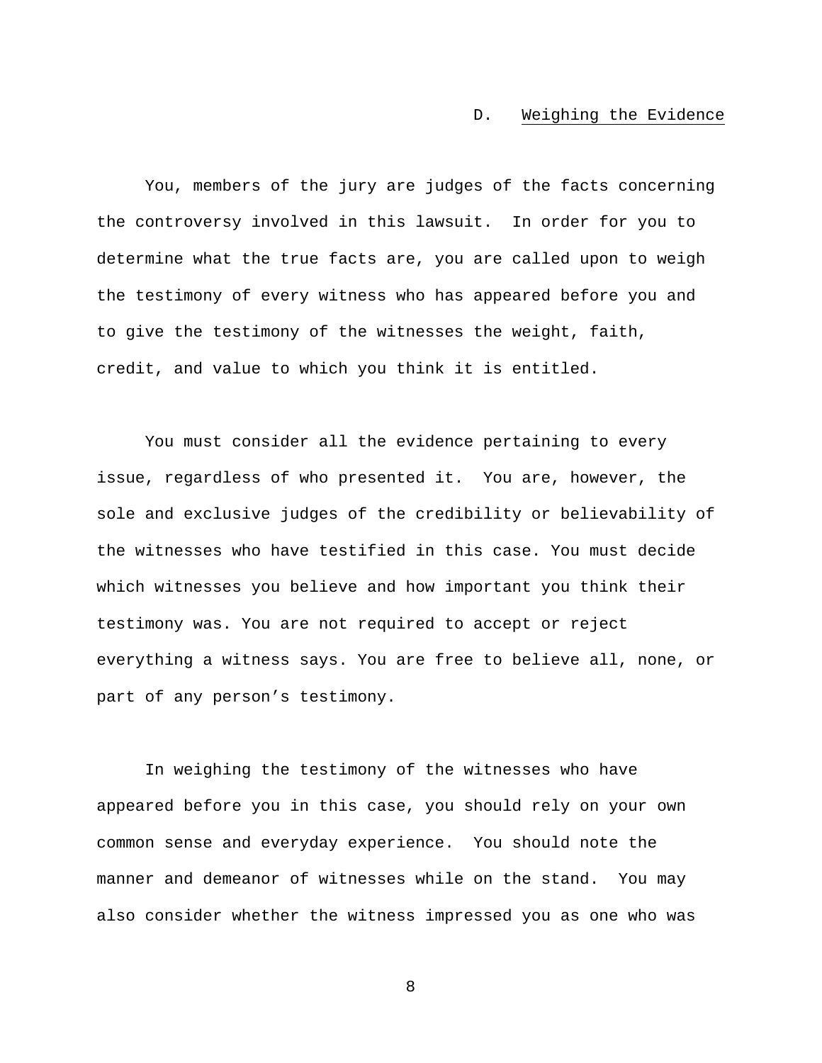## D. Weighing the Evidence

You, members of the jury are judges of the facts concerning the controversy involved in this lawsuit. In order for you to determine what the true facts are, you are called upon to weigh the testimony of every witness who has appeared before you and to give the testimony of the witnesses the weight, faith, credit, and value to which you think it is entitled.

You must consider all the evidence pertaining to every issue, regardless of who presented it. You are, however, the sole and exclusive judges of the credibility or believability of the witnesses who have testified in this case. You must decide which witnesses you believe and how important you think their testimony was. You are not required to accept or reject everything a witness says. You are free to believe all, none, or part of any person's testimony.

In weighing the testimony of the witnesses who have appeared before you in this case, you should rely on your own common sense and everyday experience. You should note the manner and demeanor of witnesses while on the stand. You may also consider whether the witness impressed you as one who was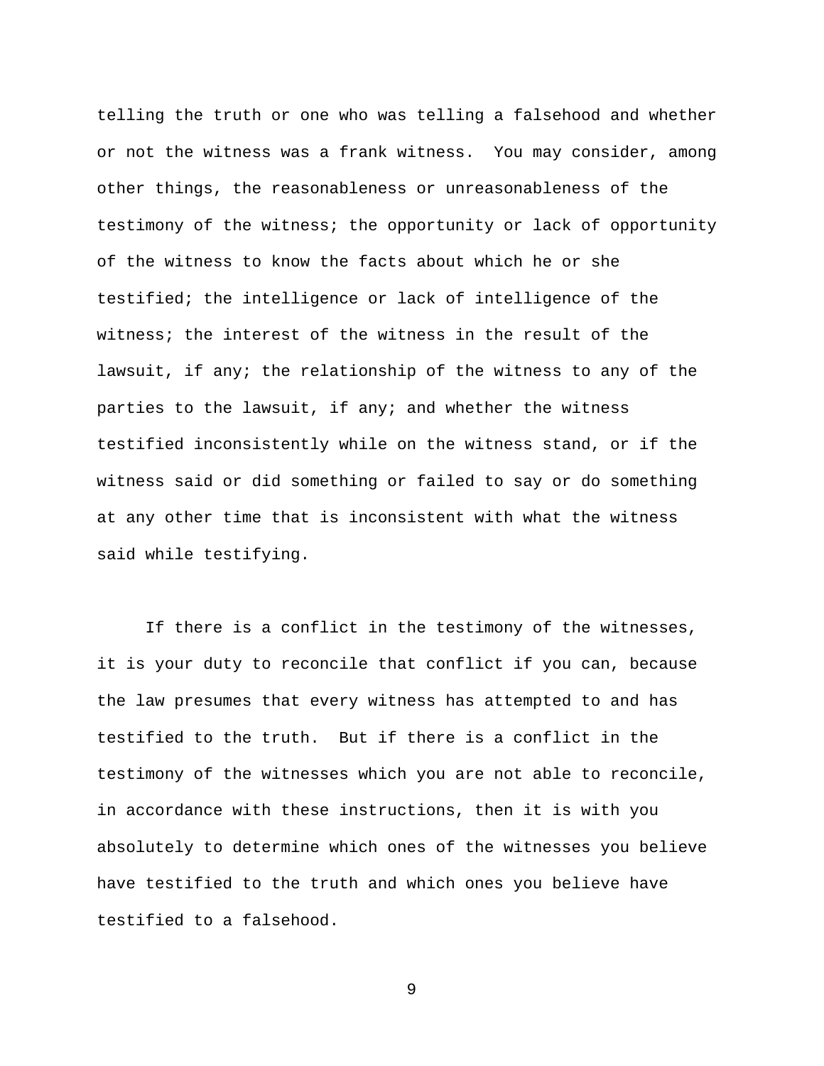telling the truth or one who was telling a falsehood and whether or not the witness was a frank witness. You may consider, among other things, the reasonableness or unreasonableness of the testimony of the witness; the opportunity or lack of opportunity of the witness to know the facts about which he or she testified; the intelligence or lack of intelligence of the witness; the interest of the witness in the result of the lawsuit, if any; the relationship of the witness to any of the parties to the lawsuit, if any; and whether the witness testified inconsistently while on the witness stand, or if the witness said or did something or failed to say or do something at any other time that is inconsistent with what the witness said while testifying.

If there is a conflict in the testimony of the witnesses, it is your duty to reconcile that conflict if you can, because the law presumes that every witness has attempted to and has testified to the truth. But if there is a conflict in the testimony of the witnesses which you are not able to reconcile, in accordance with these instructions, then it is with you absolutely to determine which ones of the witnesses you believe have testified to the truth and which ones you believe have testified to a falsehood.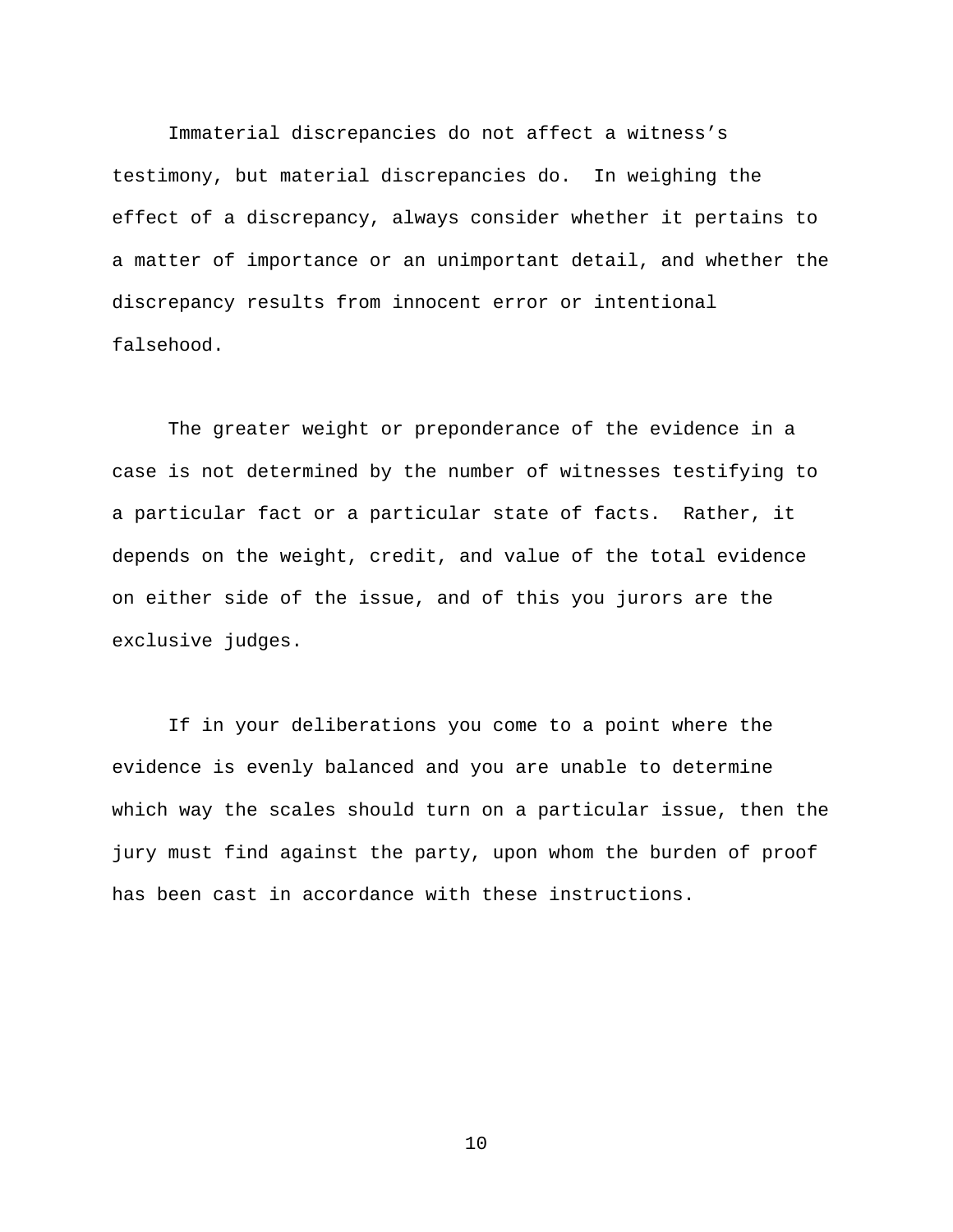Immaterial discrepancies do not affect a witness's testimony, but material discrepancies do. In weighing the effect of a discrepancy, always consider whether it pertains to a matter of importance or an unimportant detail, and whether the discrepancy results from innocent error or intentional falsehood.

The greater weight or preponderance of the evidence in a case is not determined by the number of witnesses testifying to a particular fact or a particular state of facts. Rather, it depends on the weight, credit, and value of the total evidence on either side of the issue, and of this you jurors are the exclusive judges.

If in your deliberations you come to a point where the evidence is evenly balanced and you are unable to determine which way the scales should turn on a particular issue, then the jury must find against the party, upon whom the burden of proof has been cast in accordance with these instructions.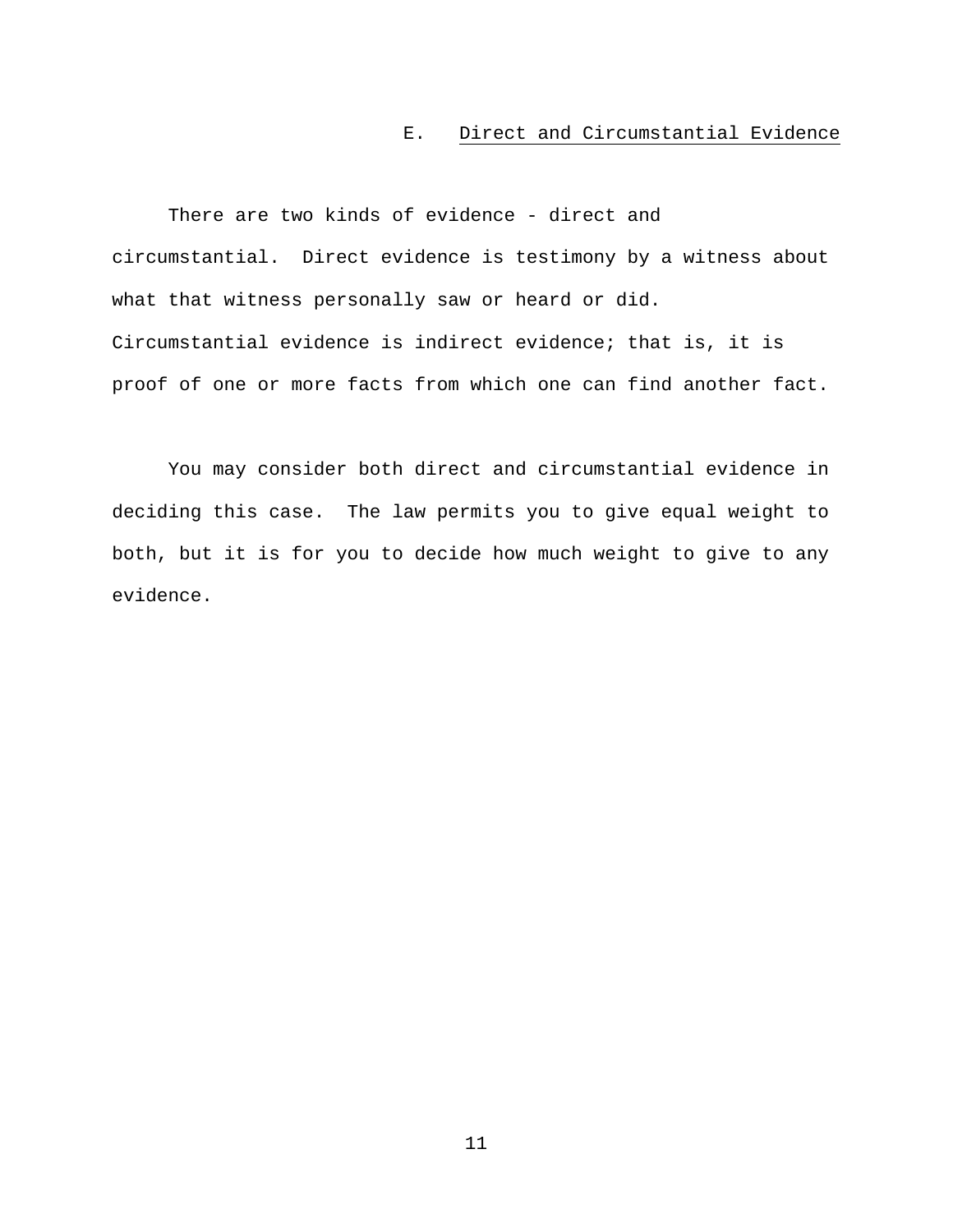### E. Direct and Circumstantial Evidence

There are two kinds of evidence - direct and circumstantial. Direct evidence is testimony by a witness about what that witness personally saw or heard or did. Circumstantial evidence is indirect evidence; that is, it is proof of one or more facts from which one can find another fact.

You may consider both direct and circumstantial evidence in deciding this case. The law permits you to give equal weight to both, but it is for you to decide how much weight to give to any evidence.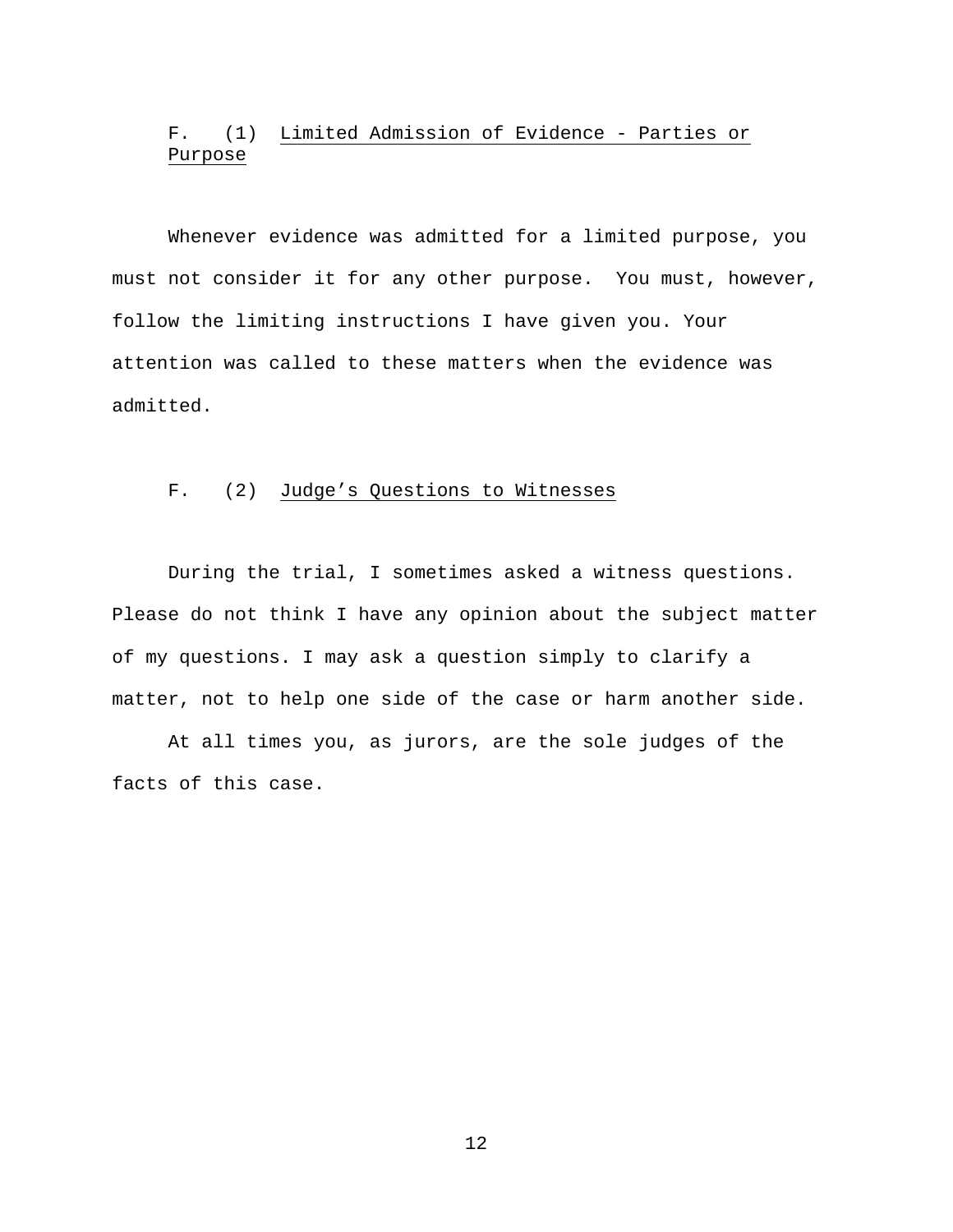### F. (1) Limited Admission of Evidence - Parties or Purpose

Whenever evidence was admitted for a limited purpose, you must not consider it for any other purpose. You must, however, follow the limiting instructions I have given you. Your attention was called to these matters when the evidence was admitted.

### F. (2) Judge's Questions to Witnesses

During the trial, I sometimes asked a witness questions. Please do not think I have any opinion about the subject matter of my questions. I may ask a question simply to clarify a matter, not to help one side of the case or harm another side.

At all times you, as jurors, are the sole judges of the facts of this case.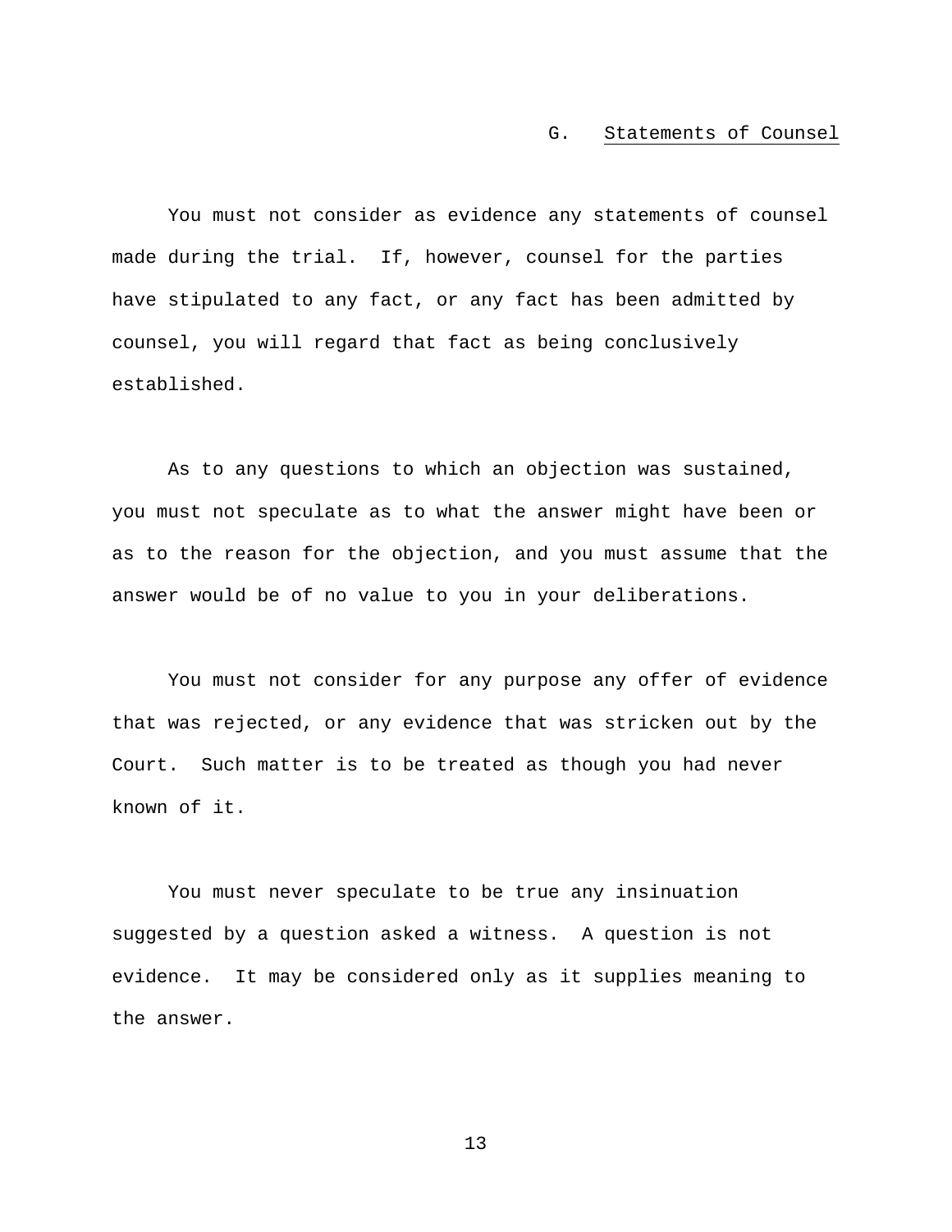## G. Statements of Counsel

You must not consider as evidence any statements of counsel made during the trial. If, however, counsel for the parties have stipulated to any fact, or any fact has been admitted by counsel, you will regard that fact as being conclusively established.

As to any questions to which an objection was sustained, you must not speculate as to what the answer might have been or as to the reason for the objection, and you must assume that the answer would be of no value to you in your deliberations.

You must not consider for any purpose any offer of evidence that was rejected, or any evidence that was stricken out by the Court. Such matter is to be treated as though you had never known of it.

You must never speculate to be true any insinuation suggested by a question asked a witness. A question is not evidence. It may be considered only as it supplies meaning to the answer.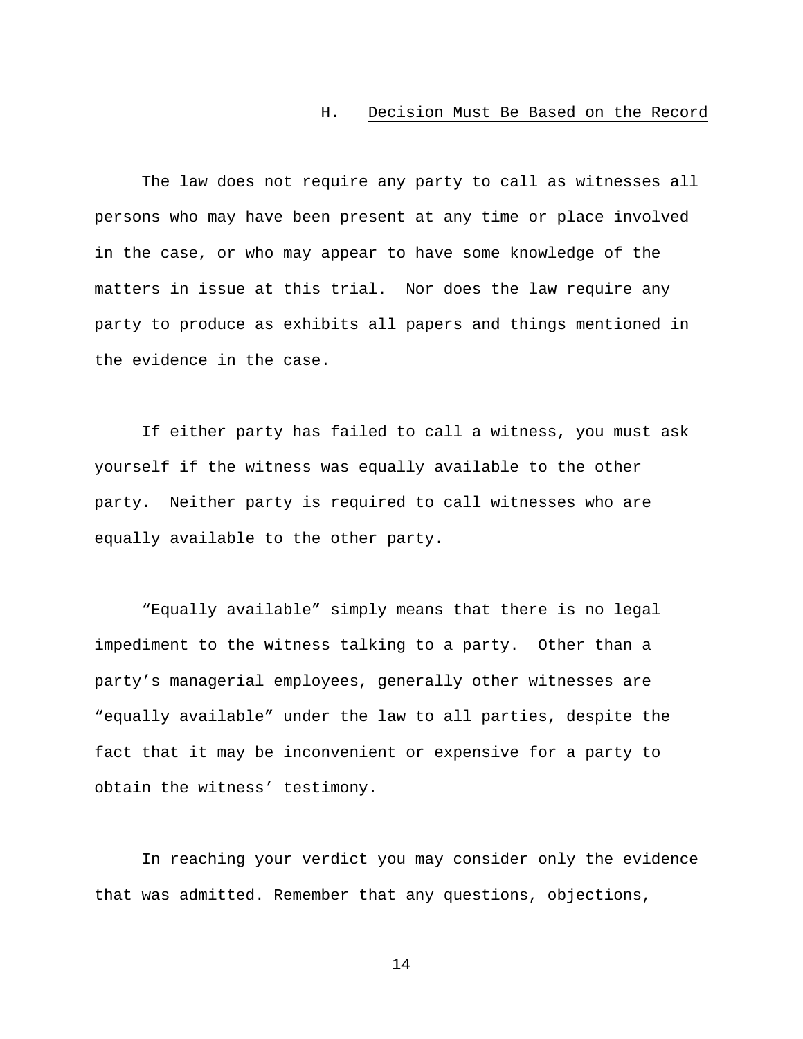### H. Decision Must Be Based on the Record

The law does not require any party to call as witnesses all persons who may have been present at any time or place involved in the case, or who may appear to have some knowledge of the matters in issue at this trial. Nor does the law require any party to produce as exhibits all papers and things mentioned in the evidence in the case.

If either party has failed to call a witness, you must ask yourself if the witness was equally available to the other party. Neither party is required to call witnesses who are equally available to the other party.

"Equally available" simply means that there is no legal impediment to the witness talking to a party. Other than a party's managerial employees, generally other witnesses are "equally available" under the law to all parties, despite the fact that it may be inconvenient or expensive for a party to obtain the witness' testimony.

In reaching your verdict you may consider only the evidence that was admitted. Remember that any questions, objections,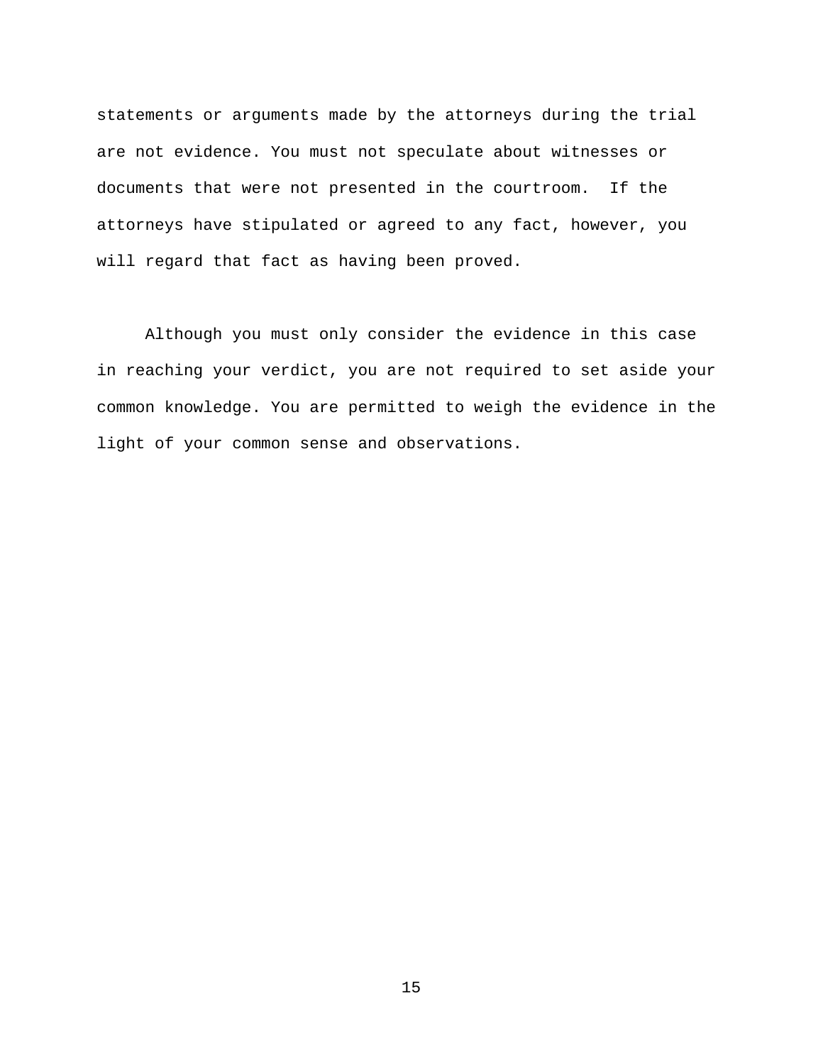statements or arguments made by the attorneys during the trial are not evidence. You must not speculate about witnesses or documents that were not presented in the courtroom. If the attorneys have stipulated or agreed to any fact, however, you will regard that fact as having been proved.

Although you must only consider the evidence in this case in reaching your verdict, you are not required to set aside your common knowledge. You are permitted to weigh the evidence in the light of your common sense and observations.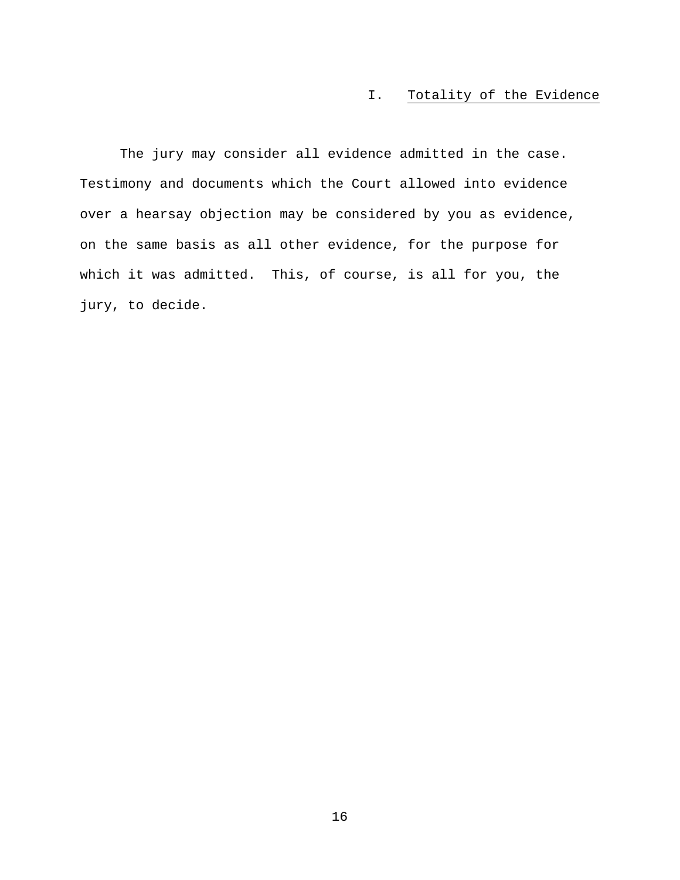## I. Totality of the Evidence

The jury may consider all evidence admitted in the case. Testimony and documents which the Court allowed into evidence over a hearsay objection may be considered by you as evidence, on the same basis as all other evidence, for the purpose for which it was admitted. This, of course, is all for you, the jury, to decide.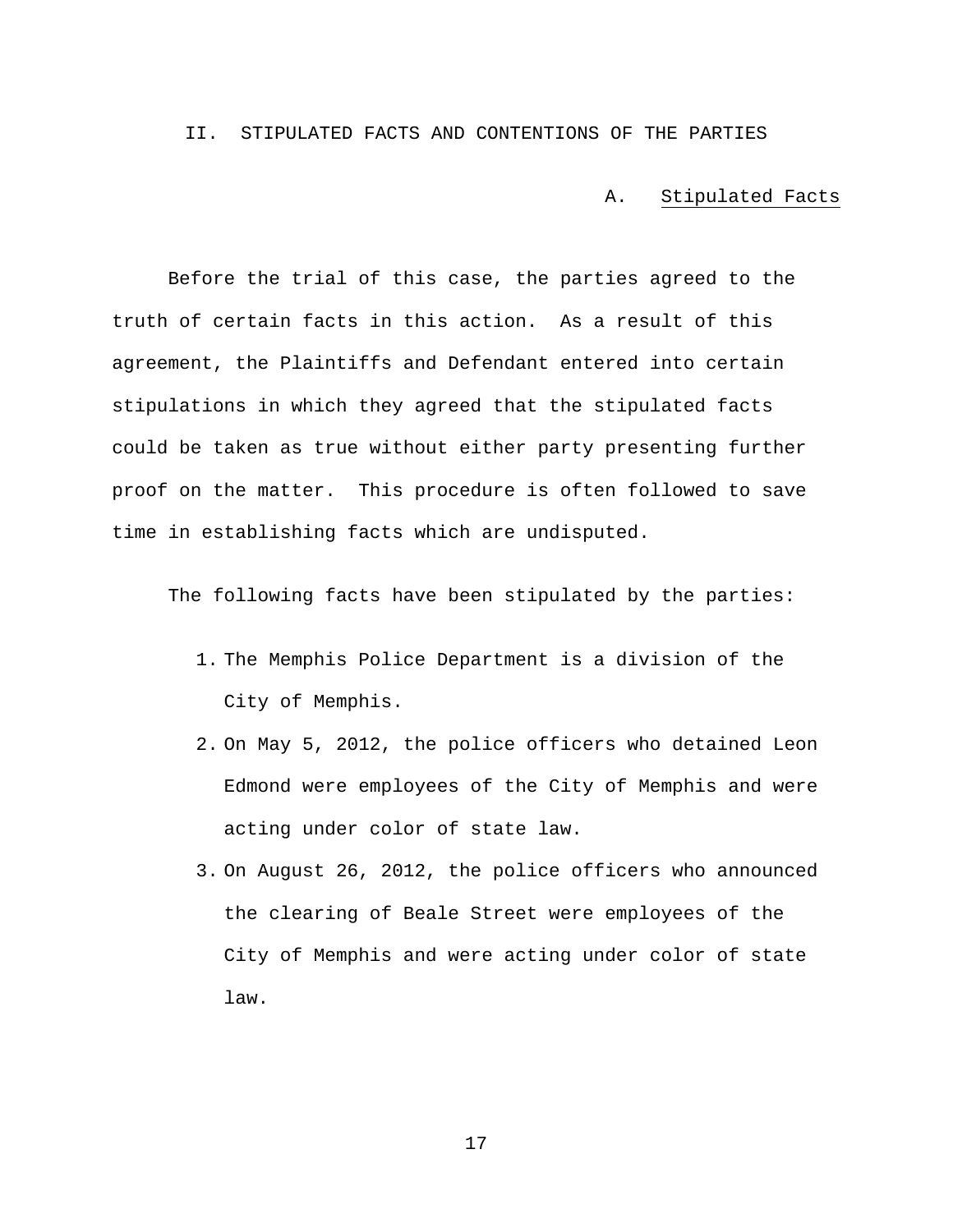## II. STIPULATED FACTS AND CONTENTIONS OF THE PARTIES

### A. Stipulated Facts

Before the trial of this case, the parties agreed to the truth of certain facts in this action. As a result of this agreement, the Plaintiffs and Defendant entered into certain stipulations in which they agreed that the stipulated facts could be taken as true without either party presenting further proof on the matter. This procedure is often followed to save time in establishing facts which are undisputed.

The following facts have been stipulated by the parties:

1. The Memphis Police Department is a division of the City of Memphis.
2. On May 5, 2012, the police officers who detained Leon Edmond were employees of the City of Memphis and were acting under color of state law.
3. On August 26, 2012, the police officers who announced the clearing of Beale Street were employees of the City of Memphis and were acting under color of state law.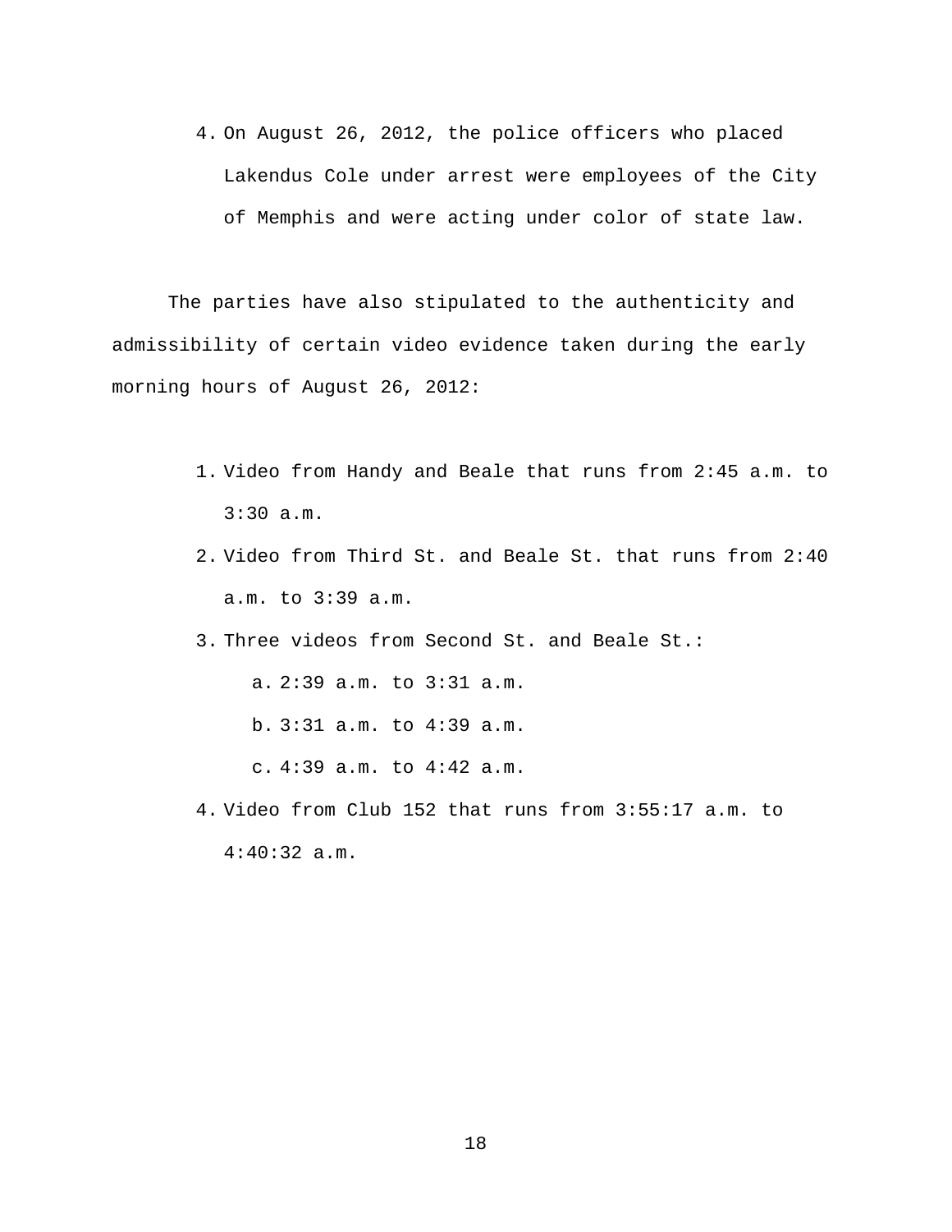4. On August 26, 2012, the police officers who placed Lakendus Cole under arrest were employees of the City of Memphis and were acting under color of state law.

The parties have also stipulated to the authenticity and admissibility of certain video evidence taken during the early morning hours of August 26, 2012:

1. Video from Handy and Beale that runs from 2:45 a.m. to 3:30 a.m.
2. Video from Third St. and Beale St. that runs from 2:40 a.m. to 3:39 a.m.
3. Three videos from Second St. and Beale St.:
   a. 2:39 a.m. to 3:31 a.m.
   b. 3:31 a.m. to 4:39 a.m.
   c. 4:39 a.m. to 4:42 a.m.
4. Video from Club 152 that runs from 3:55:17 a.m. to 4:40:32 a.m.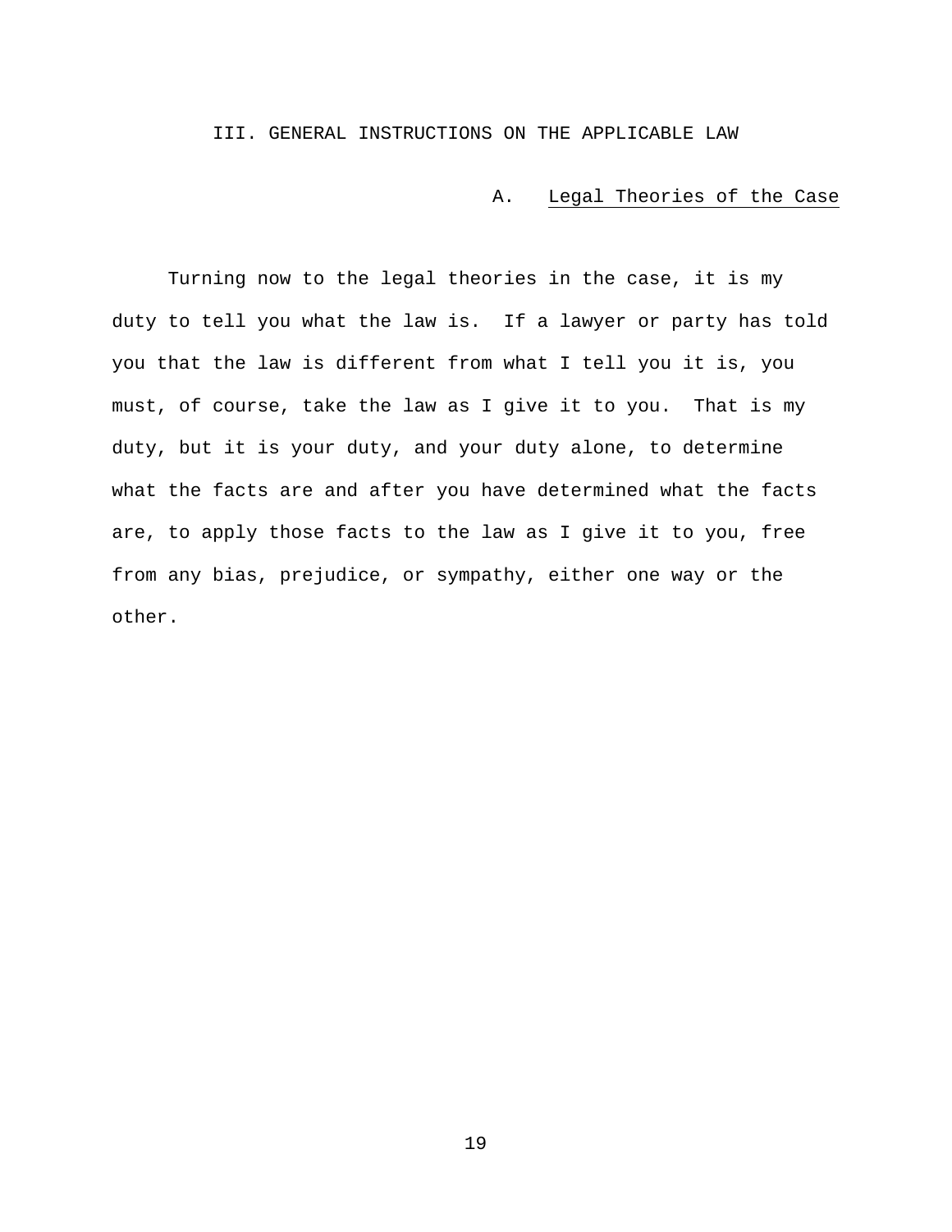## III. GENERAL INSTRUCTIONS ON THE APPLICABLE LAW

### A. Legal Theories of the Case

Turning now to the legal theories in the case, it is my duty to tell you what the law is. If a lawyer or party has told you that the law is different from what I tell you it is, you must, of course, take the law as I give it to you. That is my duty, but it is your duty, and your duty alone, to determine what the facts are and after you have determined what the facts are, to apply those facts to the law as I give it to you, free from any bias, prejudice, or sympathy, either one way or the other.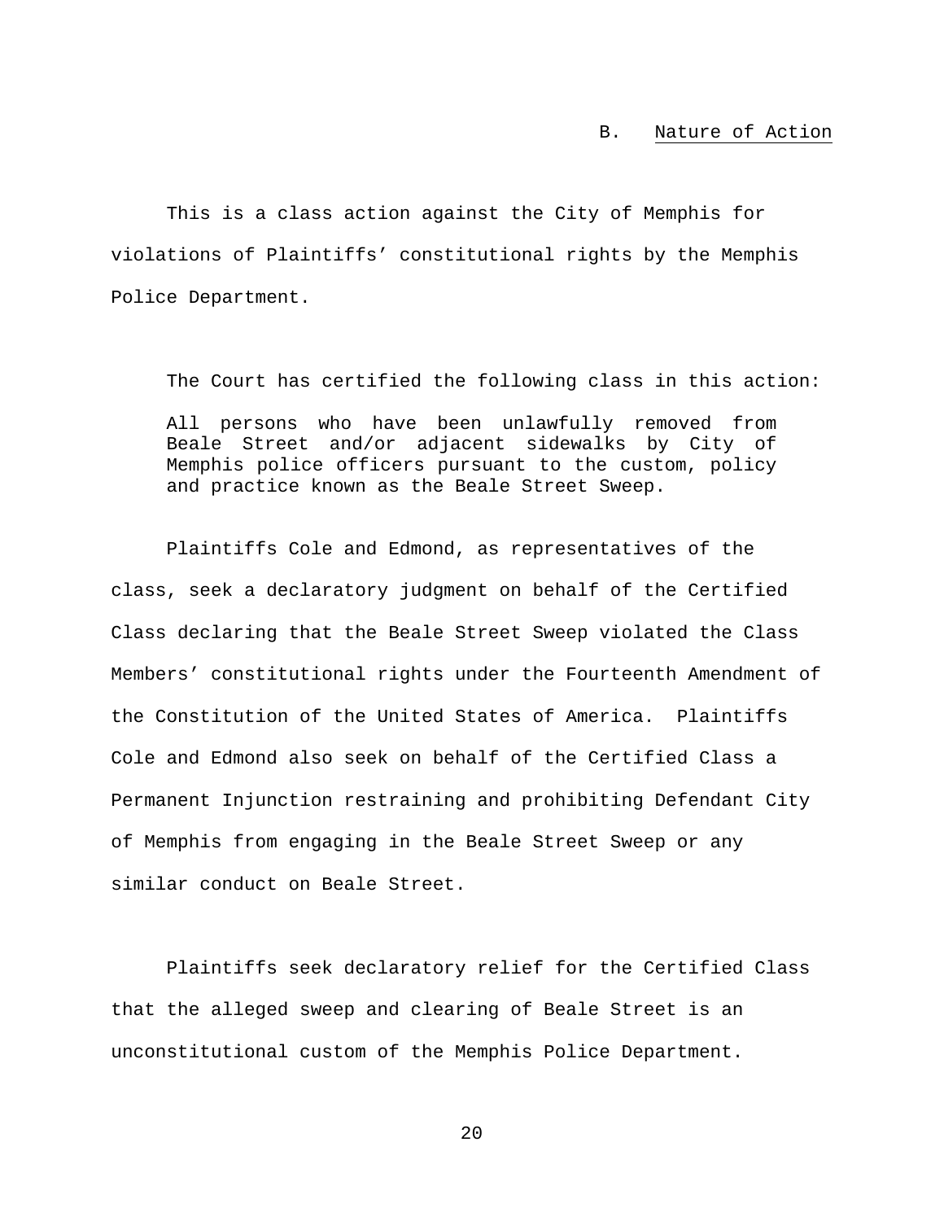### B. Nature of Action

This is a class action against the City of Memphis for violations of Plaintiffs' constitutional rights by the Memphis Police Department.

The Court has certified the following class in this action:

> All persons who have been unlawfully removed from Beale Street and/or adjacent sidewalks by City of Memphis police officers pursuant to the custom, policy and practice known as the Beale Street Sweep.

Plaintiffs Cole and Edmond, as representatives of the class, seek a declaratory judgment on behalf of the Certified Class declaring that the Beale Street Sweep violated the Class Members' constitutional rights under the Fourteenth Amendment of the Constitution of the United States of America. Plaintiffs Cole and Edmond also seek on behalf of the Certified Class a Permanent Injunction restraining and prohibiting Defendant City of Memphis from engaging in the Beale Street Sweep or any similar conduct on Beale Street.

Plaintiffs seek declaratory relief for the Certified Class that the alleged sweep and clearing of Beale Street is an unconstitutional custom of the Memphis Police Department.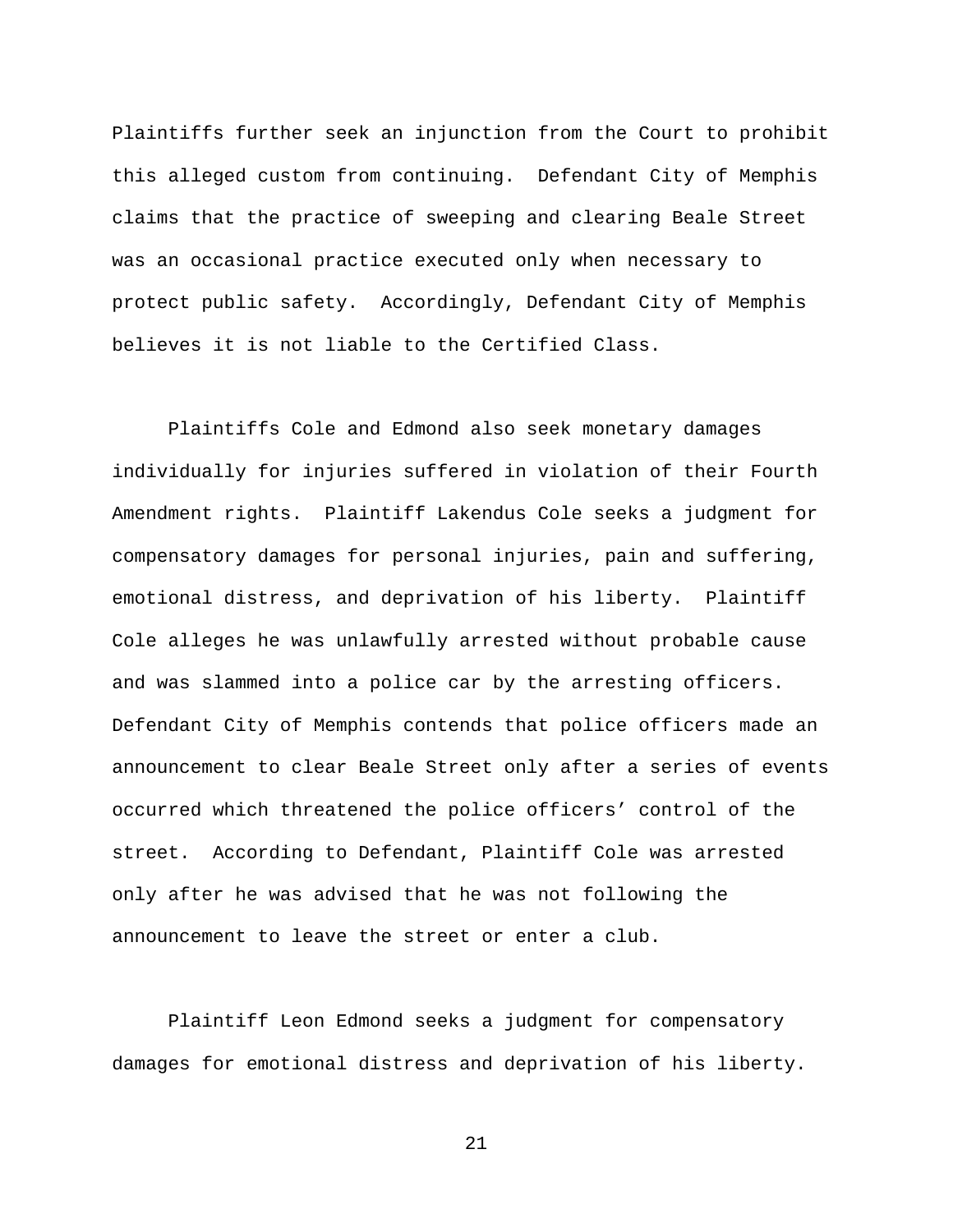Plaintiffs further seek an injunction from the Court to prohibit this alleged custom from continuing. Defendant City of Memphis claims that the practice of sweeping and clearing Beale Street was an occasional practice executed only when necessary to protect public safety. Accordingly, Defendant City of Memphis believes it is not liable to the Certified Class.

Plaintiffs Cole and Edmond also seek monetary damages individually for injuries suffered in violation of their Fourth Amendment rights. Plaintiff Lakendus Cole seeks a judgment for compensatory damages for personal injuries, pain and suffering, emotional distress, and deprivation of his liberty. Plaintiff Cole alleges he was unlawfully arrested without probable cause and was slammed into a police car by the arresting officers. Defendant City of Memphis contends that police officers made an announcement to clear Beale Street only after a series of events occurred which threatened the police officers' control of the street. According to Defendant, Plaintiff Cole was arrested only after he was advised that he was not following the announcement to leave the street or enter a club.

Plaintiff Leon Edmond seeks a judgment for compensatory damages for emotional distress and deprivation of his liberty.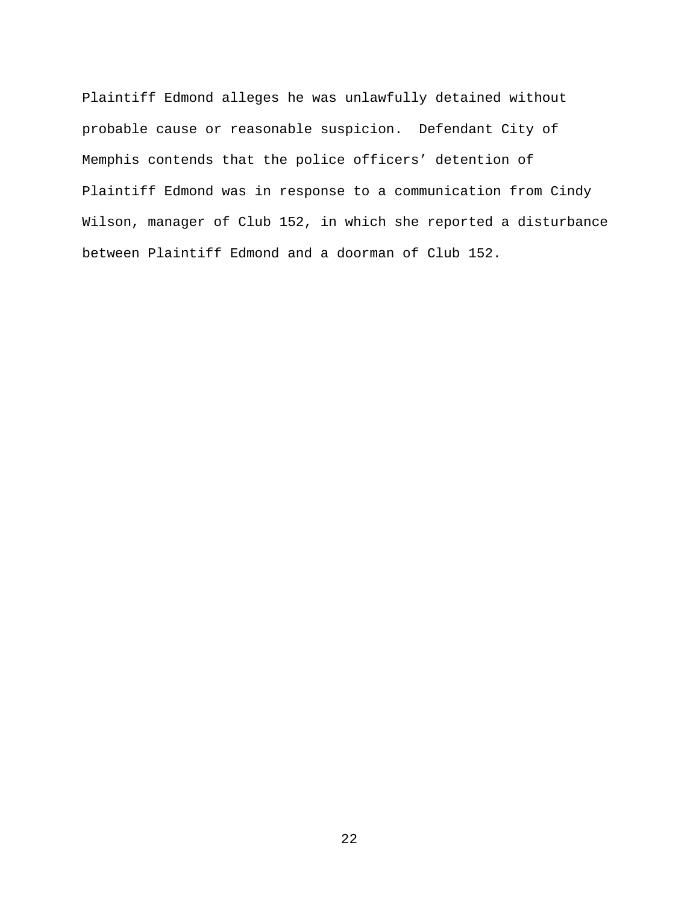Plaintiff Edmond alleges he was unlawfully detained without probable cause or reasonable suspicion. Defendant City of Memphis contends that the police officers' detention of Plaintiff Edmond was in response to a communication from Cindy Wilson, manager of Club 152, in which she reported a disturbance between Plaintiff Edmond and a doorman of Club 152.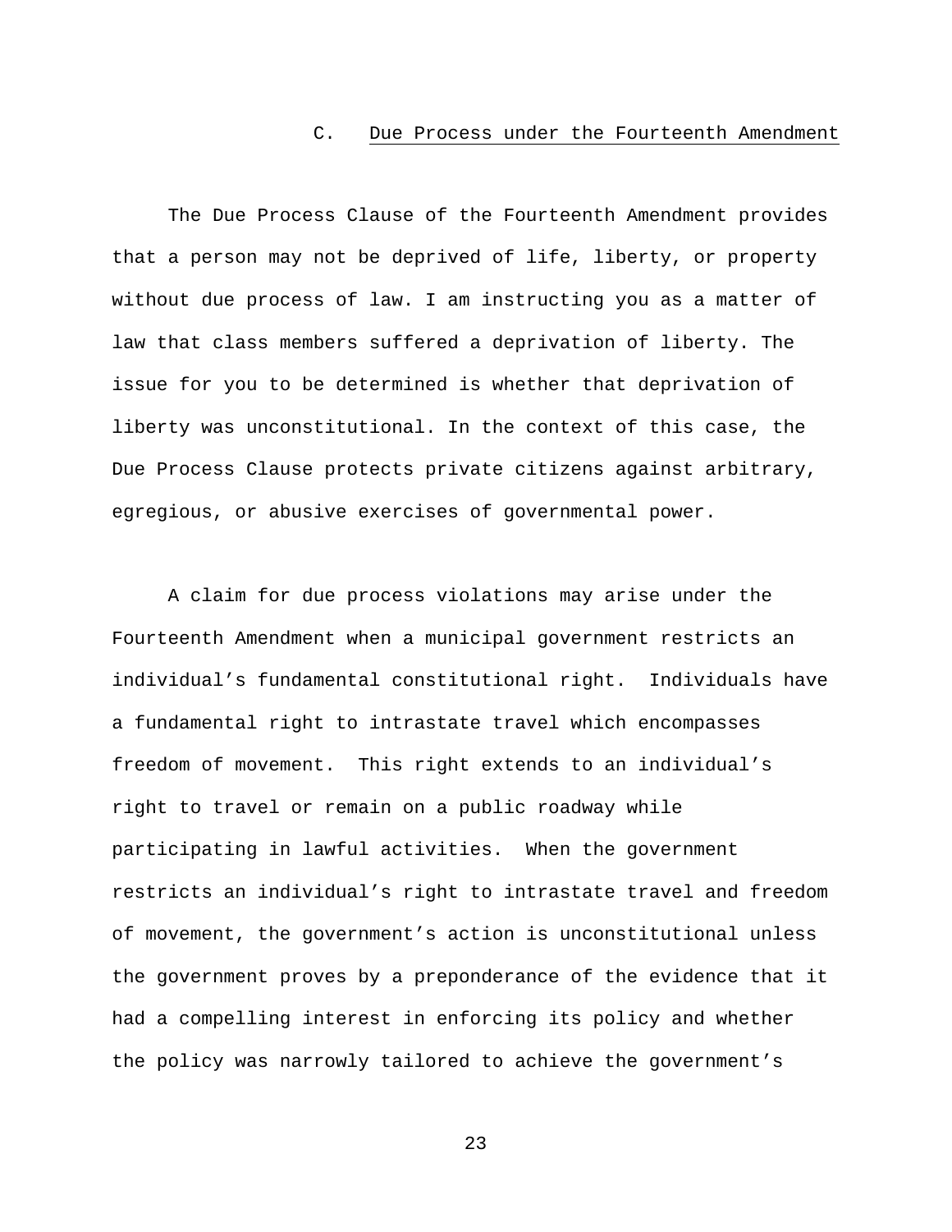### C. Due Process under the Fourteenth Amendment

The Due Process Clause of the Fourteenth Amendment provides that a person may not be deprived of life, liberty, or property without due process of law. I am instructing you as a matter of law that class members suffered a deprivation of liberty. The issue for you to be determined is whether that deprivation of liberty was unconstitutional. In the context of this case, the Due Process Clause protects private citizens against arbitrary, egregious, or abusive exercises of governmental power.

A claim for due process violations may arise under the Fourteenth Amendment when a municipal government restricts an individual's fundamental constitutional right. Individuals have a fundamental right to intrastate travel which encompasses freedom of movement. This right extends to an individual's right to travel or remain on a public roadway while participating in lawful activities. When the government restricts an individual's right to intrastate travel and freedom of movement, the government's action is unconstitutional unless the government proves by a preponderance of the evidence that it had a compelling interest in enforcing its policy and whether the policy was narrowly tailored to achieve the government's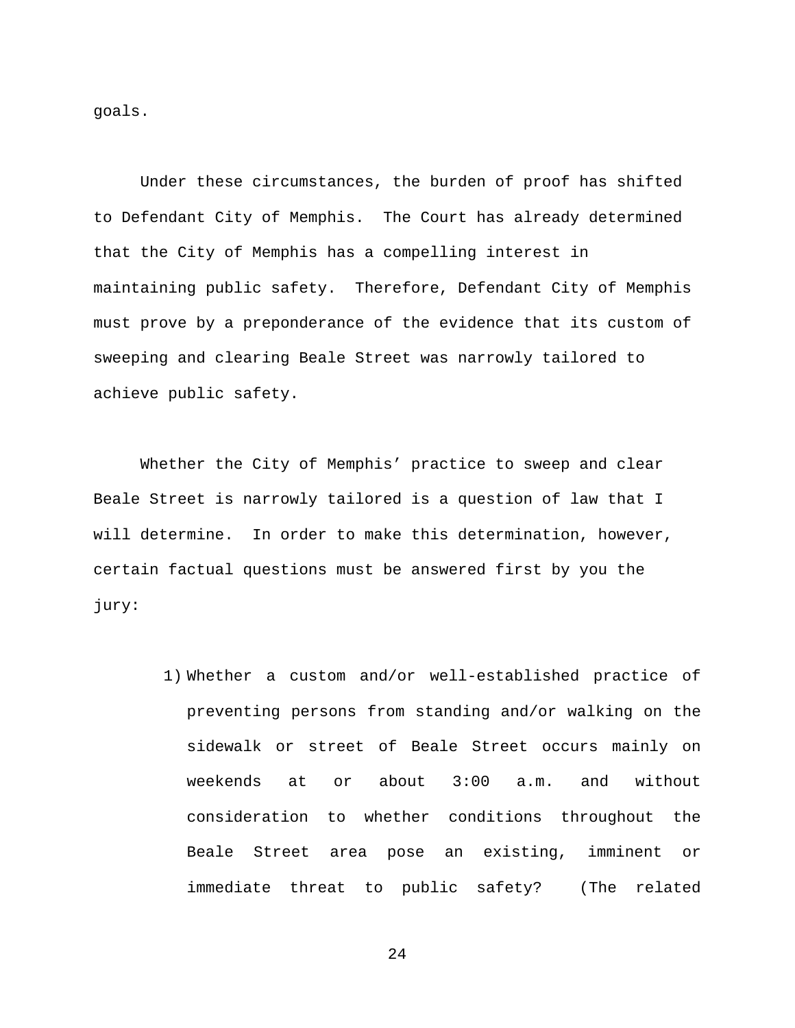goals.

Under these circumstances, the burden of proof has shifted to Defendant City of Memphis. The Court has already determined that the City of Memphis has a compelling interest in maintaining public safety. Therefore, Defendant City of Memphis must prove by a preponderance of the evidence that its custom of sweeping and clearing Beale Street was narrowly tailored to achieve public safety.

Whether the City of Memphis' practice to sweep and clear Beale Street is narrowly tailored is a question of law that I will determine. In order to make this determination, however, certain factual questions must be answered first by you the jury:

1) Whether a custom and/or well-established practice of preventing persons from standing and/or walking on the sidewalk or street of Beale Street occurs mainly on weekends at or about 3:00 a.m. and without consideration to whether conditions throughout the Beale Street area pose an existing, imminent or immediate threat to public safety? (The related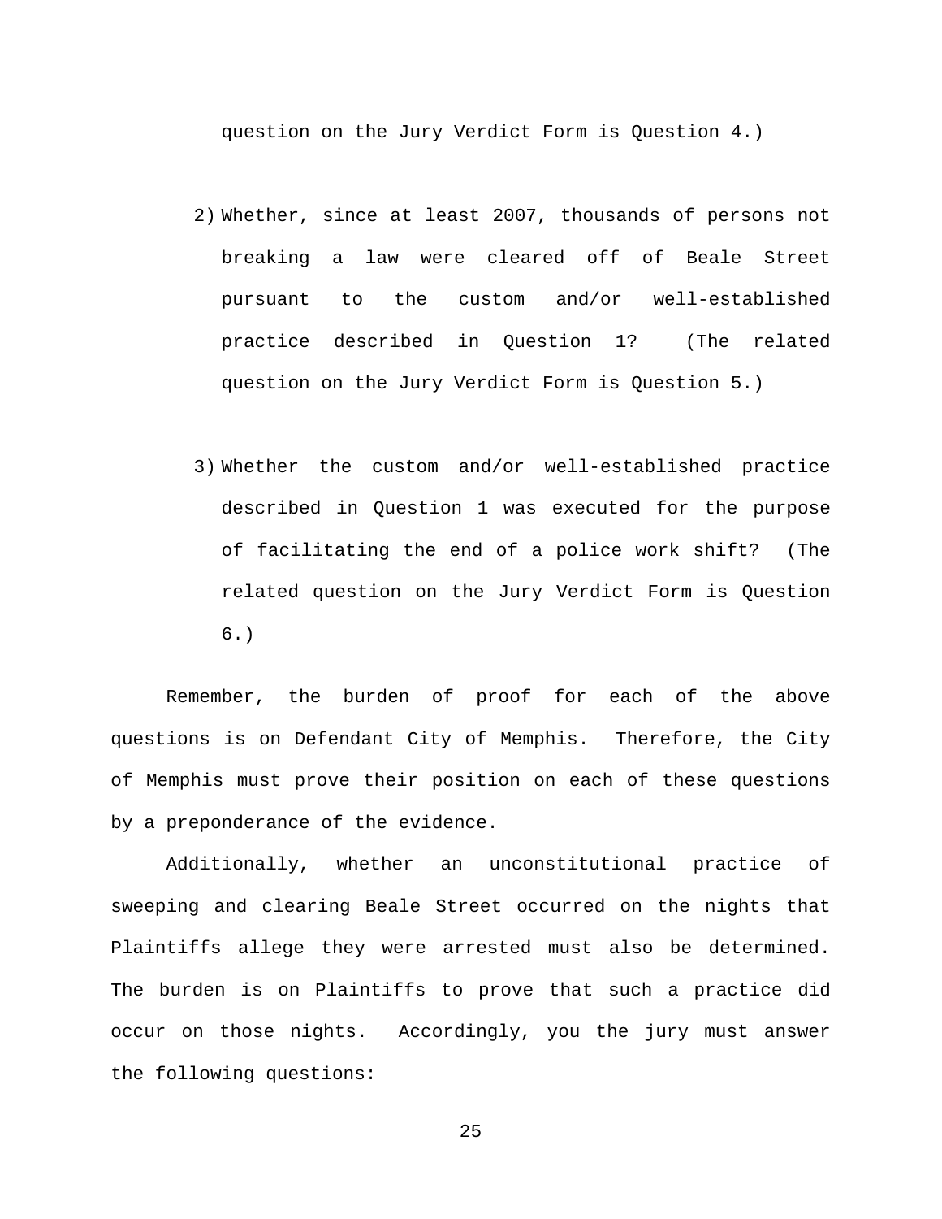question on the Jury Verdict Form is Question 4.)

2) Whether, since at least 2007, thousands of persons not breaking a law were cleared off of Beale Street pursuant to the custom and/or well-established practice described in Question 1? (The related question on the Jury Verdict Form is Question 5.)

3) Whether the custom and/or well-established practice described in Question 1 was executed for the purpose of facilitating the end of a police work shift? (The related question on the Jury Verdict Form is Question 6.)

Remember, the burden of proof for each of the above questions is on Defendant City of Memphis. Therefore, the City of Memphis must prove their position on each of these questions by a preponderance of the evidence.

Additionally, whether an unconstitutional practice of sweeping and clearing Beale Street occurred on the nights that Plaintiffs allege they were arrested must also be determined. The burden is on Plaintiffs to prove that such a practice did occur on those nights. Accordingly, you the jury must answer the following questions: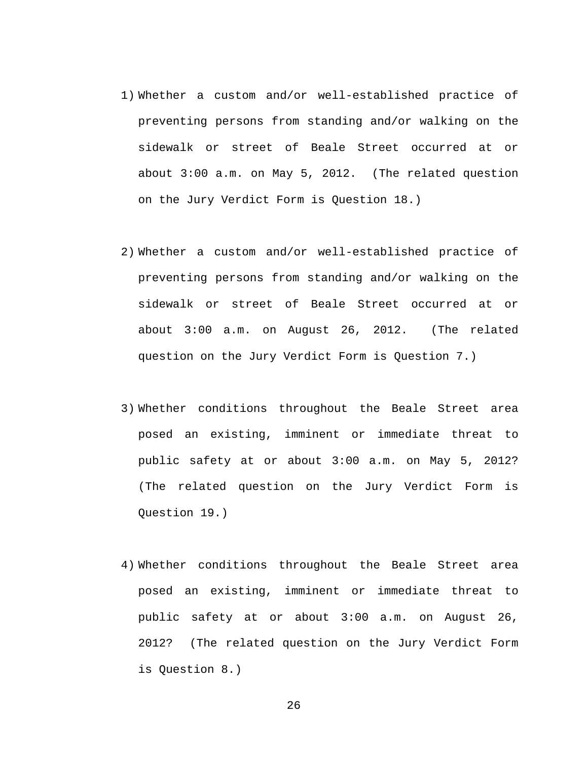1) Whether a custom and/or well-established practice of preventing persons from standing and/or walking on the sidewalk or street of Beale Street occurred at or about 3:00 a.m. on May 5, 2012. (The related question on the Jury Verdict Form is Question 18.)

2) Whether a custom and/or well-established practice of preventing persons from standing and/or walking on the sidewalk or street of Beale Street occurred at or about 3:00 a.m. on August 26, 2012. (The related question on the Jury Verdict Form is Question 7.)

3) Whether conditions throughout the Beale Street area posed an existing, imminent or immediate threat to public safety at or about 3:00 a.m. on May 5, 2012? (The related question on the Jury Verdict Form is Question 19.)

4) Whether conditions throughout the Beale Street area posed an existing, imminent or immediate threat to public safety at or about 3:00 a.m. on August 26, 2012? (The related question on the Jury Verdict Form is Question 8.)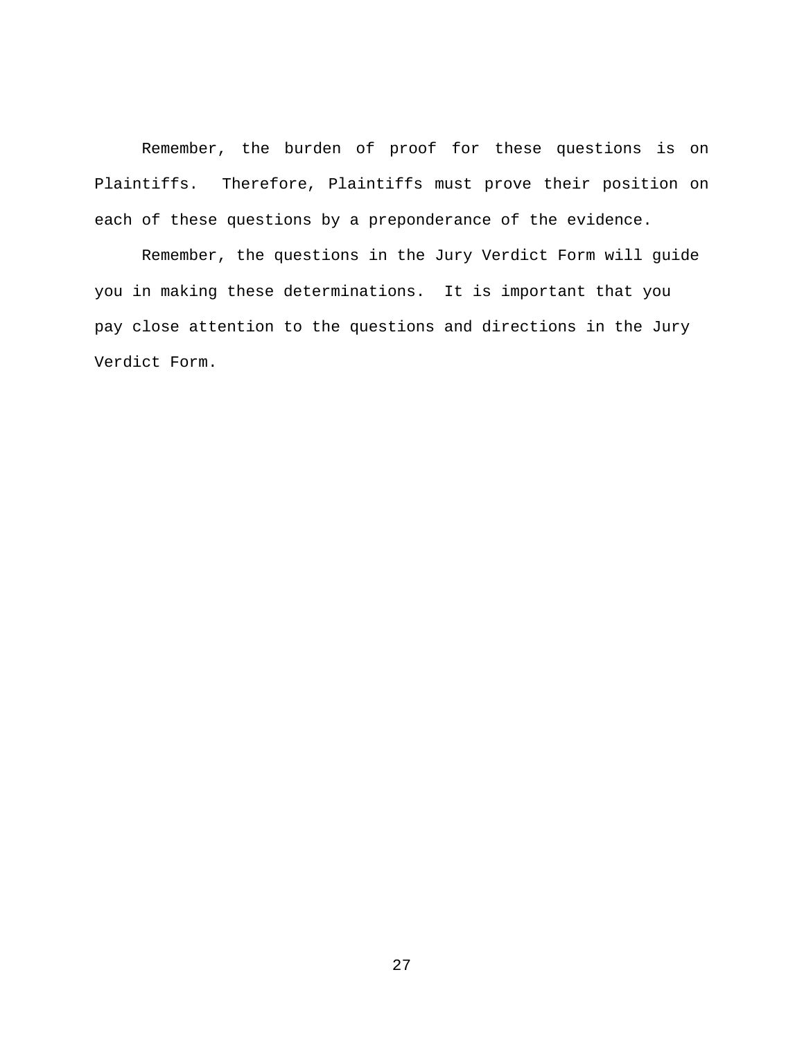Remember, the burden of proof for these questions is on Plaintiffs. Therefore, Plaintiffs must prove their position on each of these questions by a preponderance of the evidence.

Remember, the questions in the Jury Verdict Form will guide you in making these determinations. It is important that you pay close attention to the questions and directions in the Jury Verdict Form.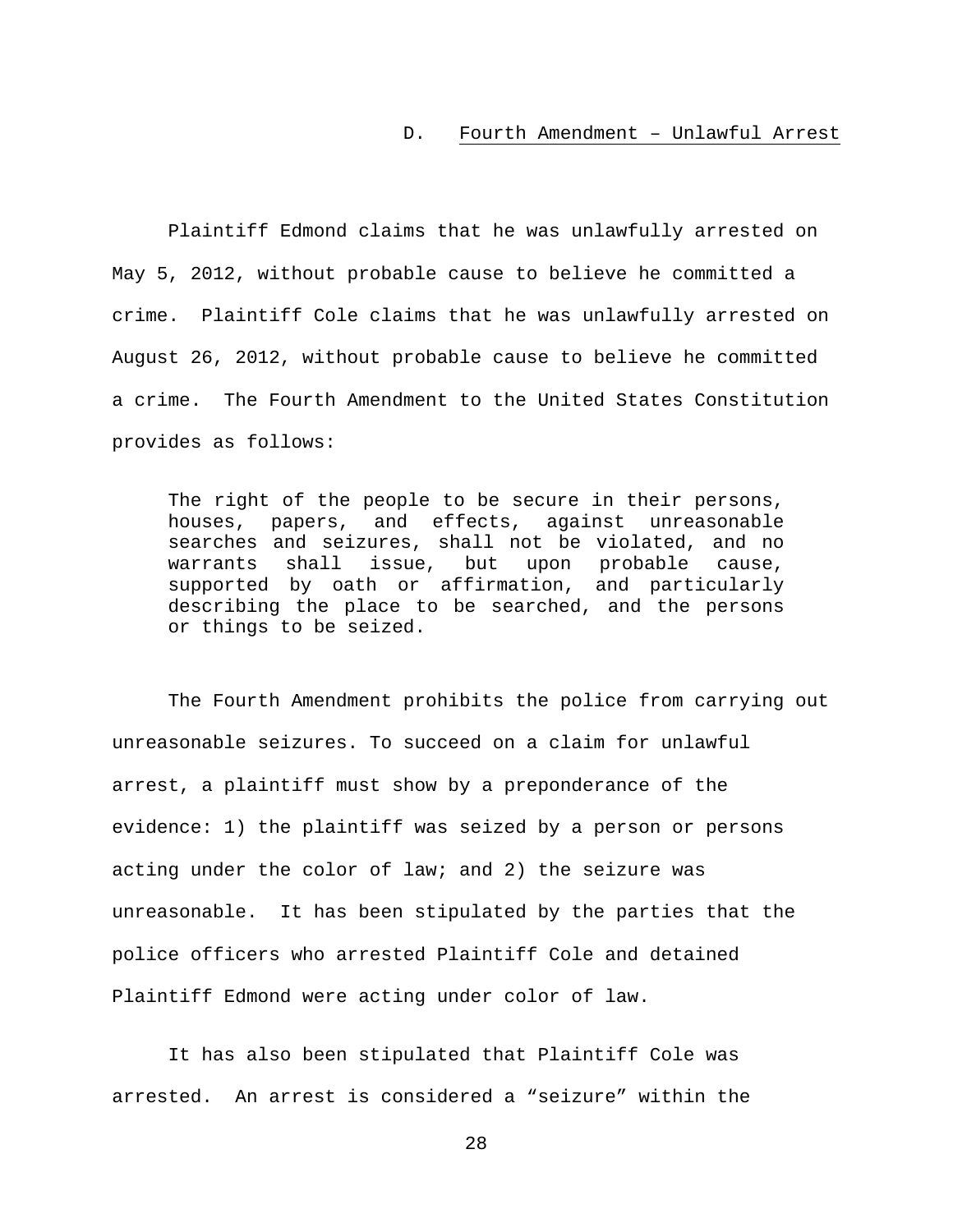### D. Fourth Amendment – Unlawful Arrest

Plaintiff Edmond claims that he was unlawfully arrested on May 5, 2012, without probable cause to believe he committed a crime. Plaintiff Cole claims that he was unlawfully arrested on August 26, 2012, without probable cause to believe he committed a crime. The Fourth Amendment to the United States Constitution provides as follows:

> The right of the people to be secure in their persons, houses, papers, and effects, against unreasonable searches and seizures, shall not be violated, and no warrants shall issue, but upon probable cause, supported by oath or affirmation, and particularly describing the place to be searched, and the persons or things to be seized.

The Fourth Amendment prohibits the police from carrying out unreasonable seizures. To succeed on a claim for unlawful arrest, a plaintiff must show by a preponderance of the evidence: 1) the plaintiff was seized by a person or persons acting under the color of law; and 2) the seizure was unreasonable. It has been stipulated by the parties that the police officers who arrested Plaintiff Cole and detained Plaintiff Edmond were acting under color of law.

It has also been stipulated that Plaintiff Cole was arrested. An arrest is considered a "seizure" within the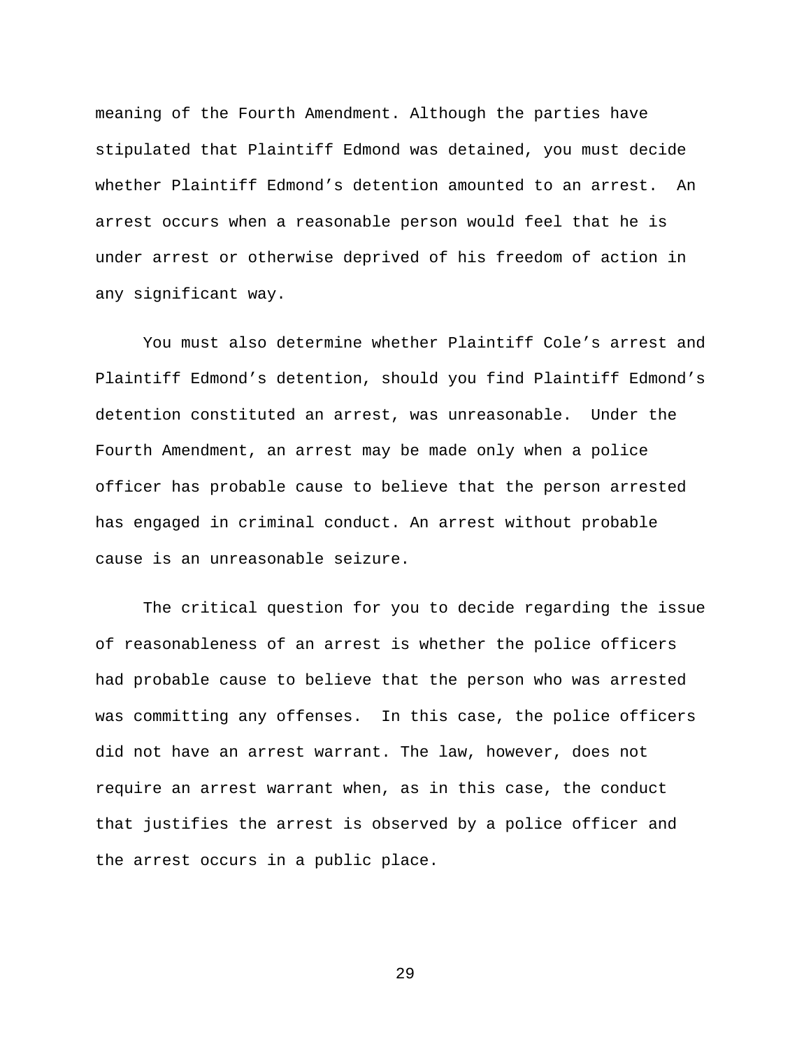meaning of the Fourth Amendment. Although the parties have stipulated that Plaintiff Edmond was detained, you must decide whether Plaintiff Edmond's detention amounted to an arrest. An arrest occurs when a reasonable person would feel that he is under arrest or otherwise deprived of his freedom of action in any significant way.

You must also determine whether Plaintiff Cole's arrest and Plaintiff Edmond's detention, should you find Plaintiff Edmond's detention constituted an arrest, was unreasonable. Under the Fourth Amendment, an arrest may be made only when a police officer has probable cause to believe that the person arrested has engaged in criminal conduct. An arrest without probable cause is an unreasonable seizure.

The critical question for you to decide regarding the issue of reasonableness of an arrest is whether the police officers had probable cause to believe that the person who was arrested was committing any offenses. In this case, the police officers did not have an arrest warrant. The law, however, does not require an arrest warrant when, as in this case, the conduct that justifies the arrest is observed by a police officer and the arrest occurs in a public place.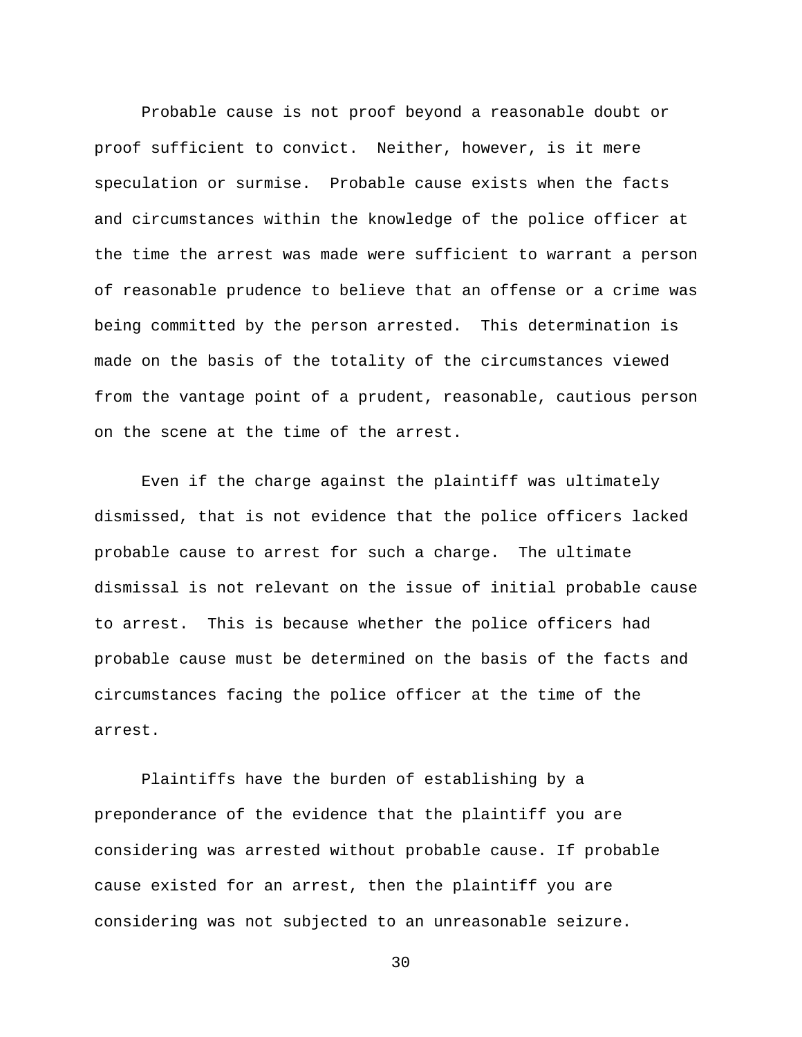Probable cause is not proof beyond a reasonable doubt or proof sufficient to convict. Neither, however, is it mere speculation or surmise. Probable cause exists when the facts and circumstances within the knowledge of the police officer at the time the arrest was made were sufficient to warrant a person of reasonable prudence to believe that an offense or a crime was being committed by the person arrested. This determination is made on the basis of the totality of the circumstances viewed from the vantage point of a prudent, reasonable, cautious person on the scene at the time of the arrest.

Even if the charge against the plaintiff was ultimately dismissed, that is not evidence that the police officers lacked probable cause to arrest for such a charge. The ultimate dismissal is not relevant on the issue of initial probable cause to arrest. This is because whether the police officers had probable cause must be determined on the basis of the facts and circumstances facing the police officer at the time of the arrest.

Plaintiffs have the burden of establishing by a preponderance of the evidence that the plaintiff you are considering was arrested without probable cause. If probable cause existed for an arrest, then the plaintiff you are considering was not subjected to an unreasonable seizure.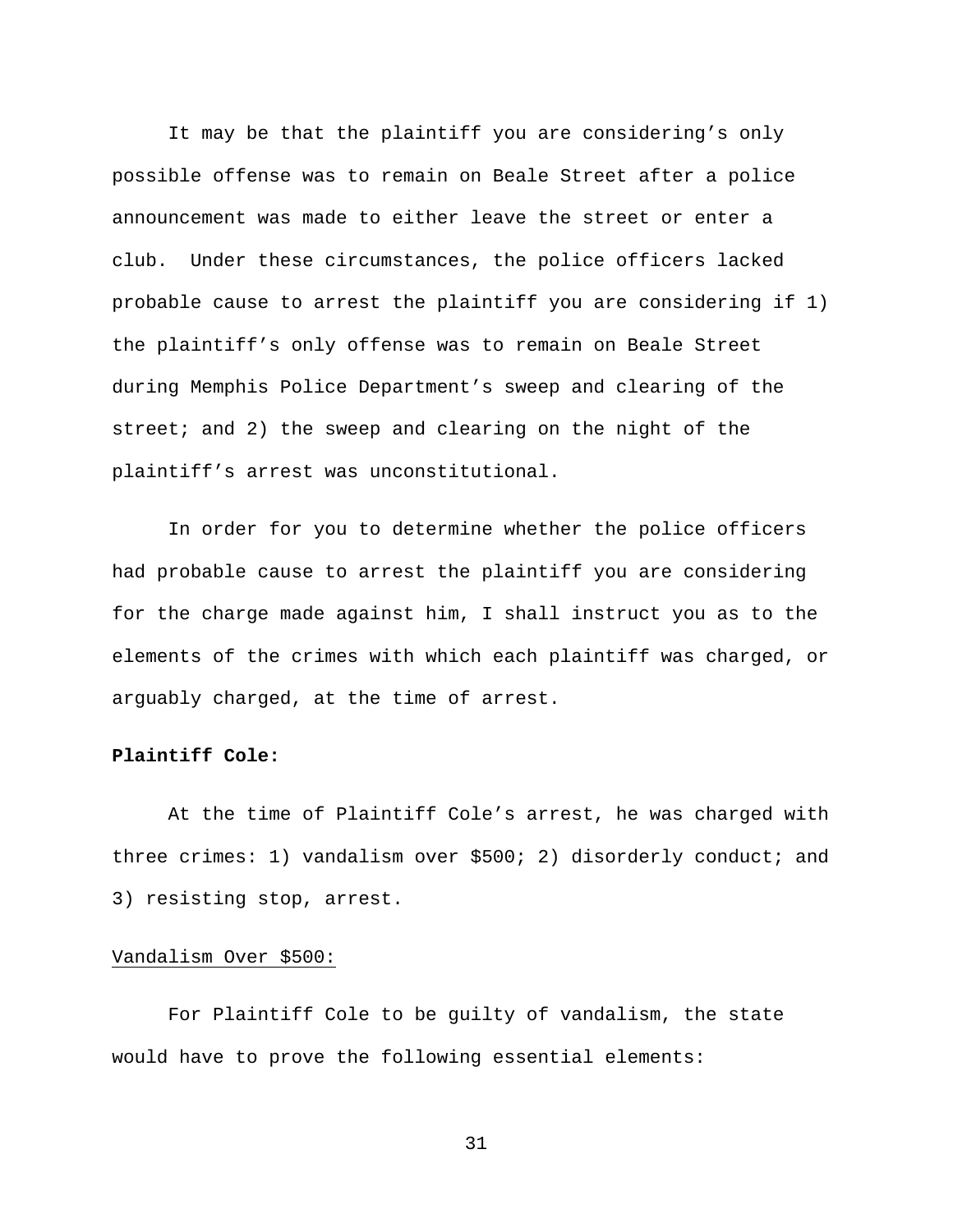It may be that the plaintiff you are considering's only possible offense was to remain on Beale Street after a police announcement was made to either leave the street or enter a club. Under these circumstances, the police officers lacked probable cause to arrest the plaintiff you are considering if 1) the plaintiff's only offense was to remain on Beale Street during Memphis Police Department's sweep and clearing of the street; and 2) the sweep and clearing on the night of the plaintiff's arrest was unconstitutional.

In order for you to determine whether the police officers had probable cause to arrest the plaintiff you are considering for the charge made against him, I shall instruct you as to the elements of the crimes with which each plaintiff was charged, or arguably charged, at the time of arrest.

**Plaintiff Cole:**

At the time of Plaintiff Cole's arrest, he was charged with three crimes: 1) vandalism over $500; 2) disorderly conduct; and 3) resisting stop, arrest.

<u>Vandalism Over $500:</u>

For Plaintiff Cole to be guilty of vandalism, the state would have to prove the following essential elements: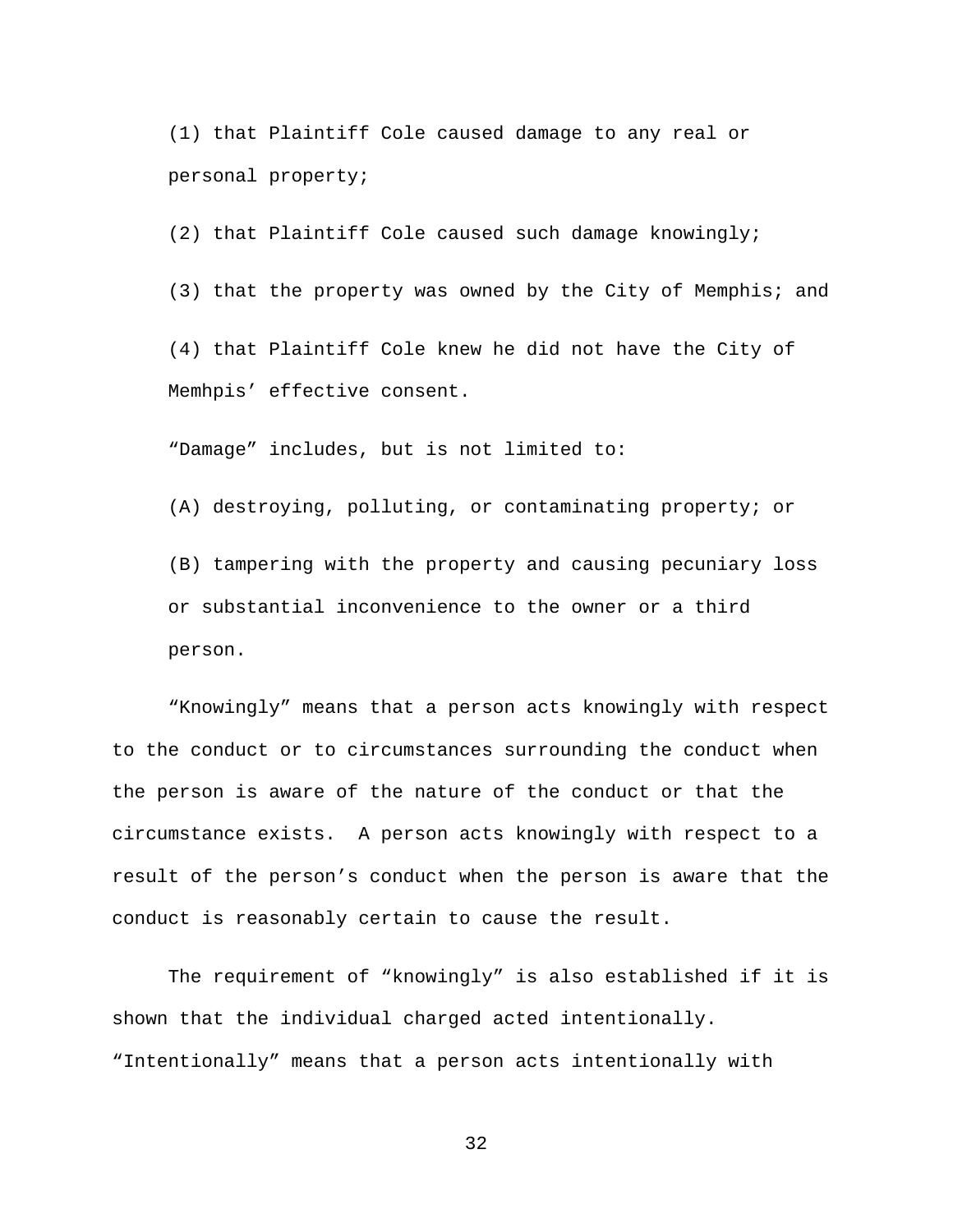(1) that Plaintiff Cole caused damage to any real or personal property;

(2) that Plaintiff Cole caused such damage knowingly;

(3) that the property was owned by the City of Memphis; and

(4) that Plaintiff Cole knew he did not have the City of Memhpis' effective consent.

"Damage" includes, but is not limited to:

(A) destroying, polluting, or contaminating property; or

(B) tampering with the property and causing pecuniary loss or substantial inconvenience to the owner or a third person.

"Knowingly" means that a person acts knowingly with respect to the conduct or to circumstances surrounding the conduct when the person is aware of the nature of the conduct or that the circumstance exists. A person acts knowingly with respect to a result of the person's conduct when the person is aware that the conduct is reasonably certain to cause the result.

The requirement of "knowingly" is also established if it is shown that the individual charged acted intentionally. "Intentionally" means that a person acts intentionally with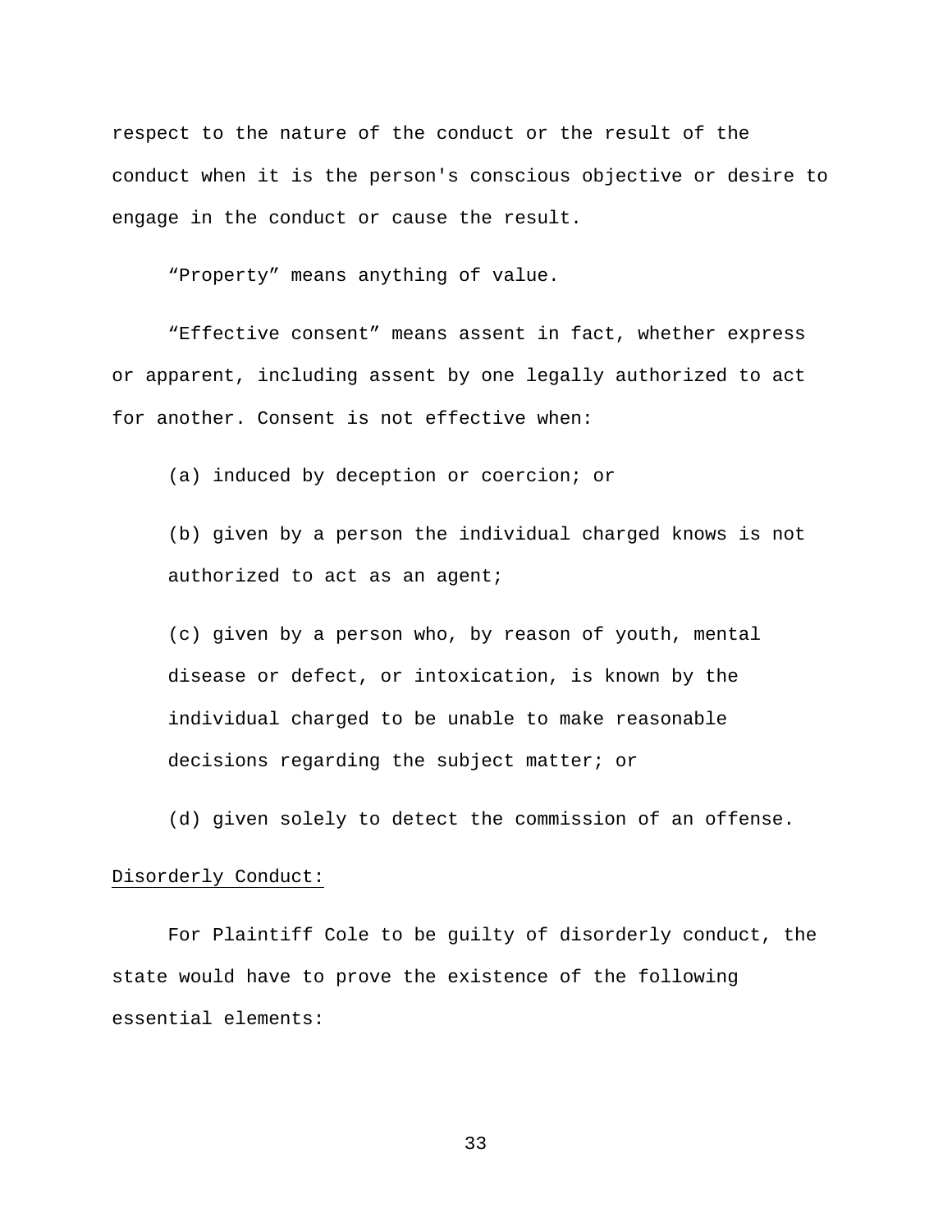respect to the nature of the conduct or the result of the conduct when it is the person's conscious objective or desire to engage in the conduct or cause the result.

“Property” means anything of value.

“Effective consent” means assent in fact, whether express or apparent, including assent by one legally authorized to act for another. Consent is not effective when:

(a) induced by deception or coercion; or

(b) given by a person the individual charged knows is not authorized to act as an agent;

(c) given by a person who, by reason of youth, mental disease or defect, or intoxication, is known by the individual charged to be unable to make reasonable decisions regarding the subject matter; or

(d) given solely to detect the commission of an offense.

<u>Disorderly Conduct:</u>

For Plaintiff Cole to be guilty of disorderly conduct, the state would have to prove the existence of the following essential elements: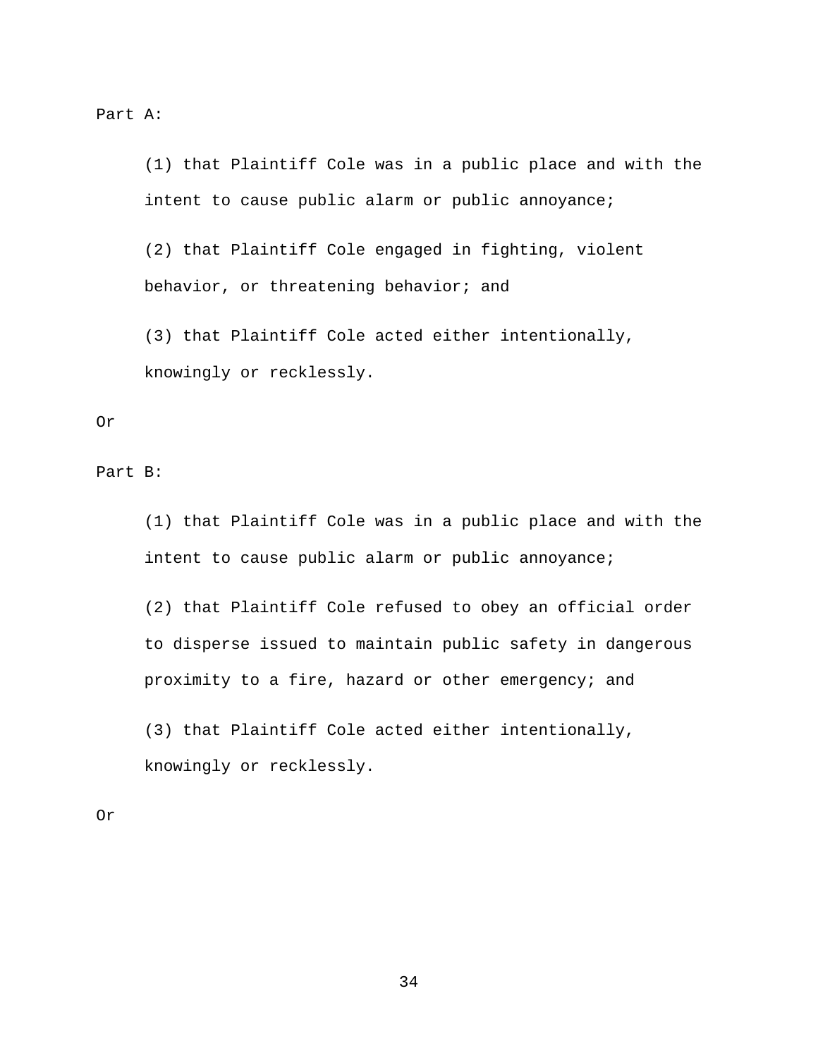Part A:

> (1) that Plaintiff Cole was in a public place and with the intent to cause public alarm or public annoyance;
>
> (2) that Plaintiff Cole engaged in fighting, violent behavior, or threatening behavior; and
>
> (3) that Plaintiff Cole acted either intentionally, knowingly or recklessly.

Or

Part B:

> (1) that Plaintiff Cole was in a public place and with the intent to cause public alarm or public annoyance;
>
> (2) that Plaintiff Cole refused to obey an official order to disperse issued to maintain public safety in dangerous proximity to a fire, hazard or other emergency; and
>
> (3) that Plaintiff Cole acted either intentionally, knowingly or recklessly.

Or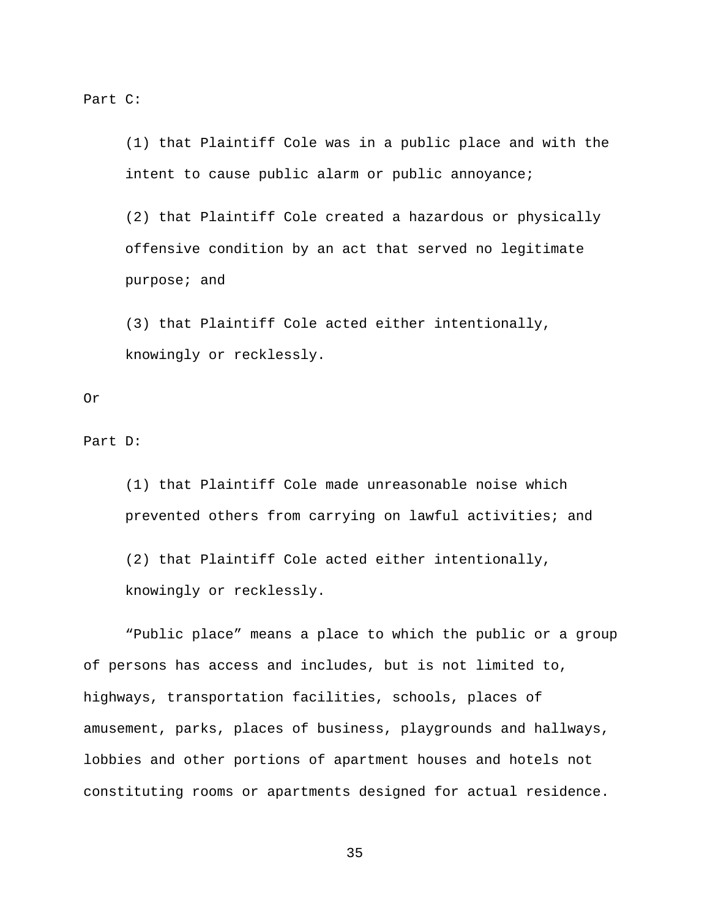Part C:

(1) that Plaintiff Cole was in a public place and with the intent to cause public alarm or public annoyance;

(2) that Plaintiff Cole created a hazardous or physically offensive condition by an act that served no legitimate purpose; and

(3) that Plaintiff Cole acted either intentionally, knowingly or recklessly.

Or

Part D:

(1) that Plaintiff Cole made unreasonable noise which prevented others from carrying on lawful activities; and

(2) that Plaintiff Cole acted either intentionally, knowingly or recklessly.

"Public place" means a place to which the public or a group of persons has access and includes, but is not limited to, highways, transportation facilities, schools, places of amusement, parks, places of business, playgrounds and hallways, lobbies and other portions of apartment houses and hotels not constituting rooms or apartments designed for actual residence.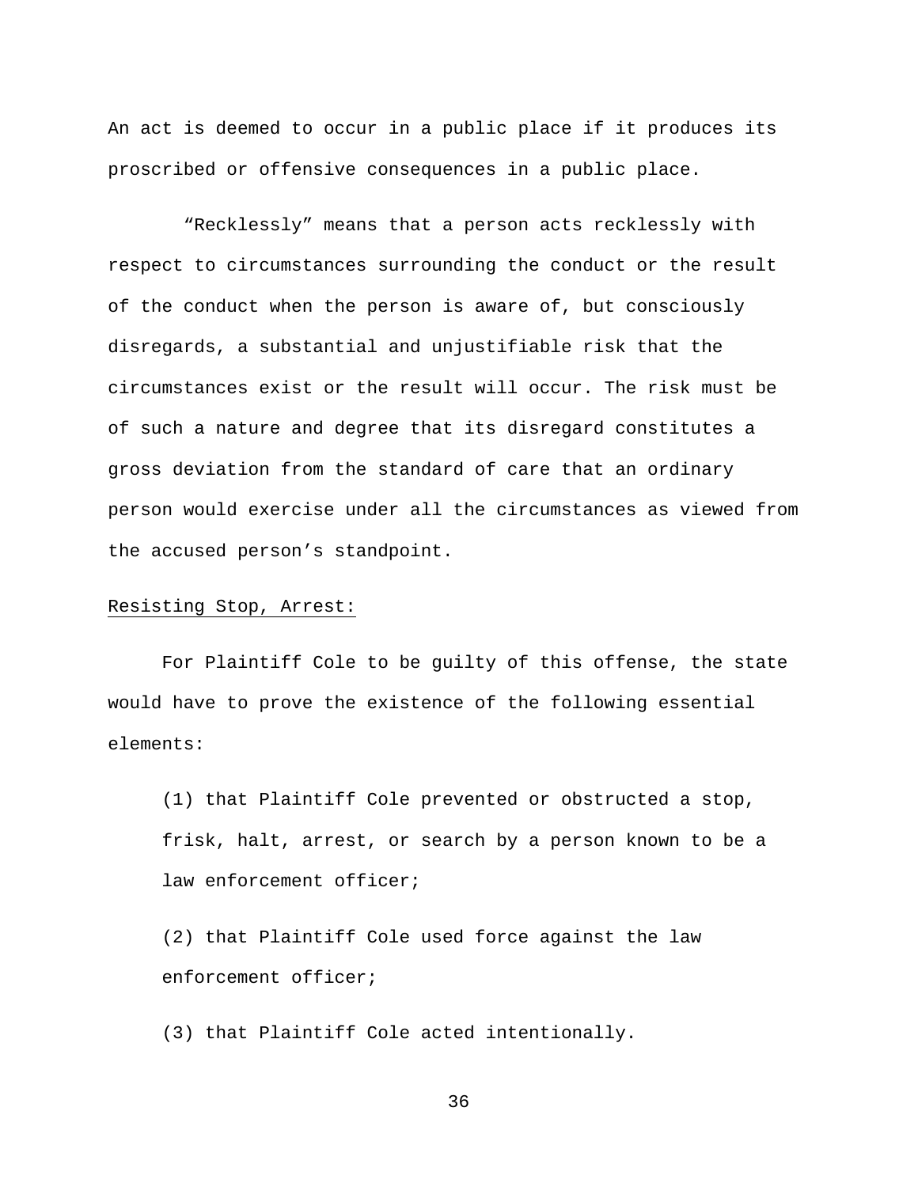An act is deemed to occur in a public place if it produces its proscribed or offensive consequences in a public place.

"Recklessly" means that a person acts recklessly with respect to circumstances surrounding the conduct or the result of the conduct when the person is aware of, but consciously disregards, a substantial and unjustifiable risk that the circumstances exist or the result will occur. The risk must be of such a nature and degree that its disregard constitutes a gross deviation from the standard of care that an ordinary person would exercise under all the circumstances as viewed from the accused person's standpoint.

<u>Resisting Stop, Arrest:</u>

For Plaintiff Cole to be guilty of this offense, the state would have to prove the existence of the following essential elements:

(1) that Plaintiff Cole prevented or obstructed a stop, frisk, halt, arrest, or search by a person known to be a law enforcement officer;

(2) that Plaintiff Cole used force against the law enforcement officer;

(3) that Plaintiff Cole acted intentionally.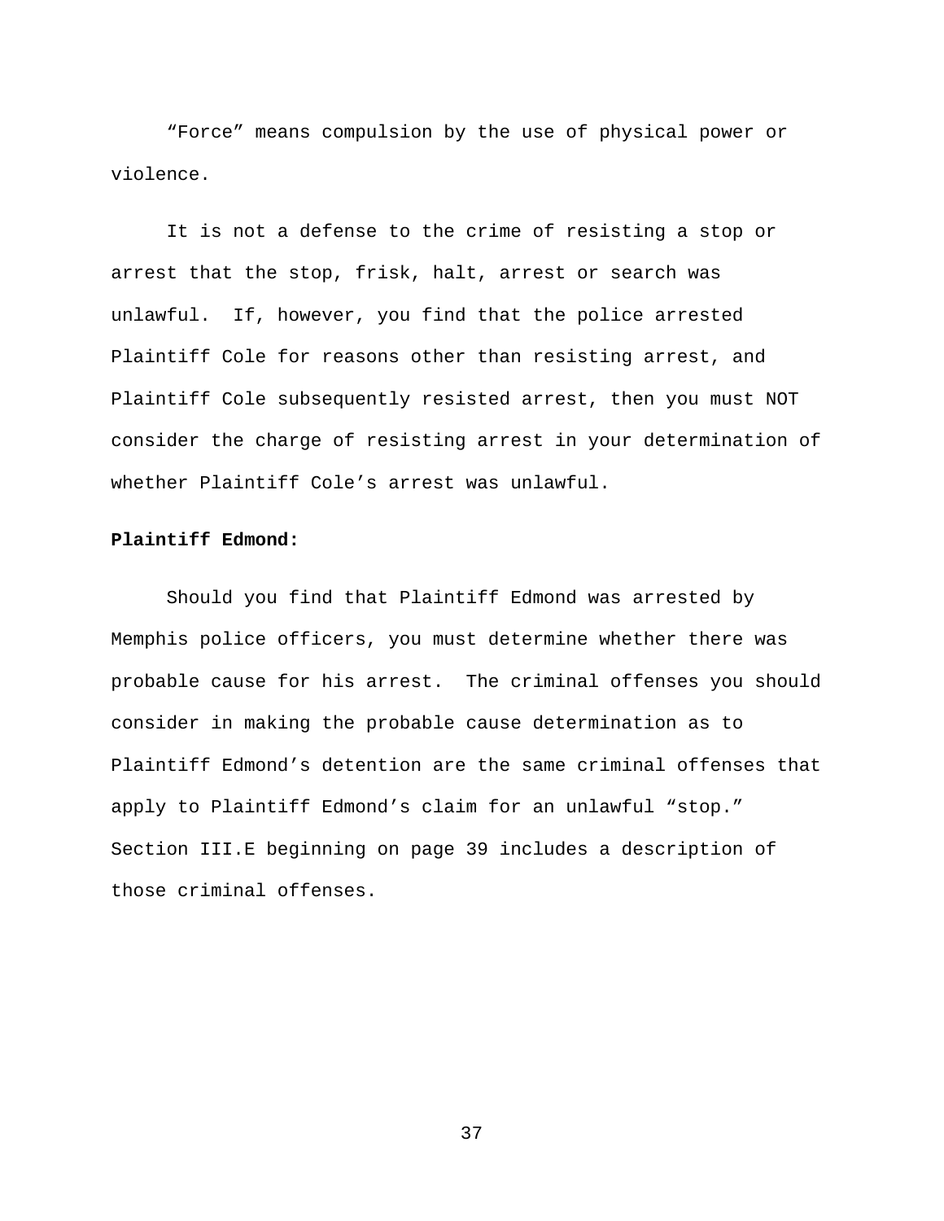"Force" means compulsion by the use of physical power or violence.

It is not a defense to the crime of resisting a stop or arrest that the stop, frisk, halt, arrest or search was unlawful. If, however, you find that the police arrested Plaintiff Cole for reasons other than resisting arrest, and Plaintiff Cole subsequently resisted arrest, then you must NOT consider the charge of resisting arrest in your determination of whether Plaintiff Cole's arrest was unlawful.

**Plaintiff Edmond:**

Should you find that Plaintiff Edmond was arrested by Memphis police officers, you must determine whether there was probable cause for his arrest. The criminal offenses you should consider in making the probable cause determination as to Plaintiff Edmond's detention are the same criminal offenses that apply to Plaintiff Edmond's claim for an unlawful "stop." Section III.E beginning on page 39 includes a description of those criminal offenses.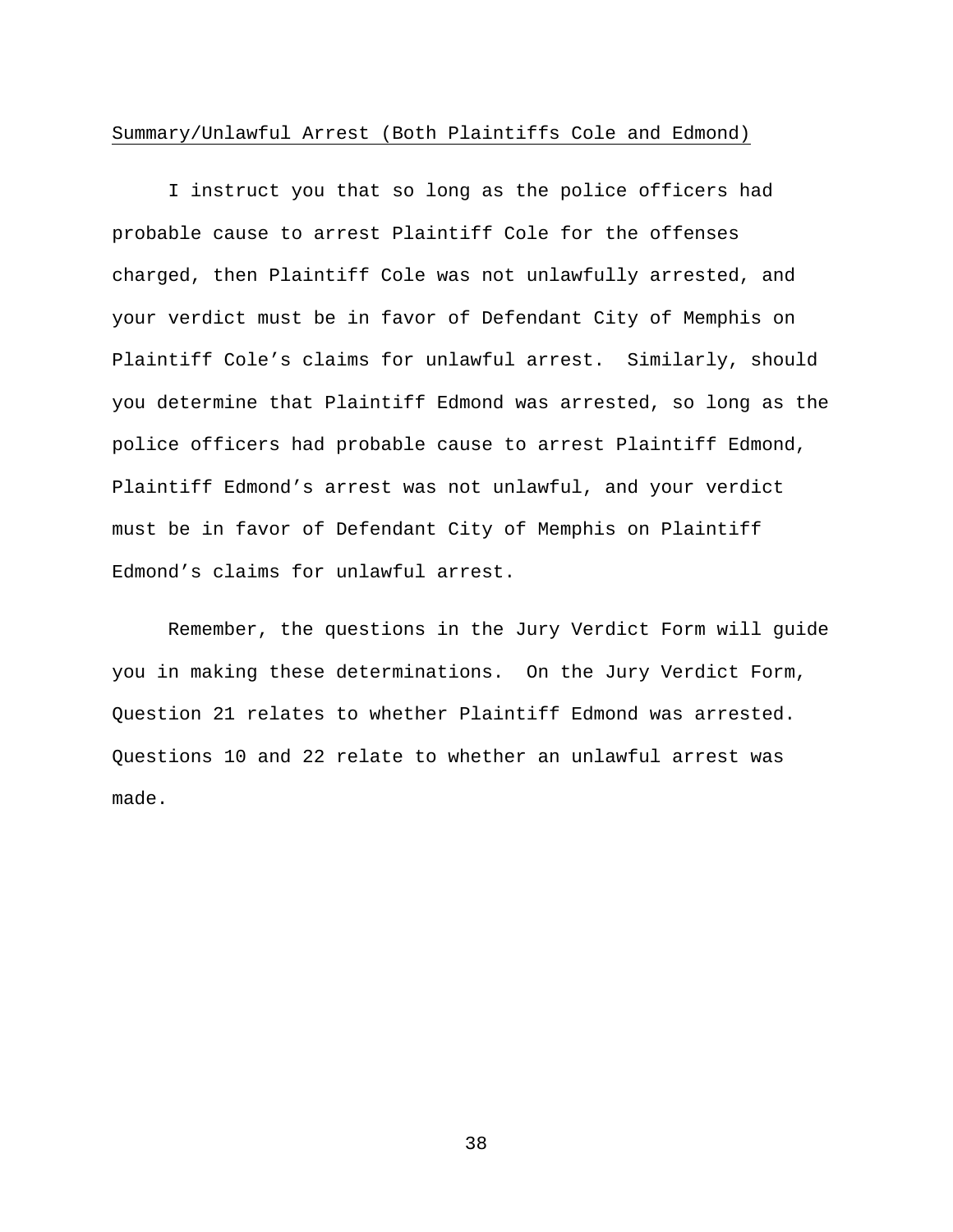Summary/Unlawful Arrest (Both Plaintiffs Cole and Edmond)

I instruct you that so long as the police officers had probable cause to arrest Plaintiff Cole for the offenses charged, then Plaintiff Cole was not unlawfully arrested, and your verdict must be in favor of Defendant City of Memphis on Plaintiff Cole's claims for unlawful arrest. Similarly, should you determine that Plaintiff Edmond was arrested, so long as the police officers had probable cause to arrest Plaintiff Edmond, Plaintiff Edmond's arrest was not unlawful, and your verdict must be in favor of Defendant City of Memphis on Plaintiff Edmond's claims for unlawful arrest.

Remember, the questions in the Jury Verdict Form will guide you in making these determinations. On the Jury Verdict Form, Question 21 relates to whether Plaintiff Edmond was arrested. Questions 10 and 22 relate to whether an unlawful arrest was made.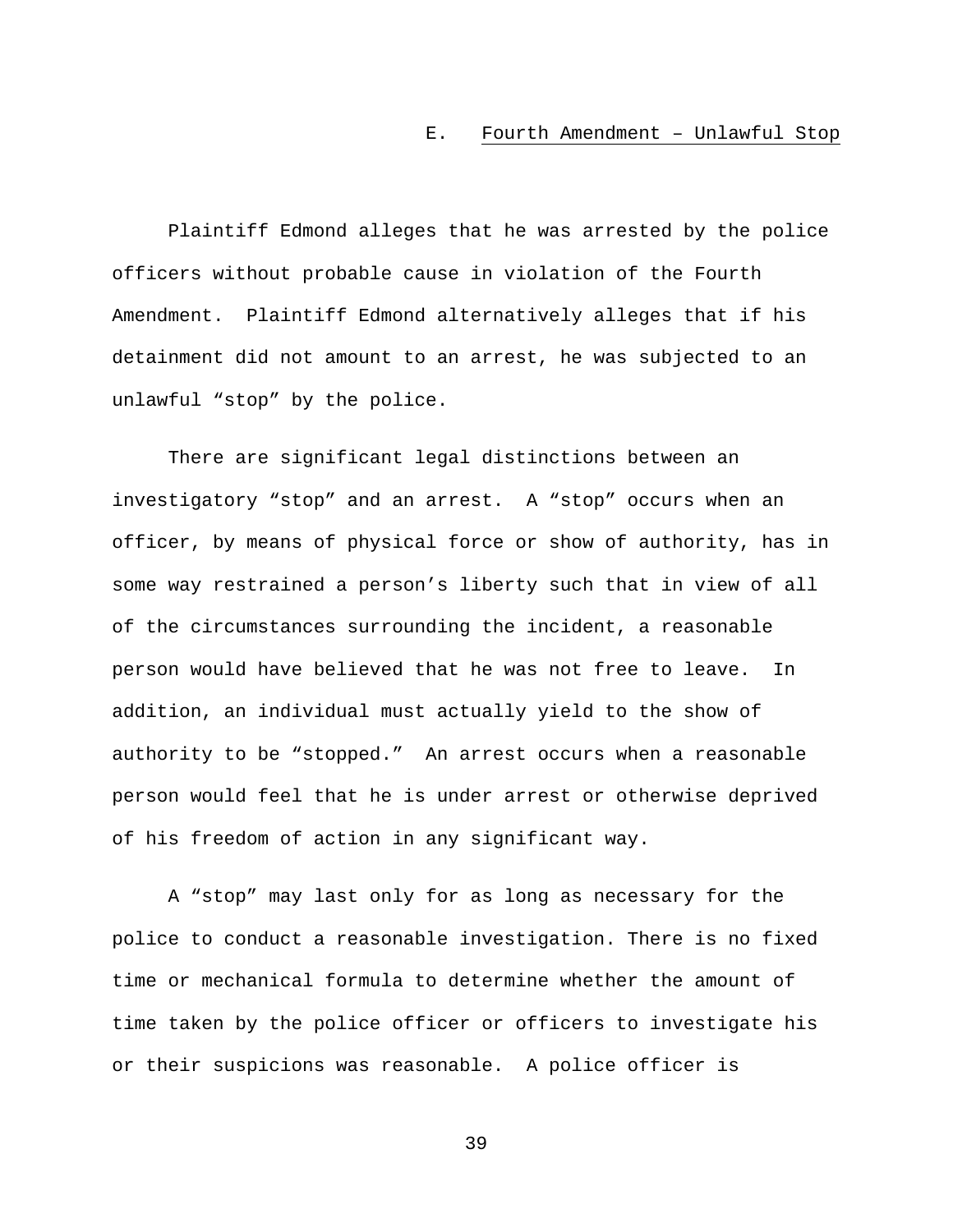### E. Fourth Amendment – Unlawful Stop

Plaintiff Edmond alleges that he was arrested by the police officers without probable cause in violation of the Fourth Amendment. Plaintiff Edmond alternatively alleges that if his detainment did not amount to an arrest, he was subjected to an unlawful "stop" by the police.

There are significant legal distinctions between an investigatory "stop" and an arrest. A "stop" occurs when an officer, by means of physical force or show of authority, has in some way restrained a person's liberty such that in view of all of the circumstances surrounding the incident, a reasonable person would have believed that he was not free to leave. In addition, an individual must actually yield to the show of authority to be "stopped." An arrest occurs when a reasonable person would feel that he is under arrest or otherwise deprived of his freedom of action in any significant way.

A "stop" may last only for as long as necessary for the police to conduct a reasonable investigation. There is no fixed time or mechanical formula to determine whether the amount of time taken by the police officer or officers to investigate his or their suspicions was reasonable. A police officer is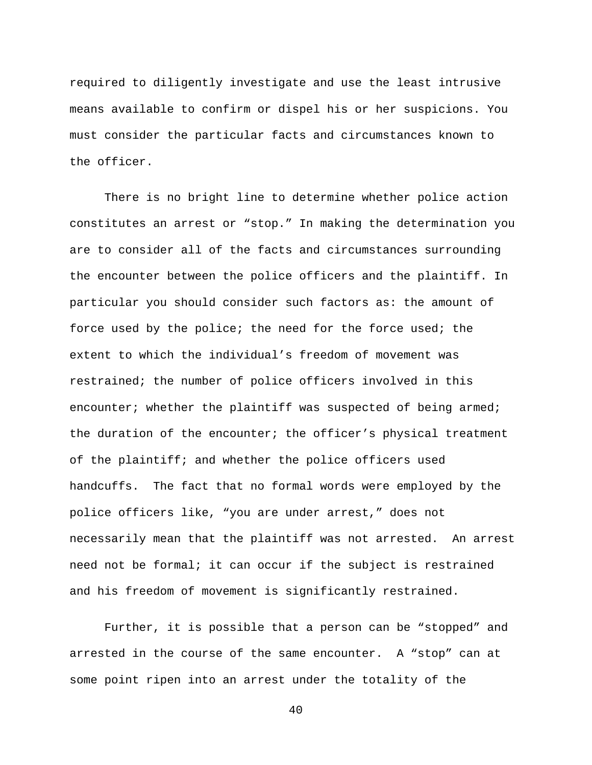required to diligently investigate and use the least intrusive means available to confirm or dispel his or her suspicions. You must consider the particular facts and circumstances known to the officer.

There is no bright line to determine whether police action constitutes an arrest or “stop.” In making the determination you are to consider all of the facts and circumstances surrounding the encounter between the police officers and the plaintiff. In particular you should consider such factors as: the amount of force used by the police; the need for the force used; the extent to which the individual’s freedom of movement was restrained; the number of police officers involved in this encounter; whether the plaintiff was suspected of being armed; the duration of the encounter; the officer’s physical treatment of the plaintiff; and whether the police officers used handcuffs. The fact that no formal words were employed by the police officers like, “you are under arrest,” does not necessarily mean that the plaintiff was not arrested. An arrest need not be formal; it can occur if the subject is restrained and his freedom of movement is significantly restrained.

Further, it is possible that a person can be “stopped” and arrested in the course of the same encounter. A “stop” can at some point ripen into an arrest under the totality of the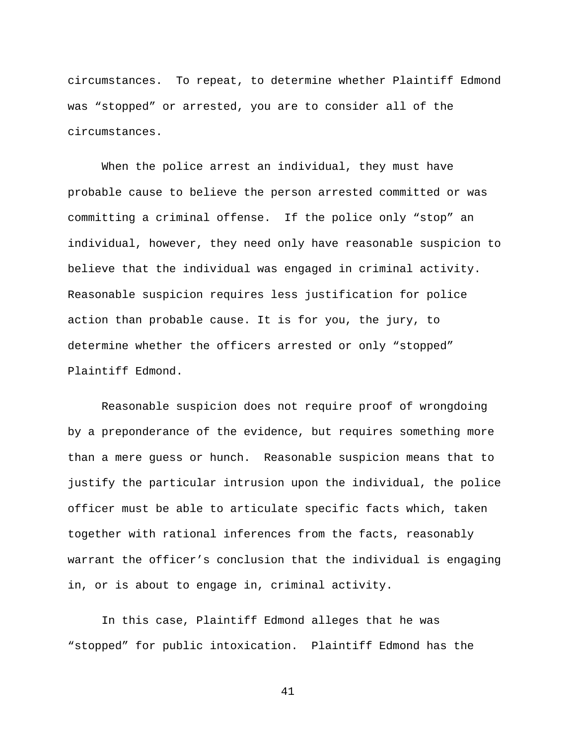circumstances.  To repeat, to determine whether Plaintiff Edmond was "stopped" or arrested, you are to consider all of the circumstances.

When the police arrest an individual, they must have probable cause to believe the person arrested committed or was committing a criminal offense.  If the police only "stop" an individual, however, they need only have reasonable suspicion to believe that the individual was engaged in criminal activity. Reasonable suspicion requires less justification for police action than probable cause. It is for you, the jury, to determine whether the officers arrested or only "stopped" Plaintiff Edmond.

Reasonable suspicion does not require proof of wrongdoing by a preponderance of the evidence, but requires something more than a mere guess or hunch.  Reasonable suspicion means that to justify the particular intrusion upon the individual, the police officer must be able to articulate specific facts which, taken together with rational inferences from the facts, reasonably warrant the officer's conclusion that the individual is engaging in, or is about to engage in, criminal activity.

In this case, Plaintiff Edmond alleges that he was "stopped" for public intoxication.  Plaintiff Edmond has the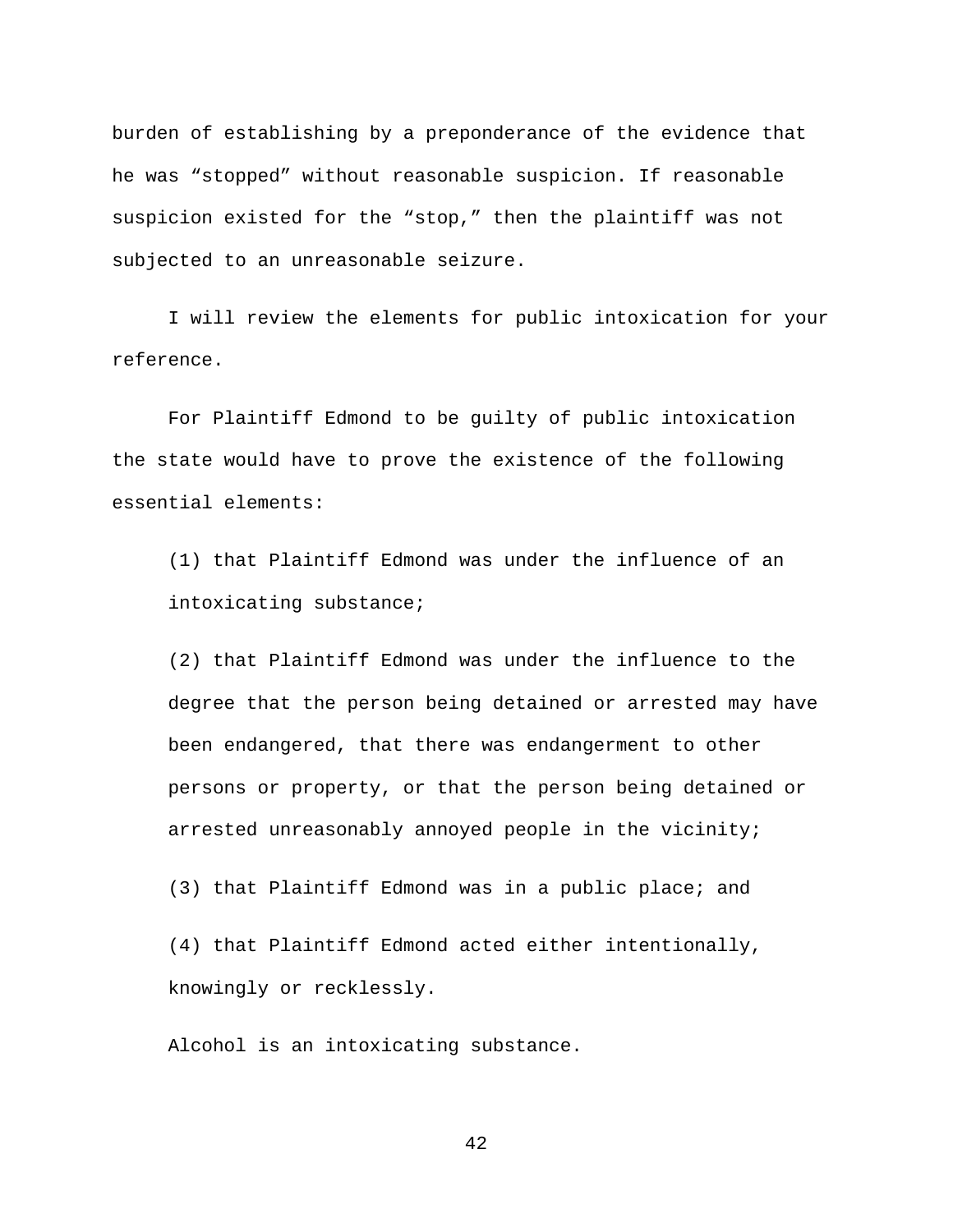burden of establishing by a preponderance of the evidence that he was “stopped” without reasonable suspicion. If reasonable suspicion existed for the “stop,” then the plaintiff was not subjected to an unreasonable seizure.

I will review the elements for public intoxication for your reference.

For Plaintiff Edmond to be guilty of public intoxication the state would have to prove the existence of the following essential elements:

(1) that Plaintiff Edmond was under the influence of an intoxicating substance;

(2) that Plaintiff Edmond was under the influence to the degree that the person being detained or arrested may have been endangered, that there was endangerment to other persons or property, or that the person being detained or arrested unreasonably annoyed people in the vicinity;

(3) that Plaintiff Edmond was in a public place; and

(4) that Plaintiff Edmond acted either intentionally, knowingly or recklessly.

Alcohol is an intoxicating substance.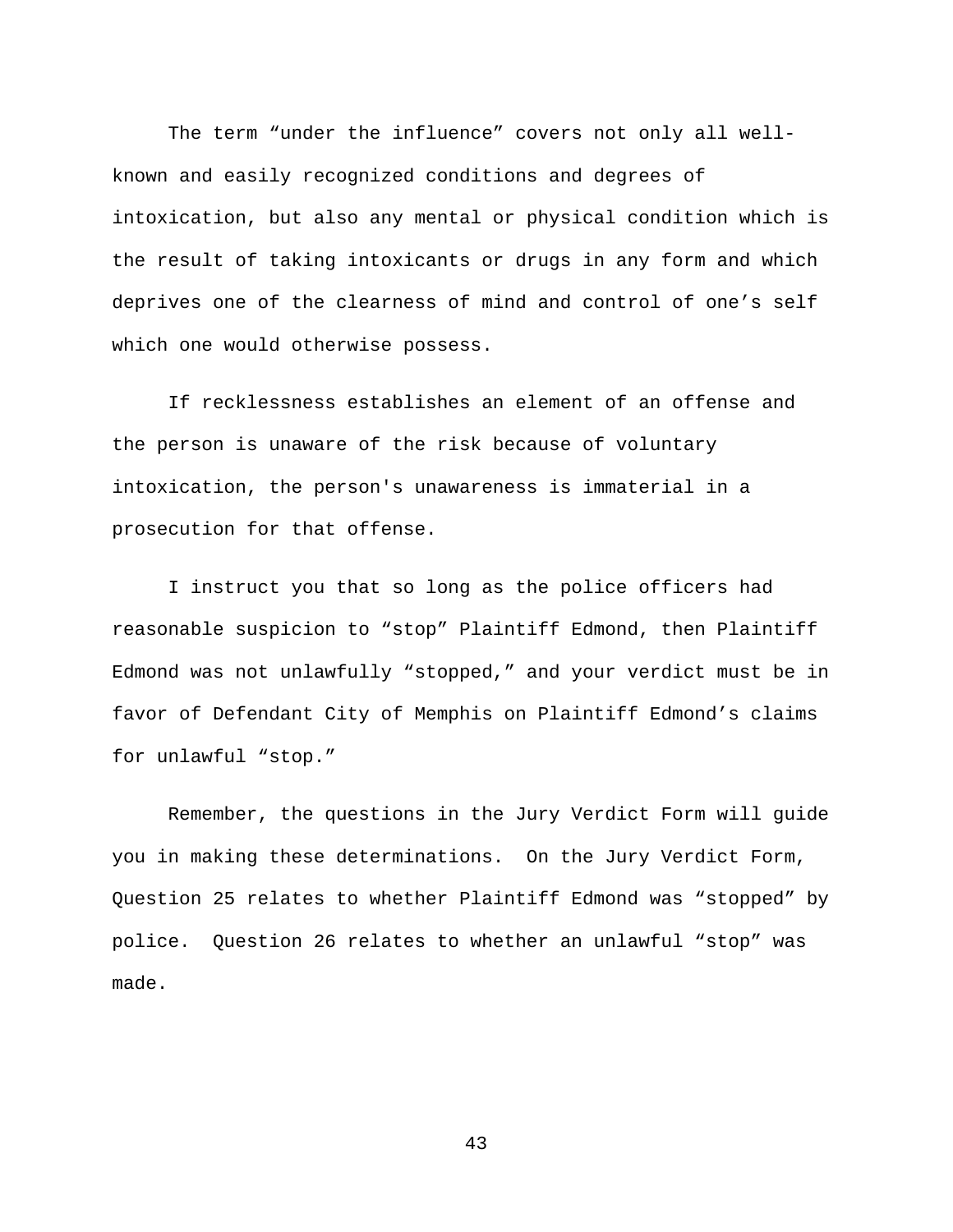The term “under the influence” covers not only all well-known and easily recognized conditions and degrees of intoxication, but also any mental or physical condition which is the result of taking intoxicants or drugs in any form and which deprives one of the clearness of mind and control of one’s self which one would otherwise possess.

If recklessness establishes an element of an offense and the person is unaware of the risk because of voluntary intoxication, the person's unawareness is immaterial in a prosecution for that offense.

I instruct you that so long as the police officers had reasonable suspicion to “stop” Plaintiff Edmond, then Plaintiff Edmond was not unlawfully “stopped,” and your verdict must be in favor of Defendant City of Memphis on Plaintiff Edmond’s claims for unlawful “stop.”

Remember, the questions in the Jury Verdict Form will guide you in making these determinations. On the Jury Verdict Form, Question 25 relates to whether Plaintiff Edmond was “stopped” by police. Question 26 relates to whether an unlawful “stop” was made.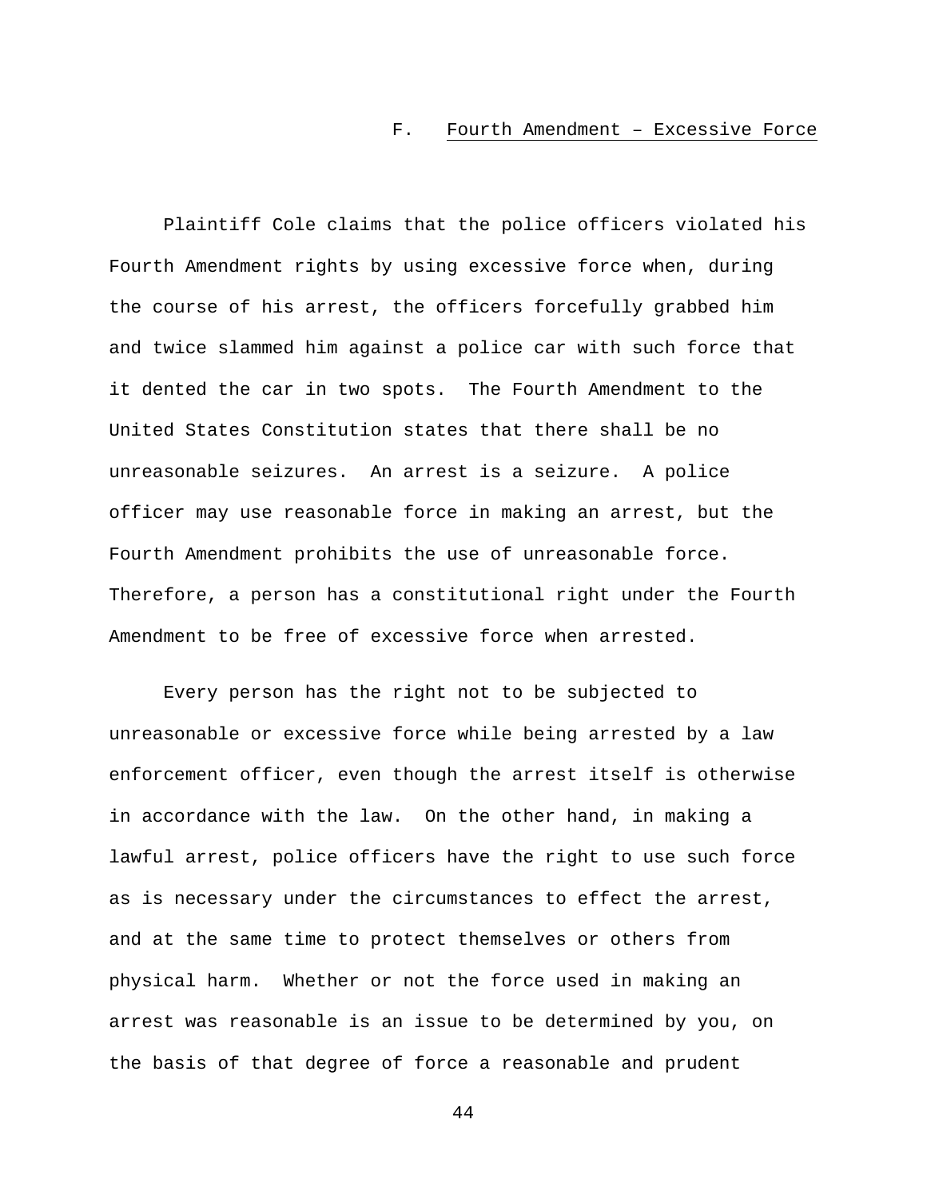### F. Fourth Amendment – Excessive Force

Plaintiff Cole claims that the police officers violated his Fourth Amendment rights by using excessive force when, during the course of his arrest, the officers forcefully grabbed him and twice slammed him against a police car with such force that it dented the car in two spots. The Fourth Amendment to the United States Constitution states that there shall be no unreasonable seizures. An arrest is a seizure. A police officer may use reasonable force in making an arrest, but the Fourth Amendment prohibits the use of unreasonable force. Therefore, a person has a constitutional right under the Fourth Amendment to be free of excessive force when arrested.

Every person has the right not to be subjected to unreasonable or excessive force while being arrested by a law enforcement officer, even though the arrest itself is otherwise in accordance with the law. On the other hand, in making a lawful arrest, police officers have the right to use such force as is necessary under the circumstances to effect the arrest, and at the same time to protect themselves or others from physical harm. Whether or not the force used in making an arrest was reasonable is an issue to be determined by you, on the basis of that degree of force a reasonable and prudent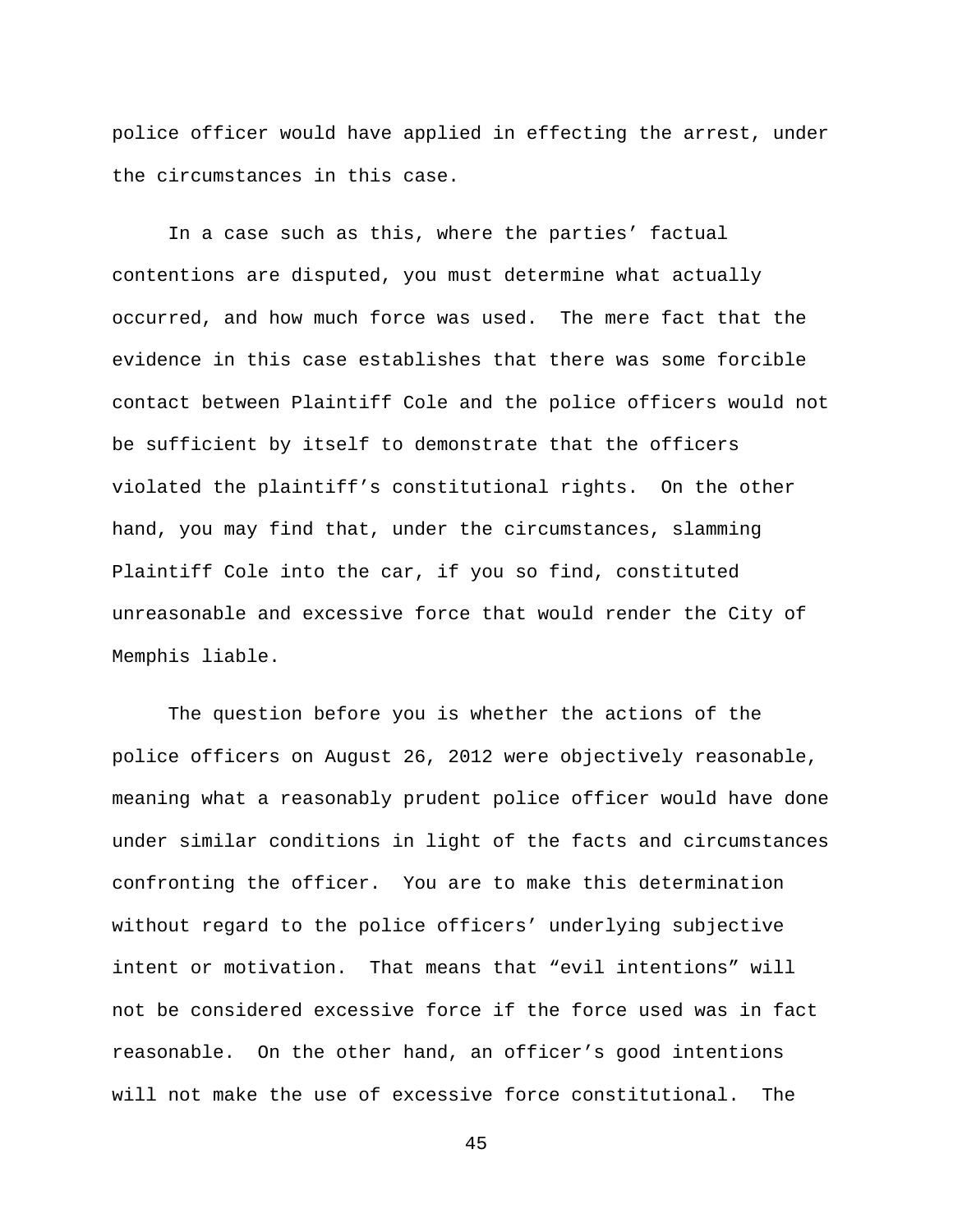police officer would have applied in effecting the arrest, under the circumstances in this case.

In a case such as this, where the parties' factual contentions are disputed, you must determine what actually occurred, and how much force was used. The mere fact that the evidence in this case establishes that there was some forcible contact between Plaintiff Cole and the police officers would not be sufficient by itself to demonstrate that the officers violated the plaintiff's constitutional rights. On the other hand, you may find that, under the circumstances, slamming Plaintiff Cole into the car, if you so find, constituted unreasonable and excessive force that would render the City of Memphis liable.

The question before you is whether the actions of the police officers on August 26, 2012 were objectively reasonable, meaning what a reasonably prudent police officer would have done under similar conditions in light of the facts and circumstances confronting the officer. You are to make this determination without regard to the police officers' underlying subjective intent or motivation. That means that "evil intentions" will not be considered excessive force if the force used was in fact reasonable. On the other hand, an officer's good intentions will not make the use of excessive force constitutional. The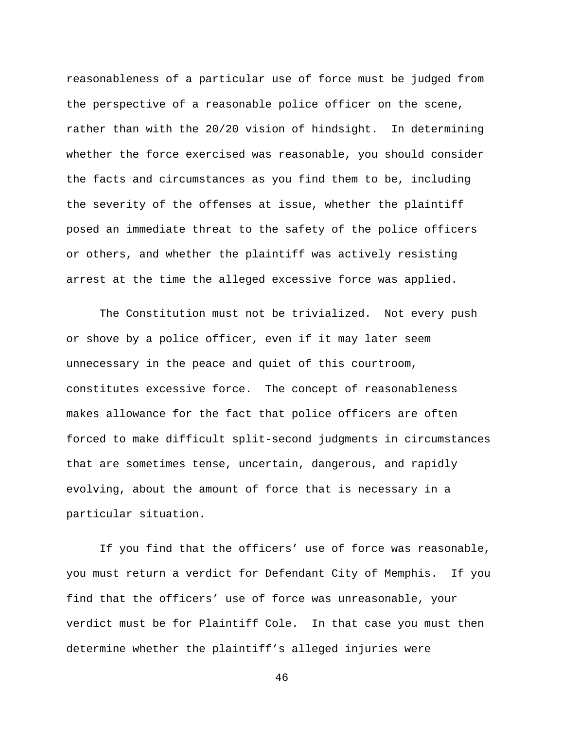reasonableness of a particular use of force must be judged from the perspective of a reasonable police officer on the scene, rather than with the 20/20 vision of hindsight. In determining whether the force exercised was reasonable, you should consider the facts and circumstances as you find them to be, including the severity of the offenses at issue, whether the plaintiff posed an immediate threat to the safety of the police officers or others, and whether the plaintiff was actively resisting arrest at the time the alleged excessive force was applied.

The Constitution must not be trivialized. Not every push or shove by a police officer, even if it may later seem unnecessary in the peace and quiet of this courtroom, constitutes excessive force. The concept of reasonableness makes allowance for the fact that police officers are often forced to make difficult split-second judgments in circumstances that are sometimes tense, uncertain, dangerous, and rapidly evolving, about the amount of force that is necessary in a particular situation.

If you find that the officers' use of force was reasonable, you must return a verdict for Defendant City of Memphis. If you find that the officers' use of force was unreasonable, your verdict must be for Plaintiff Cole. In that case you must then determine whether the plaintiff's alleged injuries were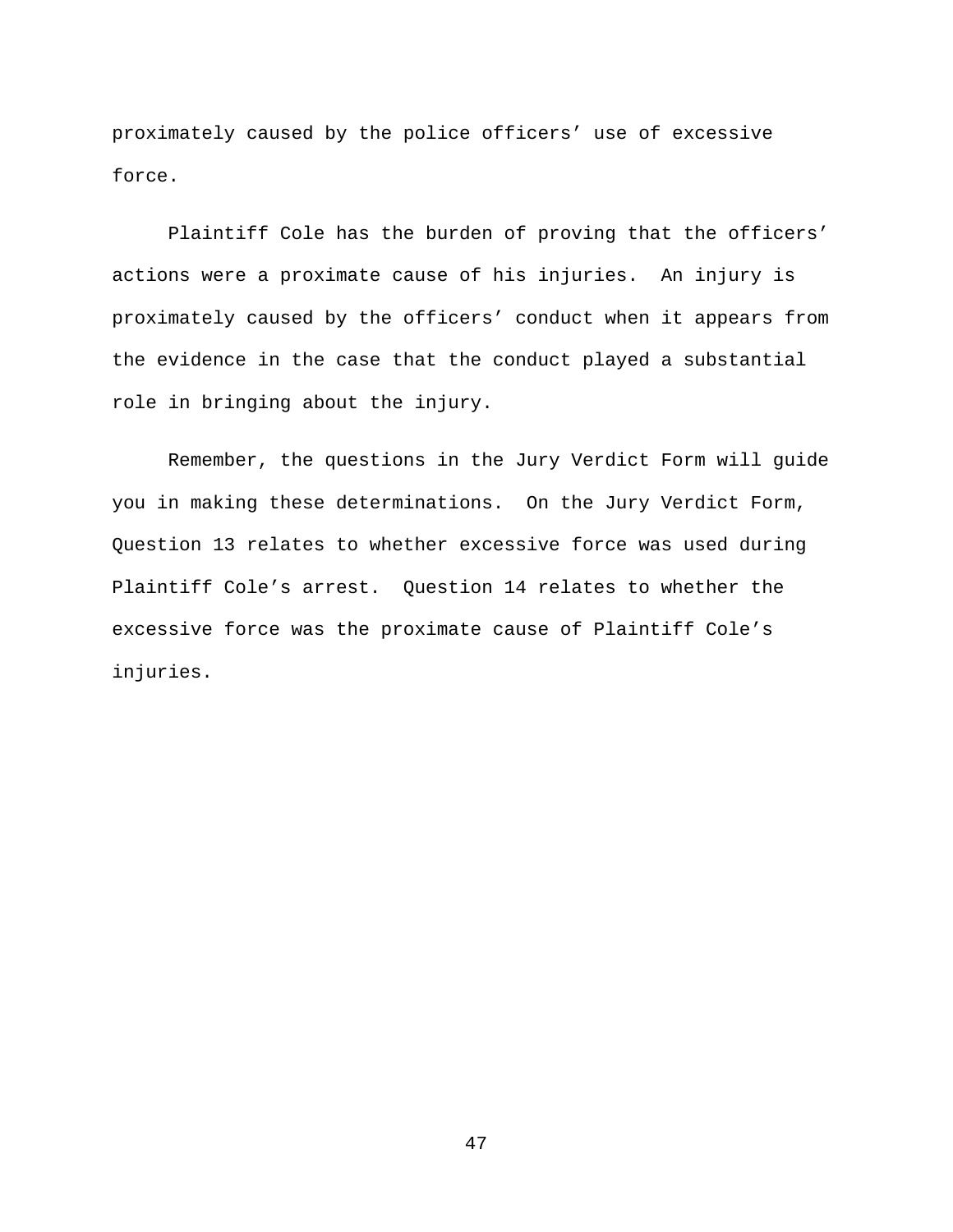proximately caused by the police officers’ use of excessive force.

Plaintiff Cole has the burden of proving that the officers’ actions were a proximate cause of his injuries. An injury is proximately caused by the officers’ conduct when it appears from the evidence in the case that the conduct played a substantial role in bringing about the injury.

Remember, the questions in the Jury Verdict Form will guide you in making these determinations. On the Jury Verdict Form, Question 13 relates to whether excessive force was used during Plaintiff Cole’s arrest. Question 14 relates to whether the excessive force was the proximate cause of Plaintiff Cole’s injuries.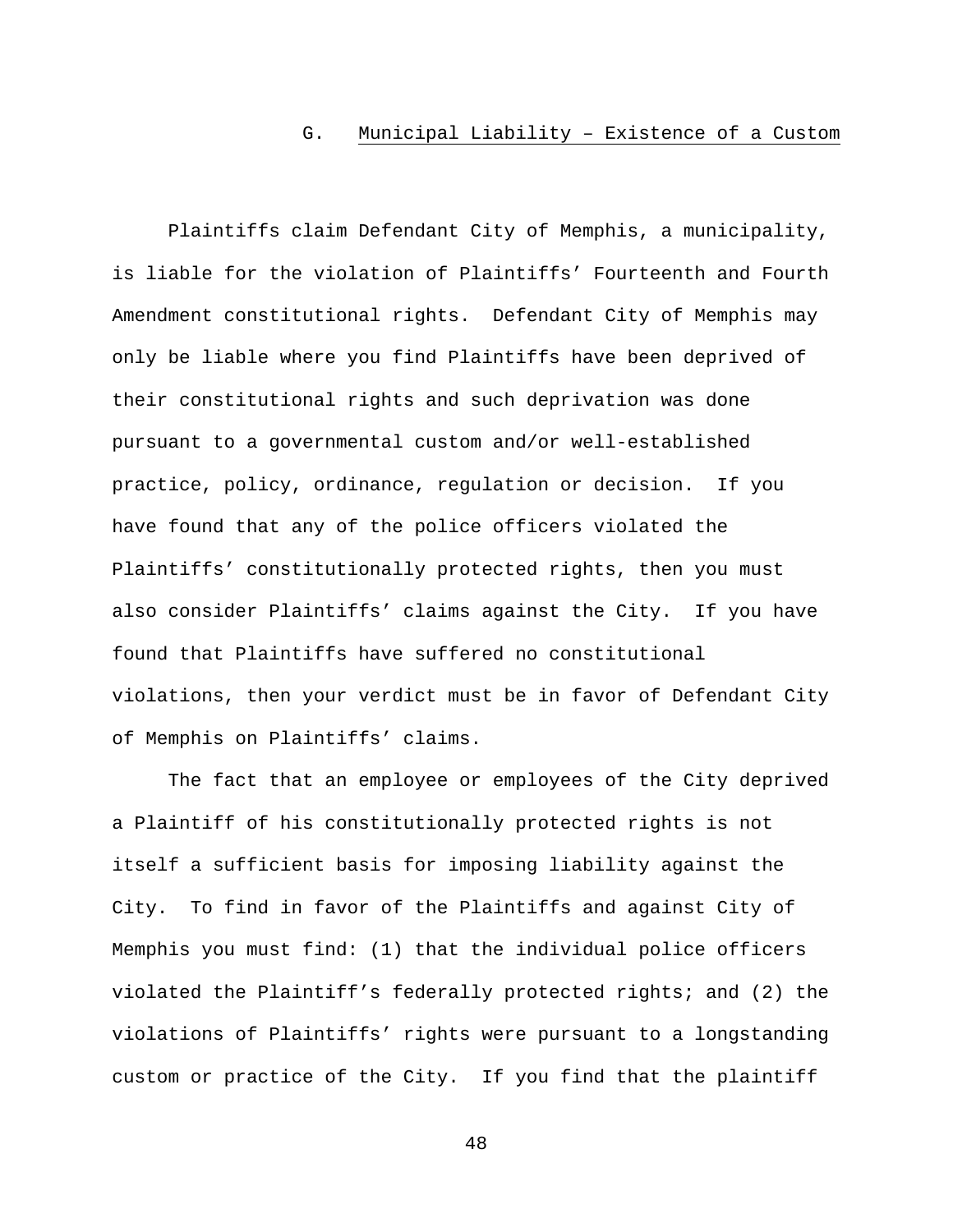### G. Municipal Liability – Existence of a Custom

Plaintiffs claim Defendant City of Memphis, a municipality, is liable for the violation of Plaintiffs' Fourteenth and Fourth Amendment constitutional rights. Defendant City of Memphis may only be liable where you find Plaintiffs have been deprived of their constitutional rights and such deprivation was done pursuant to a governmental custom and/or well-established practice, policy, ordinance, regulation or decision. If you have found that any of the police officers violated the Plaintiffs' constitutionally protected rights, then you must also consider Plaintiffs' claims against the City. If you have found that Plaintiffs have suffered no constitutional violations, then your verdict must be in favor of Defendant City of Memphis on Plaintiffs' claims.

The fact that an employee or employees of the City deprived a Plaintiff of his constitutionally protected rights is not itself a sufficient basis for imposing liability against the City. To find in favor of the Plaintiffs and against City of Memphis you must find: (1) that the individual police officers violated the Plaintiff's federally protected rights; and (2) the violations of Plaintiffs' rights were pursuant to a longstanding custom or practice of the City. If you find that the plaintiff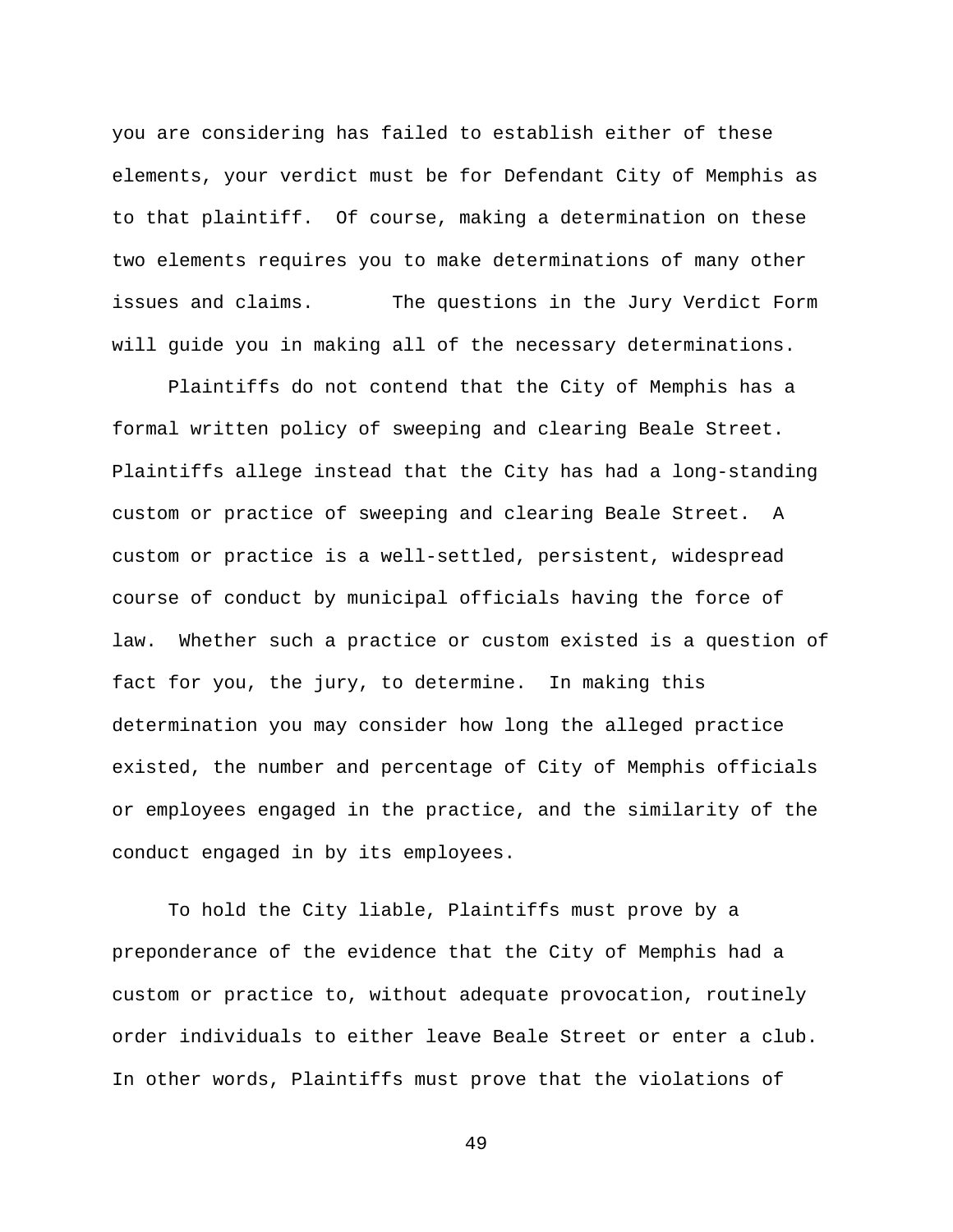you are considering has failed to establish either of these elements, your verdict must be for Defendant City of Memphis as to that plaintiff. Of course, making a determination on these two elements requires you to make determinations of many other issues and claims. The questions in the Jury Verdict Form will guide you in making all of the necessary determinations.

Plaintiffs do not contend that the City of Memphis has a formal written policy of sweeping and clearing Beale Street. Plaintiffs allege instead that the City has had a long-standing custom or practice of sweeping and clearing Beale Street. A custom or practice is a well-settled, persistent, widespread course of conduct by municipal officials having the force of law. Whether such a practice or custom existed is a question of fact for you, the jury, to determine. In making this determination you may consider how long the alleged practice existed, the number and percentage of City of Memphis officials or employees engaged in the practice, and the similarity of the conduct engaged in by its employees.

To hold the City liable, Plaintiffs must prove by a preponderance of the evidence that the City of Memphis had a custom or practice to, without adequate provocation, routinely order individuals to either leave Beale Street or enter a club. In other words, Plaintiffs must prove that the violations of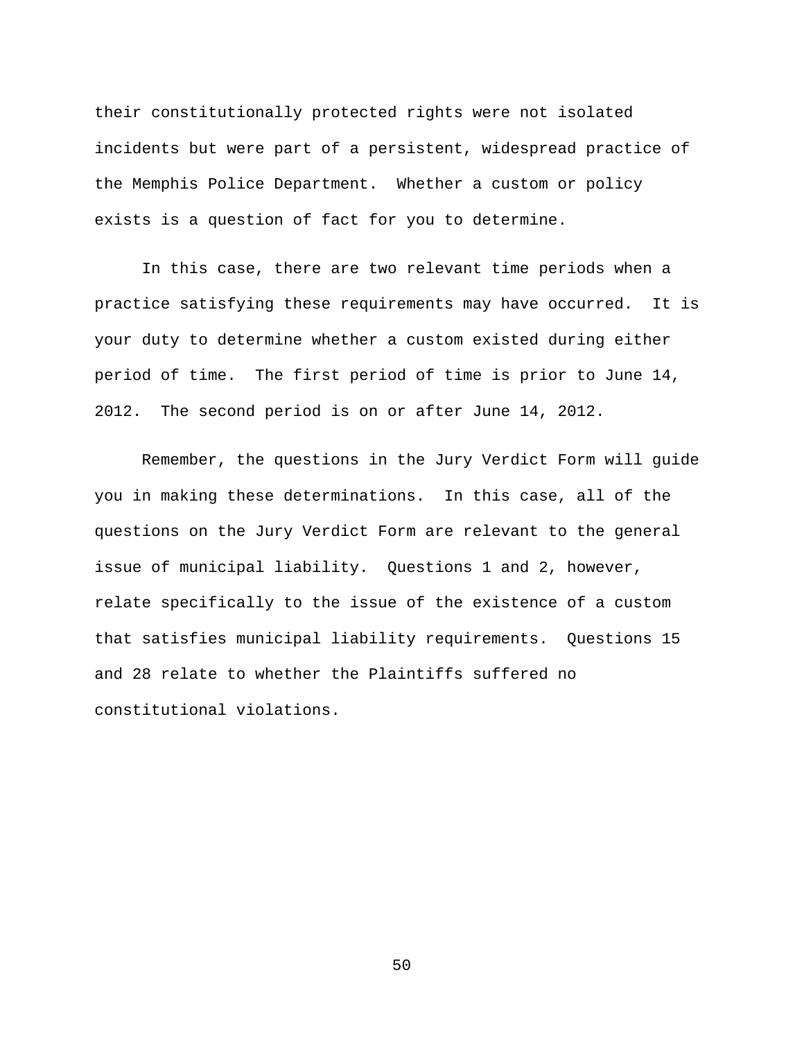their constitutionally protected rights were not isolated incidents but were part of a persistent, widespread practice of the Memphis Police Department. Whether a custom or policy exists is a question of fact for you to determine.

In this case, there are two relevant time periods when a practice satisfying these requirements may have occurred. It is your duty to determine whether a custom existed during either period of time. The first period of time is prior to June 14, 2012. The second period is on or after June 14, 2012.

Remember, the questions in the Jury Verdict Form will guide you in making these determinations. In this case, all of the questions on the Jury Verdict Form are relevant to the general issue of municipal liability. Questions 1 and 2, however, relate specifically to the issue of the existence of a custom that satisfies municipal liability requirements. Questions 15 and 28 relate to whether the Plaintiffs suffered no constitutional violations.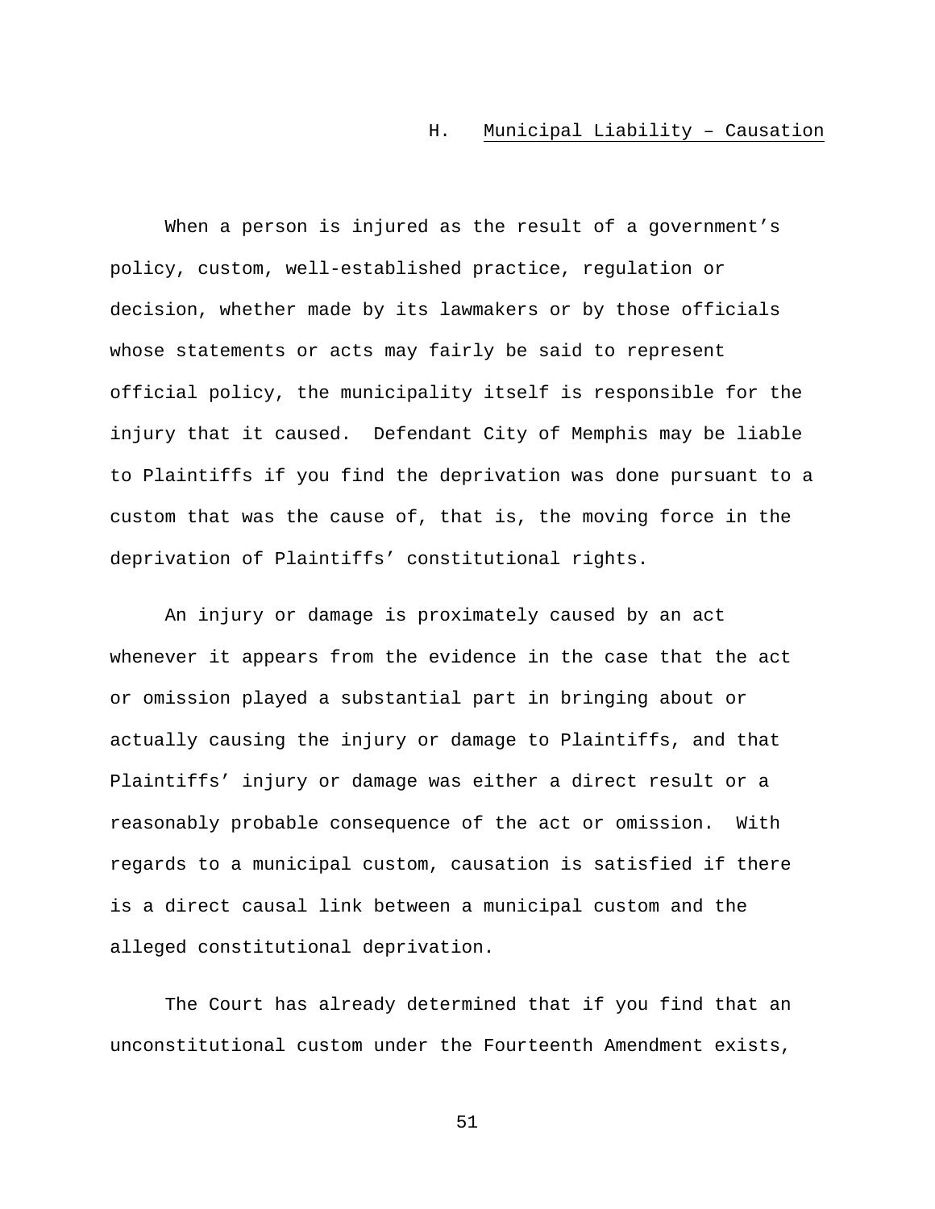## H. Municipal Liability – Causation

When a person is injured as the result of a government's policy, custom, well-established practice, regulation or decision, whether made by its lawmakers or by those officials whose statements or acts may fairly be said to represent official policy, the municipality itself is responsible for the injury that it caused. Defendant City of Memphis may be liable to Plaintiffs if you find the deprivation was done pursuant to a custom that was the cause of, that is, the moving force in the deprivation of Plaintiffs' constitutional rights.

An injury or damage is proximately caused by an act whenever it appears from the evidence in the case that the act or omission played a substantial part in bringing about or actually causing the injury or damage to Plaintiffs, and that Plaintiffs' injury or damage was either a direct result or a reasonably probable consequence of the act or omission. With regards to a municipal custom, causation is satisfied if there is a direct causal link between a municipal custom and the alleged constitutional deprivation.

The Court has already determined that if you find that an unconstitutional custom under the Fourteenth Amendment exists,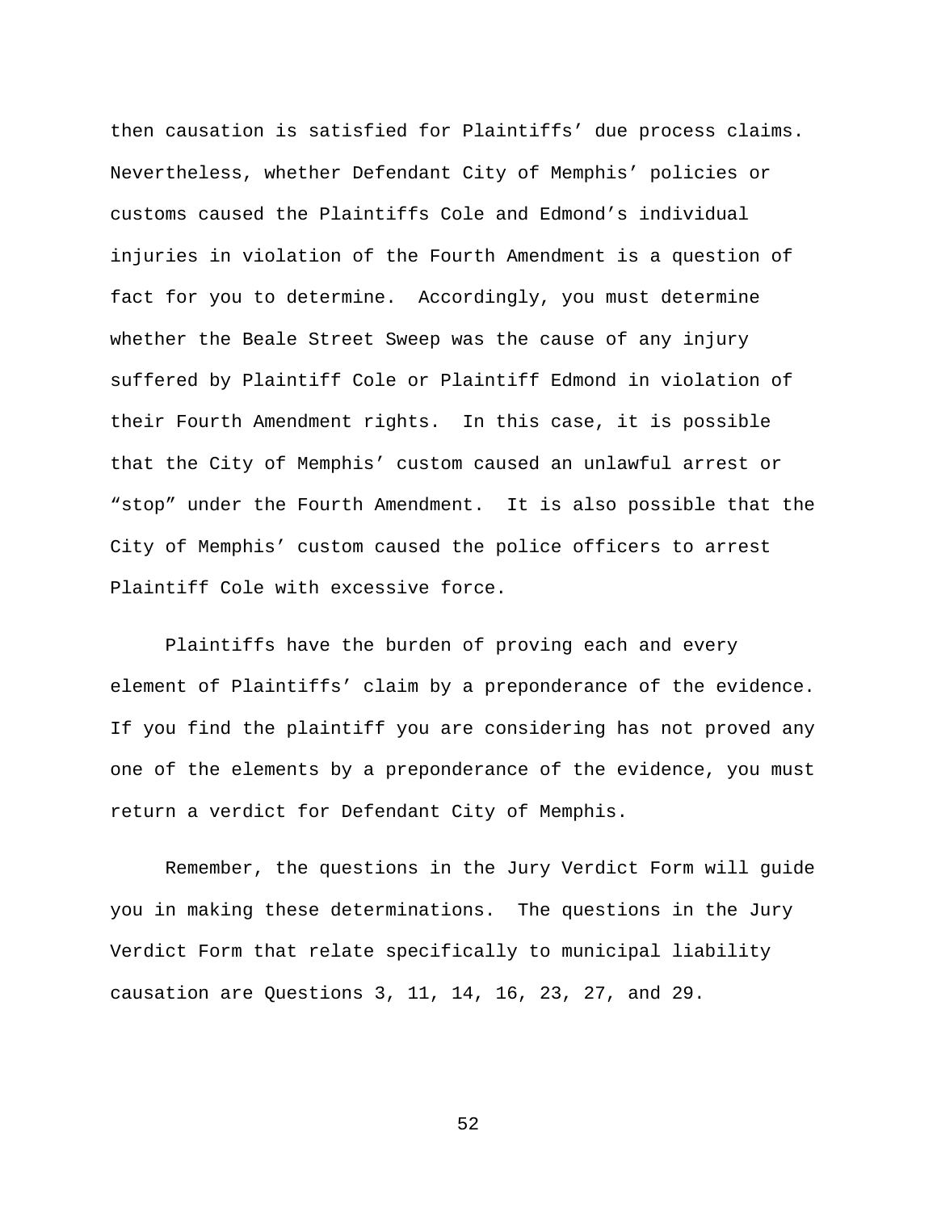then causation is satisfied for Plaintiffs' due process claims. Nevertheless, whether Defendant City of Memphis' policies or customs caused the Plaintiffs Cole and Edmond's individual injuries in violation of the Fourth Amendment is a question of fact for you to determine. Accordingly, you must determine whether the Beale Street Sweep was the cause of any injury suffered by Plaintiff Cole or Plaintiff Edmond in violation of their Fourth Amendment rights. In this case, it is possible that the City of Memphis' custom caused an unlawful arrest or "stop" under the Fourth Amendment. It is also possible that the City of Memphis' custom caused the police officers to arrest Plaintiff Cole with excessive force.

Plaintiffs have the burden of proving each and every element of Plaintiffs' claim by a preponderance of the evidence. If you find the plaintiff you are considering has not proved any one of the elements by a preponderance of the evidence, you must return a verdict for Defendant City of Memphis.

Remember, the questions in the Jury Verdict Form will guide you in making these determinations. The questions in the Jury Verdict Form that relate specifically to municipal liability causation are Questions 3, 11, 14, 16, 23, 27, and 29.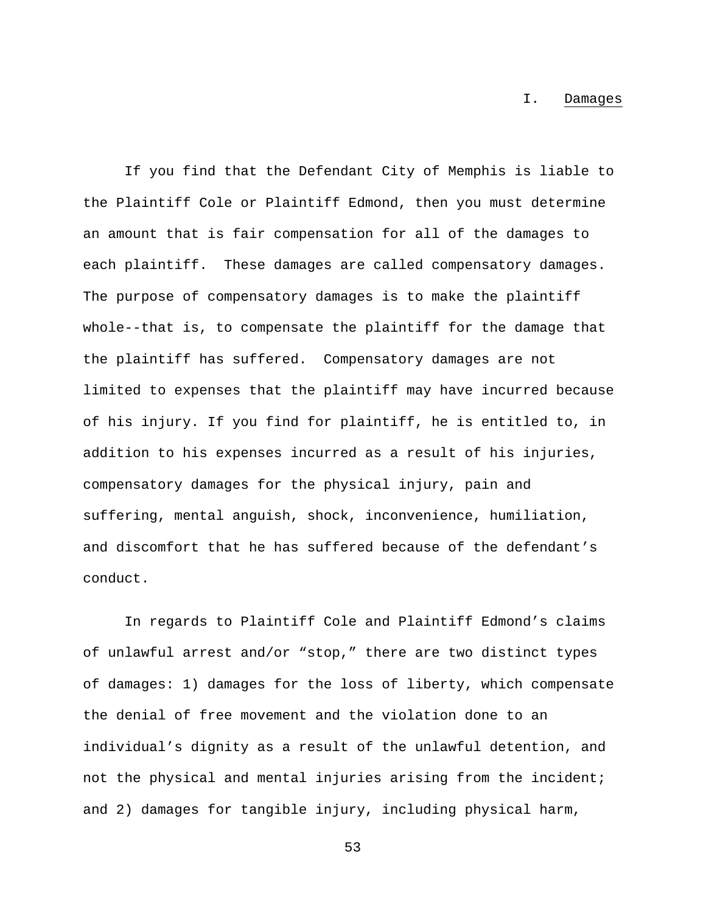## I. Damages

If you find that the Defendant City of Memphis is liable to the Plaintiff Cole or Plaintiff Edmond, then you must determine an amount that is fair compensation for all of the damages to each plaintiff. These damages are called compensatory damages. The purpose of compensatory damages is to make the plaintiff whole--that is, to compensate the plaintiff for the damage that the plaintiff has suffered. Compensatory damages are not limited to expenses that the plaintiff may have incurred because of his injury. If you find for plaintiff, he is entitled to, in addition to his expenses incurred as a result of his injuries, compensatory damages for the physical injury, pain and suffering, mental anguish, shock, inconvenience, humiliation, and discomfort that he has suffered because of the defendant's conduct.

In regards to Plaintiff Cole and Plaintiff Edmond's claims of unlawful arrest and/or "stop," there are two distinct types of damages: 1) damages for the loss of liberty, which compensate the denial of free movement and the violation done to an individual's dignity as a result of the unlawful detention, and not the physical and mental injuries arising from the incident; and 2) damages for tangible injury, including physical harm,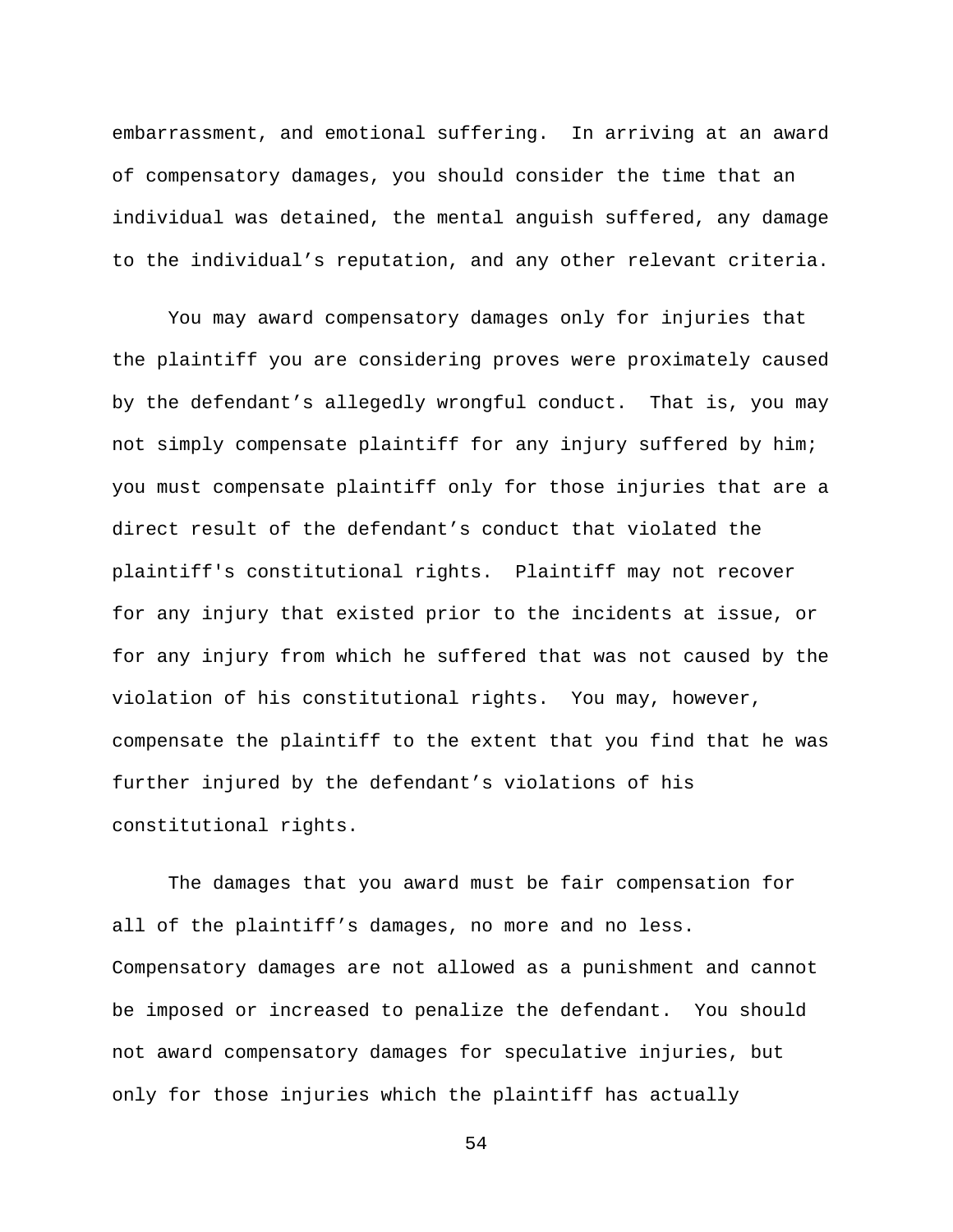embarrassment, and emotional suffering. In arriving at an award of compensatory damages, you should consider the time that an individual was detained, the mental anguish suffered, any damage to the individual's reputation, and any other relevant criteria.

You may award compensatory damages only for injuries that the plaintiff you are considering proves were proximately caused by the defendant's allegedly wrongful conduct. That is, you may not simply compensate plaintiff for any injury suffered by him; you must compensate plaintiff only for those injuries that are a direct result of the defendant's conduct that violated the plaintiff's constitutional rights. Plaintiff may not recover for any injury that existed prior to the incidents at issue, or for any injury from which he suffered that was not caused by the violation of his constitutional rights. You may, however, compensate the plaintiff to the extent that you find that he was further injured by the defendant's violations of his constitutional rights.

The damages that you award must be fair compensation for all of the plaintiff's damages, no more and no less. Compensatory damages are not allowed as a punishment and cannot be imposed or increased to penalize the defendant. You should not award compensatory damages for speculative injuries, but only for those injuries which the plaintiff has actually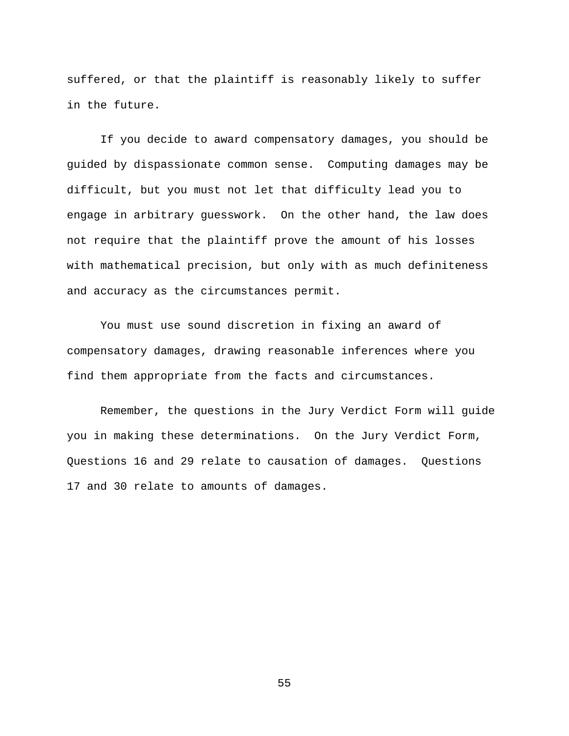suffered, or that the plaintiff is reasonably likely to suffer in the future.

If you decide to award compensatory damages, you should be guided by dispassionate common sense. Computing damages may be difficult, but you must not let that difficulty lead you to engage in arbitrary guesswork. On the other hand, the law does not require that the plaintiff prove the amount of his losses with mathematical precision, but only with as much definiteness and accuracy as the circumstances permit.

You must use sound discretion in fixing an award of compensatory damages, drawing reasonable inferences where you find them appropriate from the facts and circumstances.

Remember, the questions in the Jury Verdict Form will guide you in making these determinations. On the Jury Verdict Form, Questions 16 and 29 relate to causation of damages. Questions 17 and 30 relate to amounts of damages.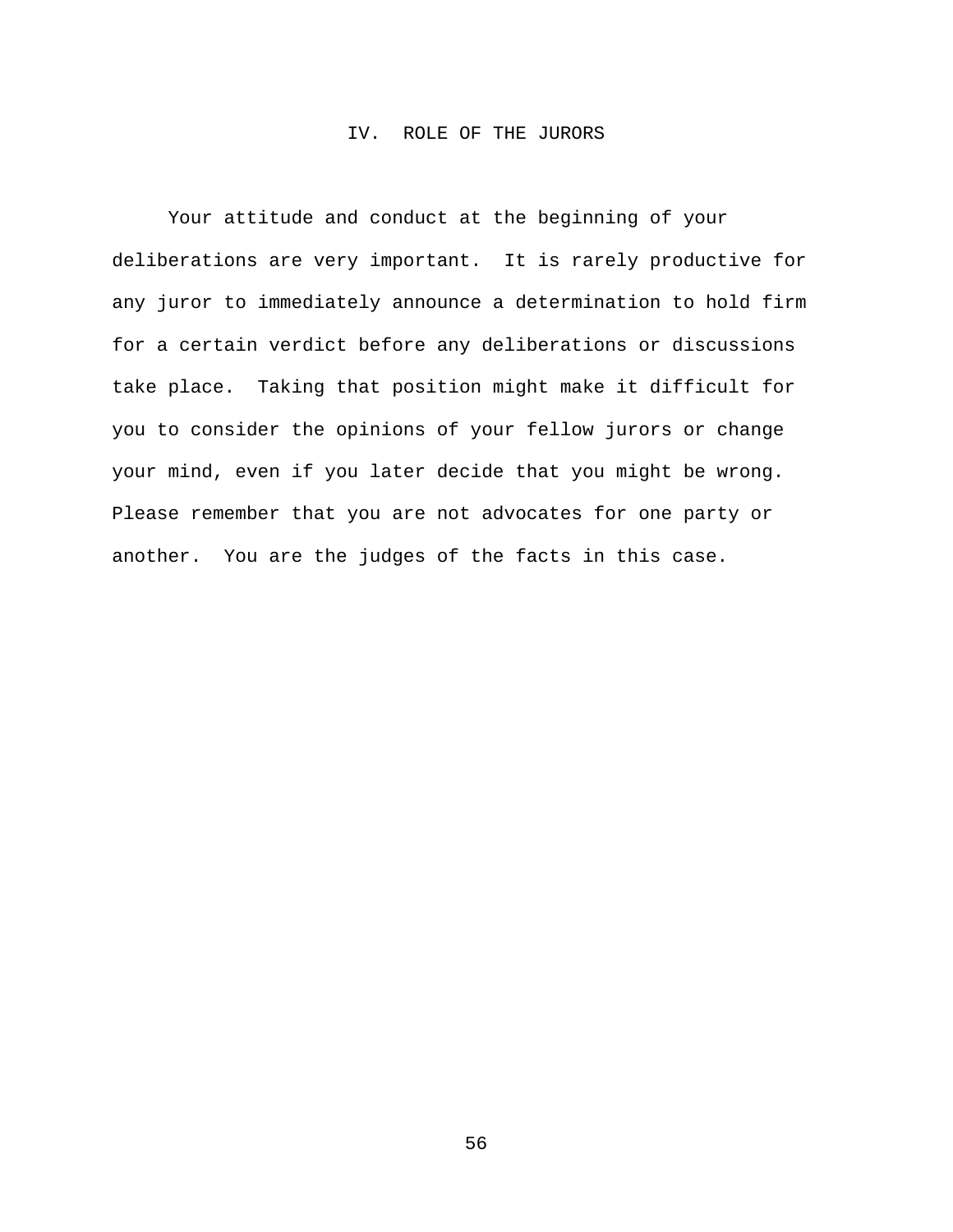## IV. ROLE OF THE JURORS

Your attitude and conduct at the beginning of your deliberations are very important. It is rarely productive for any juror to immediately announce a determination to hold firm for a certain verdict before any deliberations or discussions take place. Taking that position might make it difficult for you to consider the opinions of your fellow jurors or change your mind, even if you later decide that you might be wrong. Please remember that you are not advocates for one party or another. You are the judges of the facts in this case.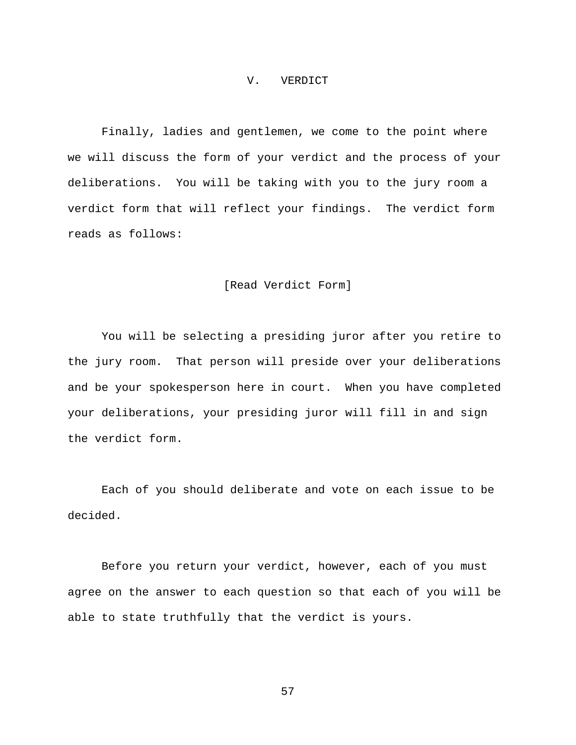## V. VERDICT

Finally, ladies and gentlemen, we come to the point where we will discuss the form of your verdict and the process of your deliberations. You will be taking with you to the jury room a verdict form that will reflect your findings. The verdict form reads as follows:

[Read Verdict Form]

You will be selecting a presiding juror after you retire to the jury room. That person will preside over your deliberations and be your spokesperson here in court. When you have completed your deliberations, your presiding juror will fill in and sign the verdict form.

Each of you should deliberate and vote on each issue to be decided.

Before you return your verdict, however, each of you must agree on the answer to each question so that each of you will be able to state truthfully that the verdict is yours.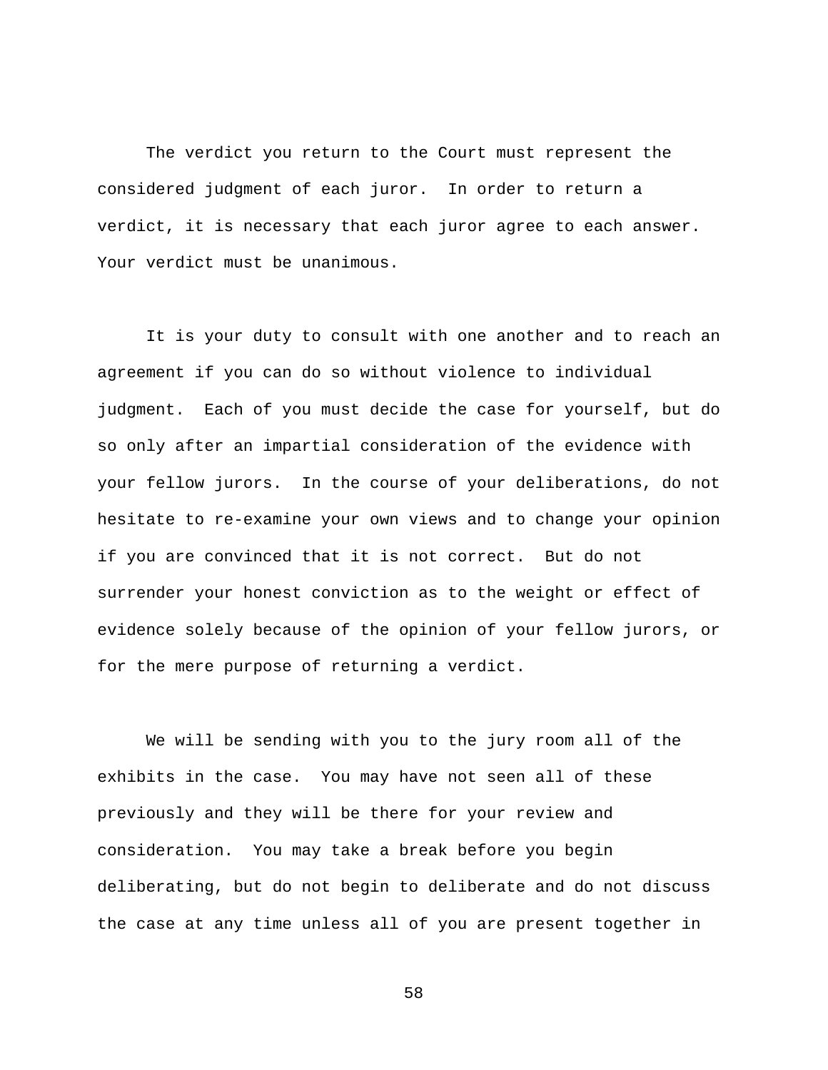The verdict you return to the Court must represent the considered judgment of each juror. In order to return a verdict, it is necessary that each juror agree to each answer. Your verdict must be unanimous.

It is your duty to consult with one another and to reach an agreement if you can do so without violence to individual judgment. Each of you must decide the case for yourself, but do so only after an impartial consideration of the evidence with your fellow jurors. In the course of your deliberations, do not hesitate to re-examine your own views and to change your opinion if you are convinced that it is not correct. But do not surrender your honest conviction as to the weight or effect of evidence solely because of the opinion of your fellow jurors, or for the mere purpose of returning a verdict.

We will be sending with you to the jury room all of the exhibits in the case. You may have not seen all of these previously and they will be there for your review and consideration. You may take a break before you begin deliberating, but do not begin to deliberate and do not discuss the case at any time unless all of you are present together in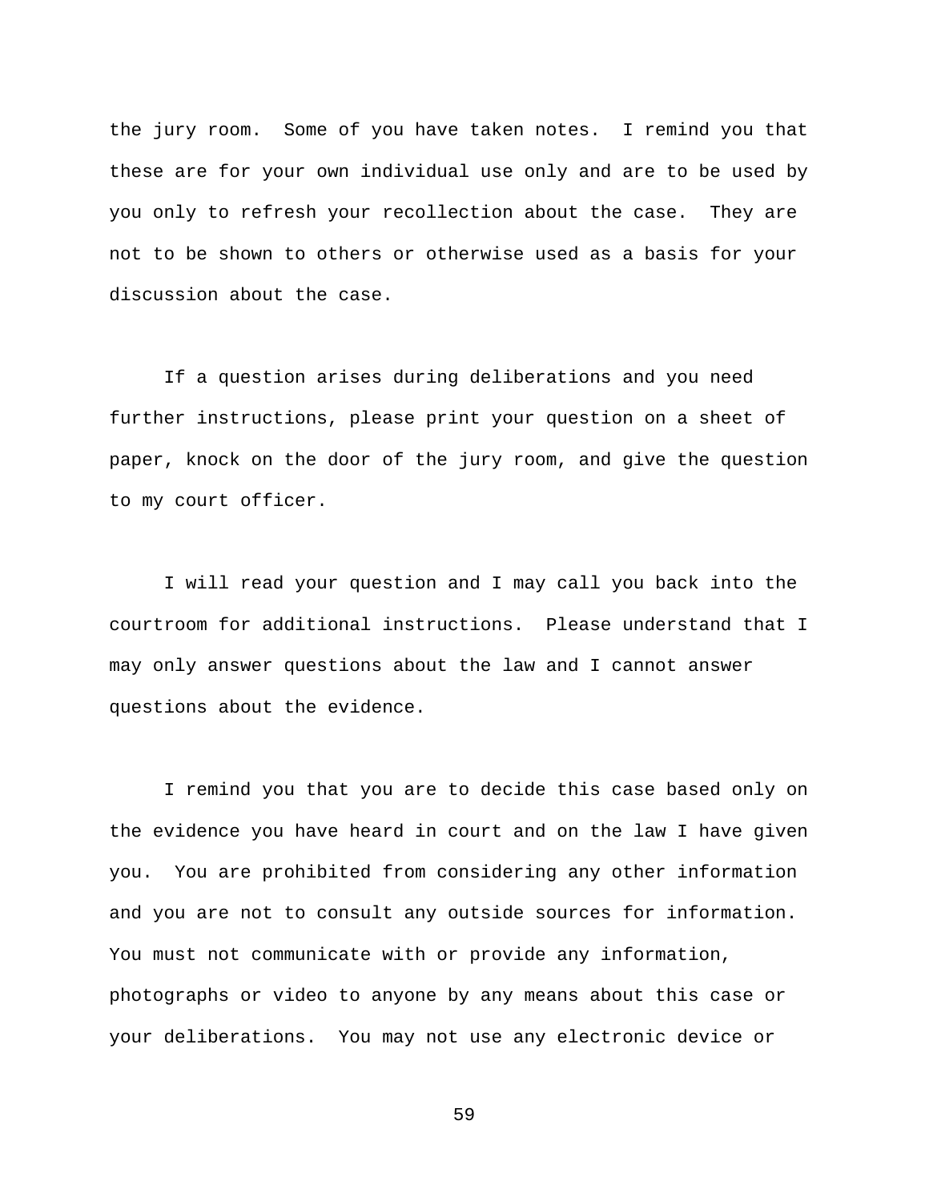the jury room. Some of you have taken notes. I remind you that these are for your own individual use only and are to be used by you only to refresh your recollection about the case. They are not to be shown to others or otherwise used as a basis for your discussion about the case.

If a question arises during deliberations and you need further instructions, please print your question on a sheet of paper, knock on the door of the jury room, and give the question to my court officer.

I will read your question and I may call you back into the courtroom for additional instructions. Please understand that I may only answer questions about the law and I cannot answer questions about the evidence.

I remind you that you are to decide this case based only on the evidence you have heard in court and on the law I have given you. You are prohibited from considering any other information and you are not to consult any outside sources for information. You must not communicate with or provide any information, photographs or video to anyone by any means about this case or your deliberations. You may not use any electronic device or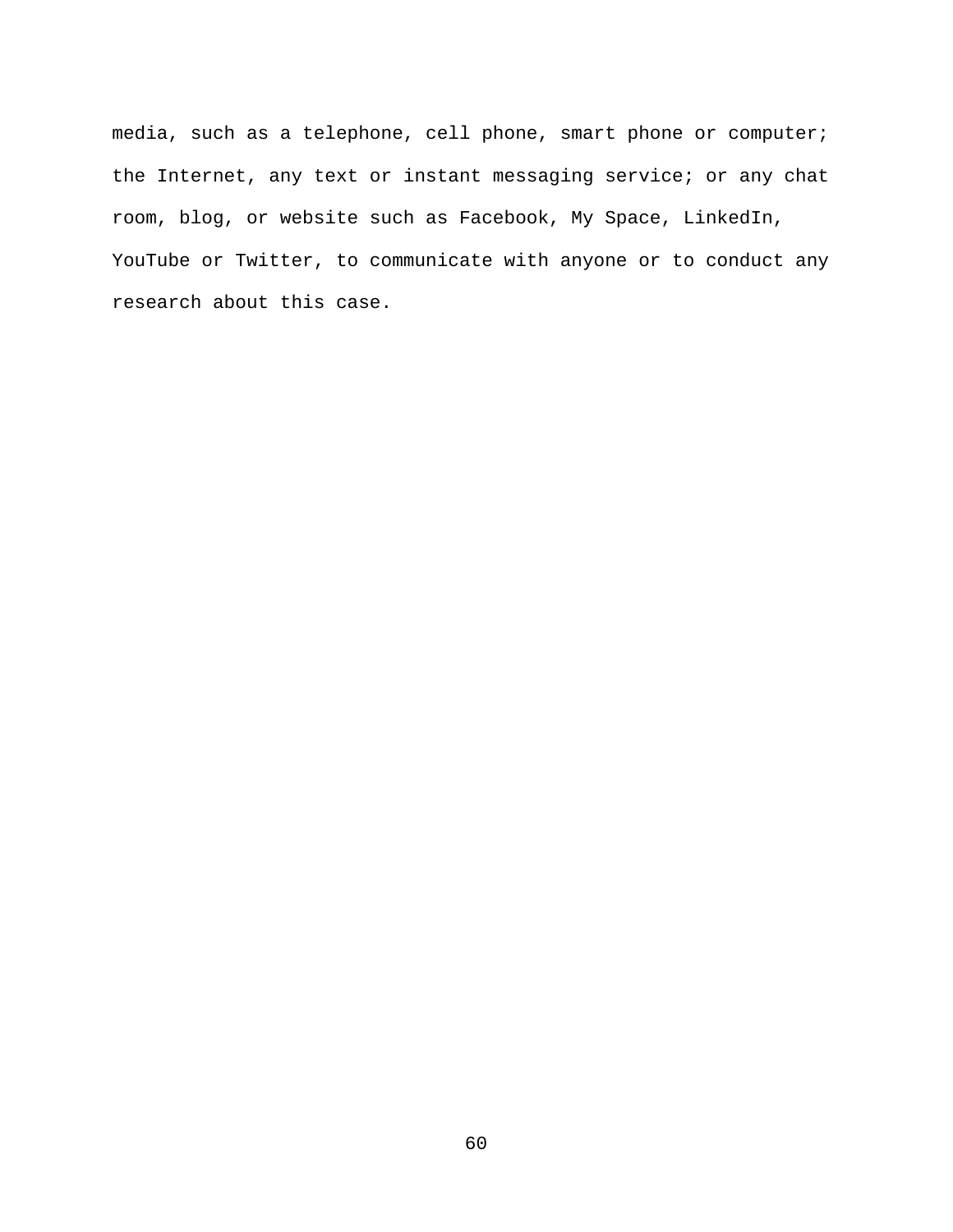media, such as a telephone, cell phone, smart phone or computer; the Internet, any text or instant messaging service; or any chat room, blog, or website such as Facebook, My Space, LinkedIn, YouTube or Twitter, to communicate with anyone or to conduct any research about this case.